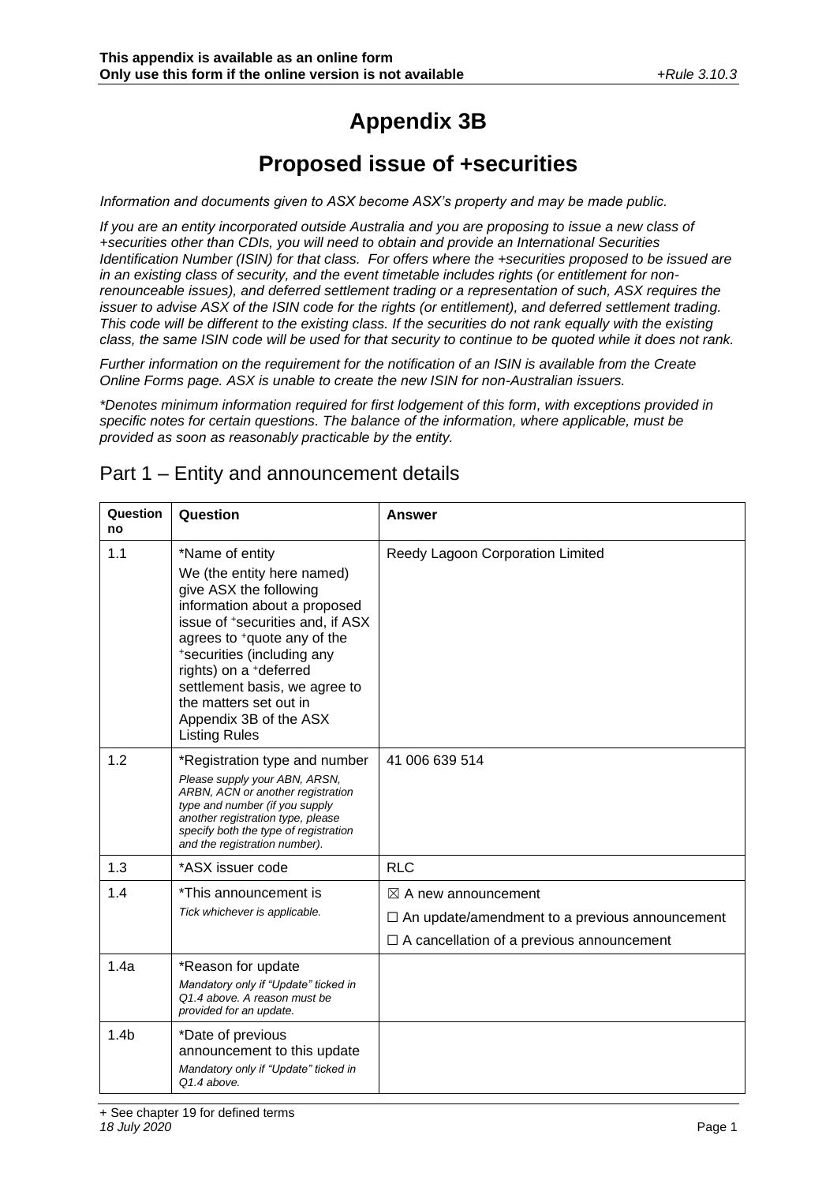# Appendix 3B

## Proposed issue of +securities

*Information and documents given to ASX become ASX's property and may be made public.*

*If you are an entity incorporated outside Australia and you are proposing to issue a new class of +securities other than CDIs, you will need to obtain and provide an International Securities Identification Number (ISIN) for that class. For offers where the +securities proposed to be issued are in an existing class of security, and the event timetable includes rights (or entitlement for non-renounceable issues), and deferred settlement trading or a representation of such, ASX requires the issuer to advise ASX of the ISIN code for the rights (or entitlement), and deferred settlement trading. This code will be different to the existing class. If the securities do not rank equally with the existing class, the same ISIN code will be used for that security to continue to be quoted while it does not rank.*

*Further information on the requirement for the notification of an ISIN is available from the Create Online Forms page. ASX is unable to create the new ISIN for non-Australian issuers.*

*\*Denotes minimum information required for first lodgement of this form, with exceptions provided in specific notes for certain questions. The balance of the information, where applicable, must be provided as soon as reasonably practicable by the entity.*

## Part 1 – Entity and announcement details

| Question no | Question | Answer |
|---|---|---|
| 1.1 | *Name of entity<br>We (the entity here named) give ASX the following information about a proposed issue of +securities and, if ASX agrees to +quote any of the +securities (including any rights) on a +deferred settlement basis, we agree to the matters set out in Appendix 3B of the ASX Listing Rules | Reedy Lagoon Corporation Limited |
| 1.2 | *Registration type and number<br>*Please supply your ABN, ARSN, ARBN, ACN or another registration type and number (if you supply another registration type, please specify both the type of registration and the registration number).* | 41 006 639 514 |
| 1.3 | *ASX issuer code | RLC |
| 1.4 | *This announcement is<br>*Tick whichever is applicable.* | ☒ A new announcement<br>☐ An update/amendment to a previous announcement<br>☐ A cancellation of a previous announcement |
| 1.4a | *Reason for update<br>*Mandatory only if "Update" ticked in Q1.4 above. A reason must be provided for an update.* | |
| 1.4b | *Date of previous announcement to this update<br>*Mandatory only if "Update" ticked in Q1.4 above.* | |

+ See chapter 19 for defined terms
*18 July 2020*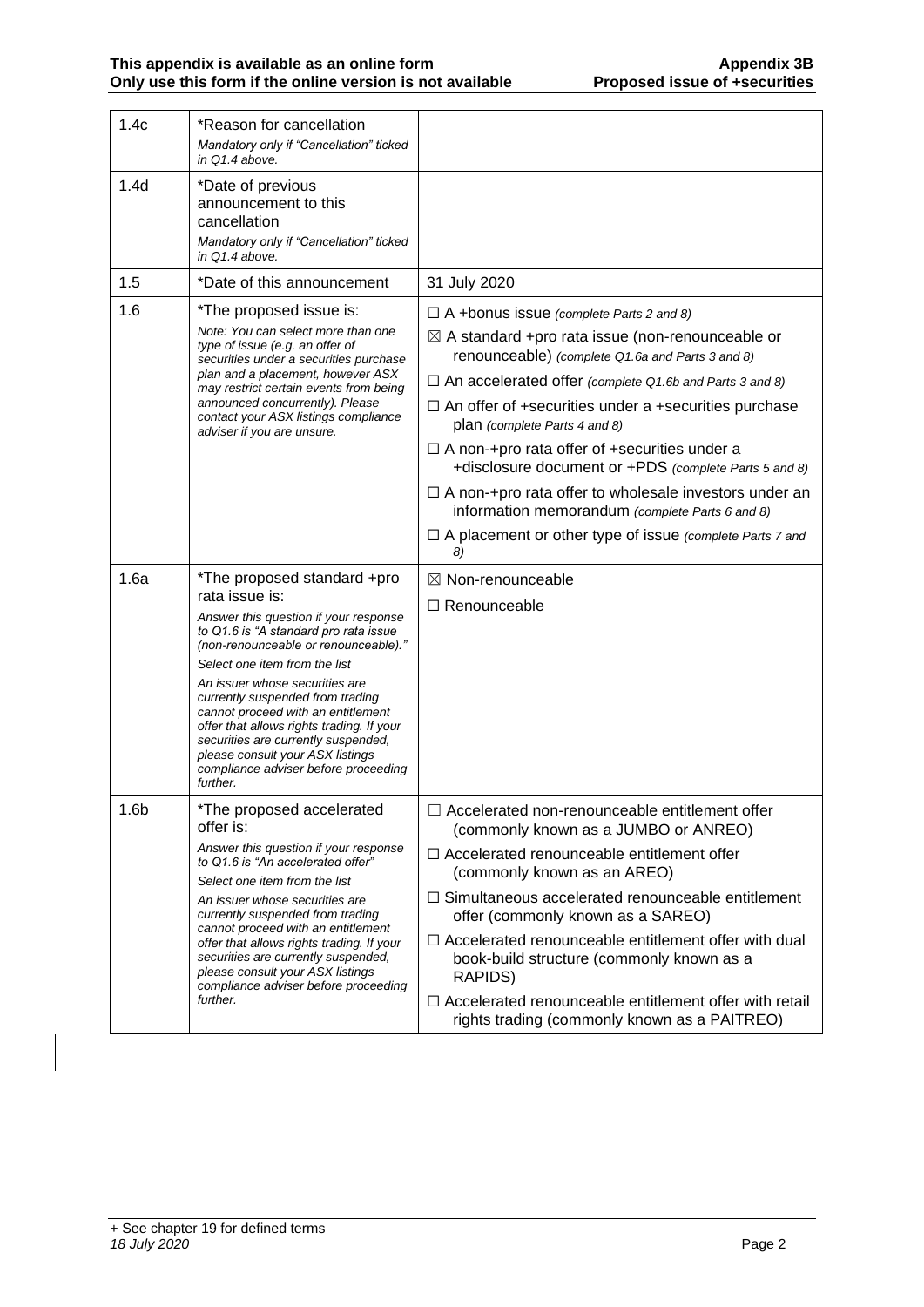| | | |
|---|---|---|
| 1.4c | *Reason for cancellation<br>*Mandatory only if "Cancellation" ticked in Q1.4 above.* | |
| 1.4d | *Date of previous announcement to this cancellation<br>*Mandatory only if "Cancellation" ticked in Q1.4 above.* | |
| 1.5 | *Date of this announcement | 31 July 2020 |
| 1.6 | *The proposed issue is:<br>*Note: You can select more than one type of issue (e.g. an offer of securities under a securities purchase plan and a placement, however ASX may restrict certain events from being announced concurrently). Please contact your ASX listings compliance adviser if you are unsure.* | ☐ A +bonus issue *(complete Parts 2 and 8)*<br>☒ A standard +pro rata issue (non-renounceable or renounceable) *(complete Q1.6a and Parts 3 and 8)*<br>☐ An accelerated offer *(complete Q1.6b and Parts 3 and 8)*<br>☐ An offer of +securities under a +securities purchase plan *(complete Parts 4 and 8)*<br>☐ A non-+pro rata offer of +securities under a +disclosure document or +PDS *(complete Parts 5 and 8)*<br>☐ A non-+pro rata offer to wholesale investors under an information memorandum *(complete Parts 6 and 8)*<br>☐ A placement or other type of issue *(complete Parts 7 and 8)* |
| 1.6a | *The proposed standard +pro rata issue is:<br>*Answer this question if your response to Q1.6 is "A standard pro rata issue (non-renounceable or renounceable)."*<br>*Select one item from the list*<br>*An issuer whose securities are currently suspended from trading cannot proceed with an entitlement offer that allows rights trading. If your securities are currently suspended, please consult your ASX listings compliance adviser before proceeding further.* | ☒ Non-renounceable<br>☐ Renounceable |
| 1.6b | *The proposed accelerated offer is:<br>*Answer this question if your response to Q1.6 is "An accelerated offer"*<br>*Select one item from the list*<br>*An issuer whose securities are currently suspended from trading cannot proceed with an entitlement offer that allows rights trading. If your securities are currently suspended, please consult your ASX listings compliance adviser before proceeding further.* | ☐ Accelerated non-renounceable entitlement offer (commonly known as a JUMBO or ANREO)<br>☐ Accelerated renounceable entitlement offer (commonly known as an AREO)<br>☐ Simultaneous accelerated renounceable entitlement offer (commonly known as a SAREO)<br>☐ Accelerated renounceable entitlement offer with dual book-build structure (commonly known as a RAPIDS)<br>☐ Accelerated renounceable entitlement offer with retail rights trading (commonly known as a PAITREO) |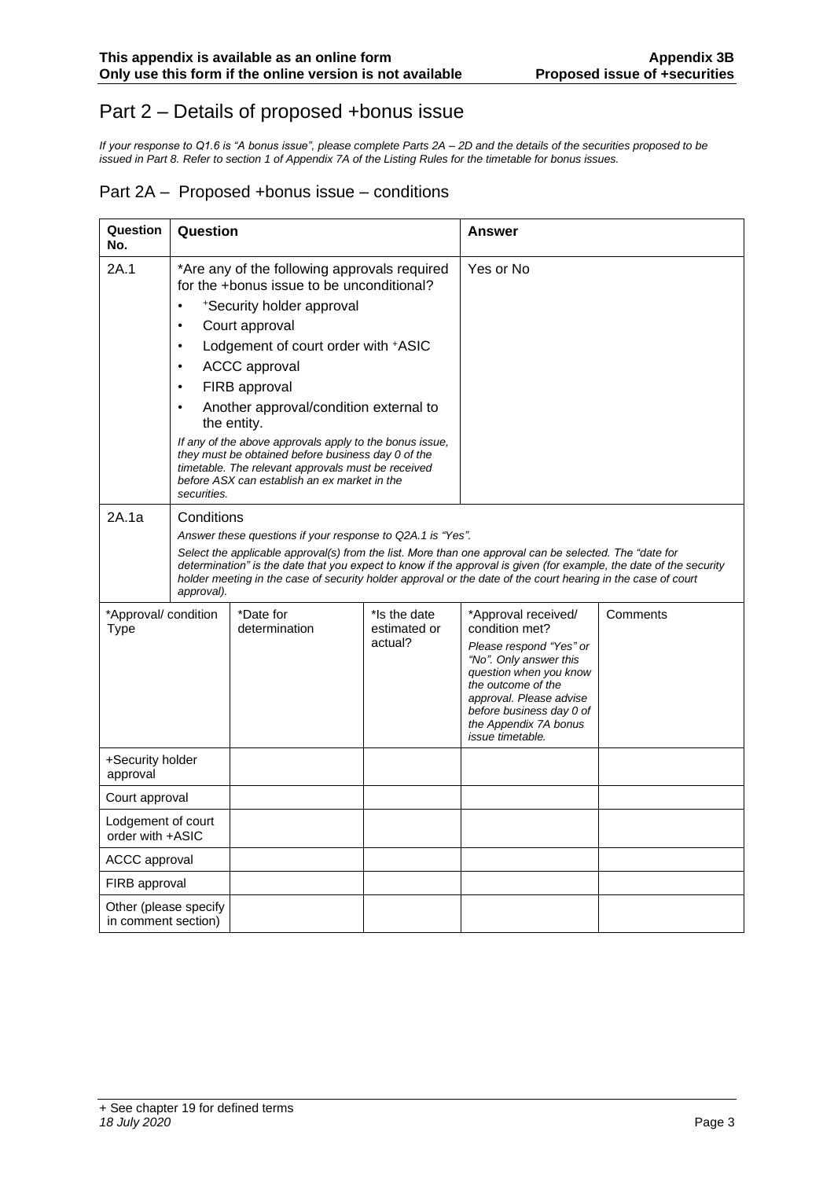# Part 2 – Details of proposed +bonus issue

*If your response to Q1.6 is "A bonus issue", please complete Parts 2A – 2D and the details of the securities proposed to be issued in Part 8. Refer to section 1 of Appendix 7A of the Listing Rules for the timetable for bonus issues.*

## Part 2A – Proposed +bonus issue – conditions

| Question No. | Question | Answer |
|---|---|---|
| 2A.1 | \*Are any of the following approvals required for the +bonus issue to be unconditional?<br>• +Security holder approval<br>• Court approval<br>• Lodgement of court order with +ASIC<br>• ACCC approval<br>• FIRB approval<br>• Another approval/condition external to the entity.<br>*If any of the above approvals apply to the bonus issue, they must be obtained before business day 0 of the timetable. The relevant approvals must be received before ASX can establish an ex market in the securities.* | Yes or No |
| 2A.1a | Conditions<br>*Answer these questions if your response to Q2A.1 is "Yes".*<br>*Select the applicable approval(s) from the list. More than one approval can be selected. The "date for determination" is the date that you expect to know if the approval is given (for example, the date of the security holder meeting in the case of security holder approval or the date of the court hearing in the case of court approval).* | |

| \*Approval/ condition Type | \*Date for determination | \*Is the date estimated or actual? | \*Approval received/ condition met?<br>*Please respond "Yes" or "No". Only answer this question when you know the outcome of the approval. Please advise before business day 0 of the Appendix 7A bonus issue timetable.* | Comments |
|---|---|---|---|---|
| +Security holder approval | | | | |
| Court approval | | | | |
| Lodgement of court order with +ASIC | | | | |
| ACCC approval | | | | |
| FIRB approval | | | | |
| Other (please specify in comment section) | | | | |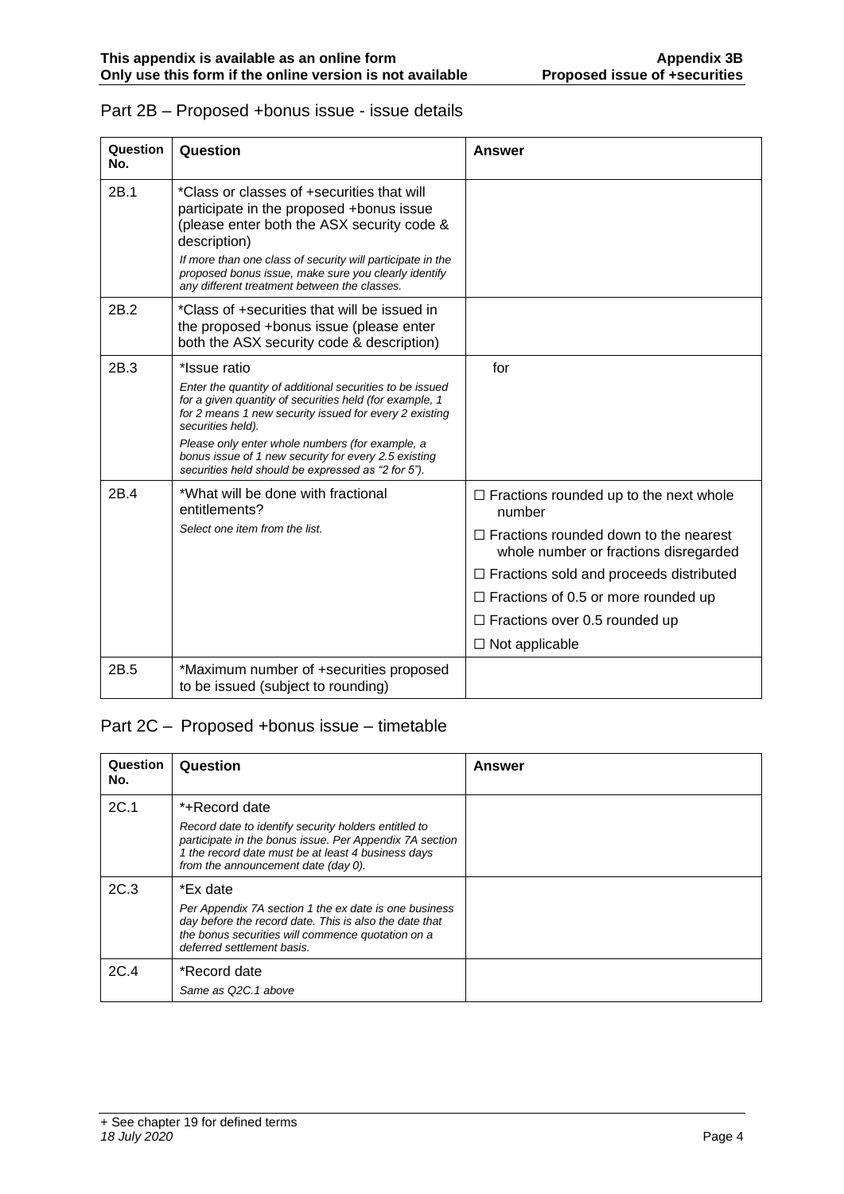## Part 2B – Proposed +bonus issue - issue details

| Question No. | Question | Answer |
|---|---|---|
| 2B.1 | *Class or classes of +securities that will participate in the proposed +bonus issue (please enter both the ASX security code & description)<br>*If more than one class of security will participate in the proposed bonus issue, make sure you clearly identify any different treatment between the classes.* | |
| 2B.2 | *Class of +securities that will be issued in the proposed +bonus issue (please enter both the ASX security code & description) | |
| 2B.3 | *Issue ratio<br>*Enter the quantity of additional securities to be issued for a given quantity of securities held (for example, 1 for 2 means 1 new security issued for every 2 existing securities held).*<br>*Please only enter whole numbers (for example, a bonus issue of 1 new security for every 2.5 existing securities held should be expressed as "2 for 5").* | for |
| 2B.4 | *What will be done with fractional entitlements?<br>*Select one item from the list.* | ☐ Fractions rounded up to the next whole number<br>☐ Fractions rounded down to the nearest whole number or fractions disregarded<br>☐ Fractions sold and proceeds distributed<br>☐ Fractions of 0.5 or more rounded up<br>☐ Fractions over 0.5 rounded up<br>☐ Not applicable |
| 2B.5 | *Maximum number of +securities proposed to be issued (subject to rounding) | |

## Part 2C – Proposed +bonus issue – timetable

| Question No. | Question | Answer |
|---|---|---|
| 2C.1 | *+Record date<br>*Record date to identify security holders entitled to participate in the bonus issue. Per Appendix 7A section 1 the record date must be at least 4 business days from the announcement date (day 0).* | |
| 2C.3 | *Ex date<br>*Per Appendix 7A section 1 the ex date is one business day before the record date. This is also the date that the bonus securities will commence quotation on a deferred settlement basis.* | |
| 2C.4 | *Record date<br>*Same as Q2C.1 above* | |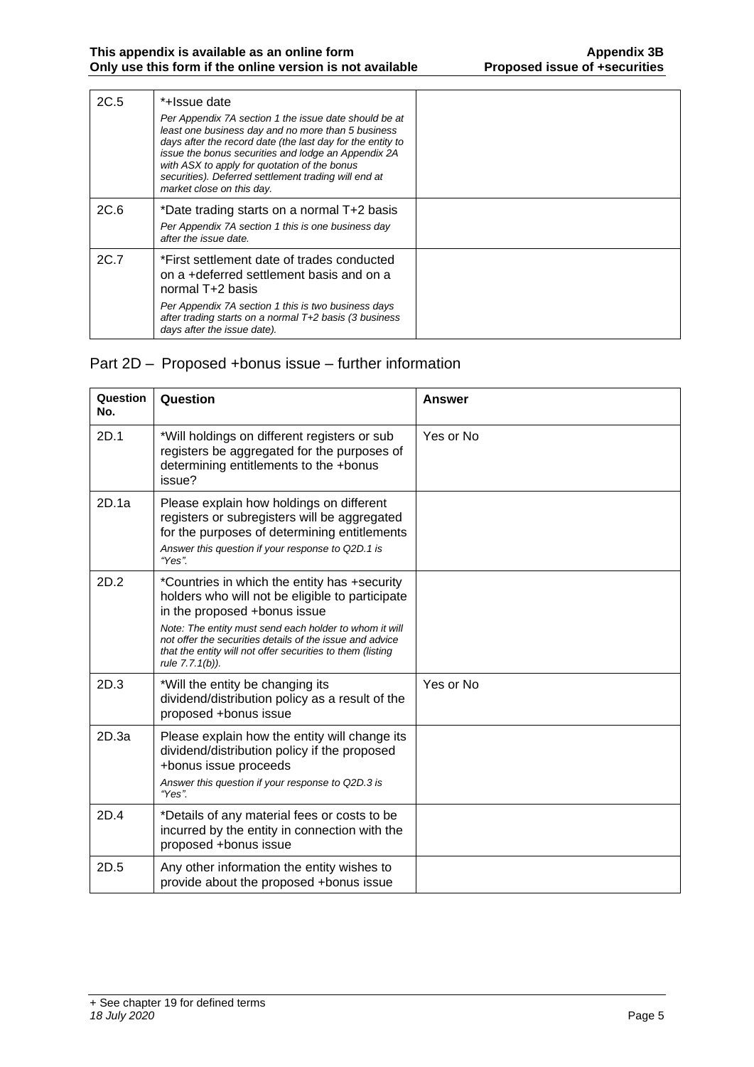| 2C.5 | *+Issue date<br>*Per Appendix 7A section 1 the issue date should be at least one business day and no more than 5 business days after the record date (the last day for the entity to issue the bonus securities and lodge an Appendix 2A with ASX to apply for quotation of the bonus securities). Deferred settlement trading will end at market close on this day.* | |
|---|---|---|
| 2C.6 | *Date trading starts on a normal T+2 basis<br>*Per Appendix 7A section 1 this is one business day after the issue date.* | |
| 2C.7 | *First settlement date of trades conducted on a +deferred settlement basis and on a normal T+2 basis<br>*Per Appendix 7A section 1 this is two business days after trading starts on a normal T+2 basis (3 business days after the issue date).* | |

## Part 2D – Proposed +bonus issue – further information

| Question No. | Question | Answer |
|---|---|---|
| 2D.1 | *Will holdings on different registers or sub registers be aggregated for the purposes of determining entitlements to the +bonus issue? | Yes or No |
| 2D.1a | Please explain how holdings on different registers or subregisters will be aggregated for the purposes of determining entitlements<br>*Answer this question if your response to Q2D.1 is "Yes".* | |
| 2D.2 | *Countries in which the entity has +security holders who will not be eligible to participate in the proposed +bonus issue<br>*Note: The entity must send each holder to whom it will not offer the securities details of the issue and advice that the entity will not offer securities to them (listing rule 7.7.1(b)).* | |
| 2D.3 | *Will the entity be changing its dividend/distribution policy as a result of the proposed +bonus issue | Yes or No |
| 2D.3a | Please explain how the entity will change its dividend/distribution policy if the proposed +bonus issue proceeds<br>*Answer this question if your response to Q2D.3 is "Yes".* | |
| 2D.4 | *Details of any material fees or costs to be incurred by the entity in connection with the proposed +bonus issue | |
| 2D.5 | Any other information the entity wishes to provide about the proposed +bonus issue | |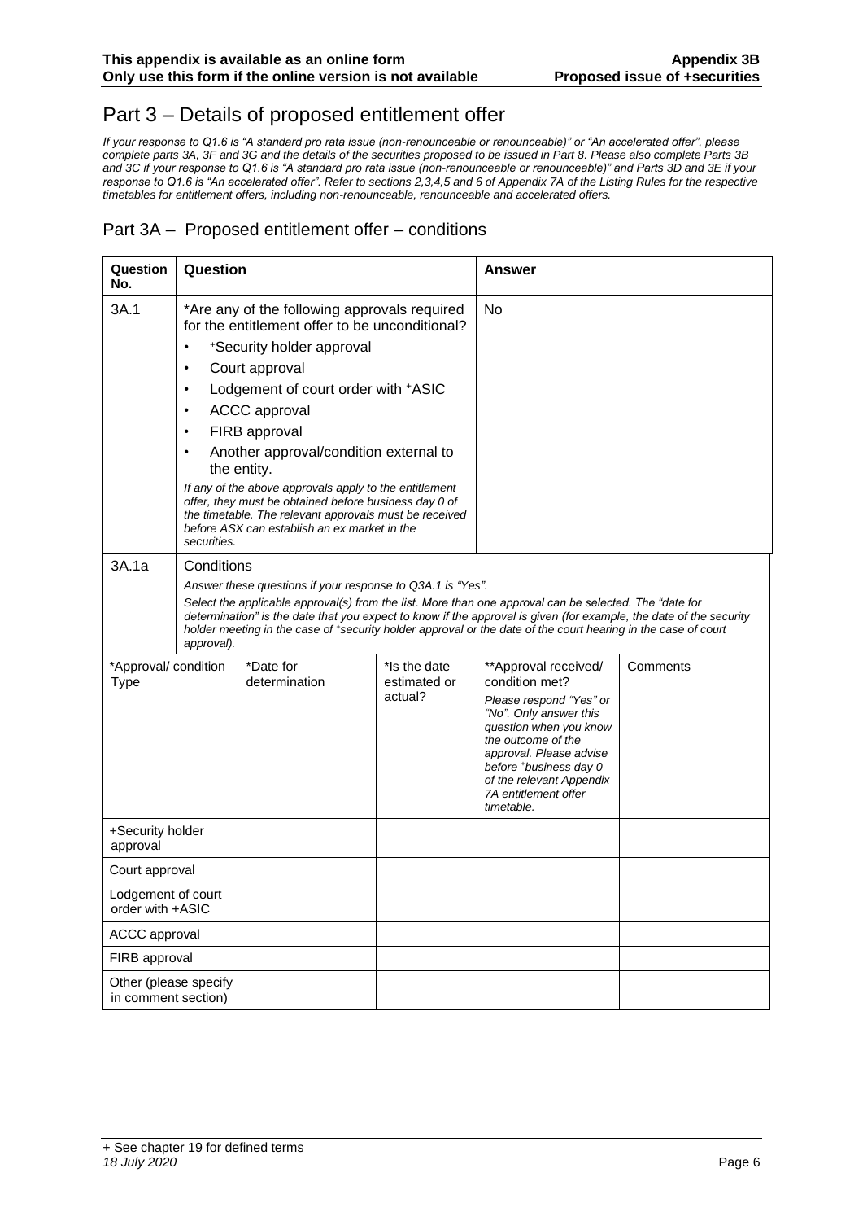# Part 3 – Details of proposed entitlement offer

*If your response to Q1.6 is "A standard pro rata issue (non-renounceable or renounceable)" or "An accelerated offer", please complete parts 3A, 3F and 3G and the details of the securities proposed to be issued in Part 8. Please also complete Parts 3B and 3C if your response to Q1.6 is "A standard pro rata issue (non-renounceable or renounceable)" and Parts 3D and 3E if your response to Q1.6 is "An accelerated offer". Refer to sections 2,3,4,5 and 6 of Appendix 7A of the Listing Rules for the respective timetables for entitlement offers, including non-renounceable, renounceable and accelerated offers.*

## Part 3A – Proposed entitlement offer – conditions

| Question No. | Question | Answer |
|---|---|---|
| 3A.1 | *Are any of the following approvals required for the entitlement offer to be unconditional?<br>• +Security holder approval<br>• Court approval<br>• Lodgement of court order with +ASIC<br>• ACCC approval<br>• FIRB approval<br>• Another approval/condition external to the entity.<br>*If any of the above approvals apply to the entitlement offer, they must be obtained before business day 0 of the timetable. The relevant approvals must be received before ASX can establish an ex market in the securities.* | No |
| 3A.1a | Conditions<br>*Answer these questions if your response to Q3A.1 is "Yes".*<br>*Select the applicable approval(s) from the list. More than one approval can be selected. The "date for determination" is the date that you expect to know if the approval is given (for example, the date of the security holder meeting in the case of +security holder approval or the date of the court hearing in the case of court approval).* | |

| *Approval/ condition Type | *Date for determination | *Is the date estimated or actual? | **Approval received/ condition met?<br>*Please respond "Yes" or "No". Only answer this question when you know the outcome of the approval. Please advise before +business day 0 of the relevant Appendix 7A entitlement offer timetable.* | Comments |
|---|---|---|---|---|
| +Security holder approval | | | | |
| Court approval | | | | |
| Lodgement of court order with +ASIC | | | | |
| ACCC approval | | | | |
| FIRB approval | | | | |
| Other (please specify in comment section) | | | | |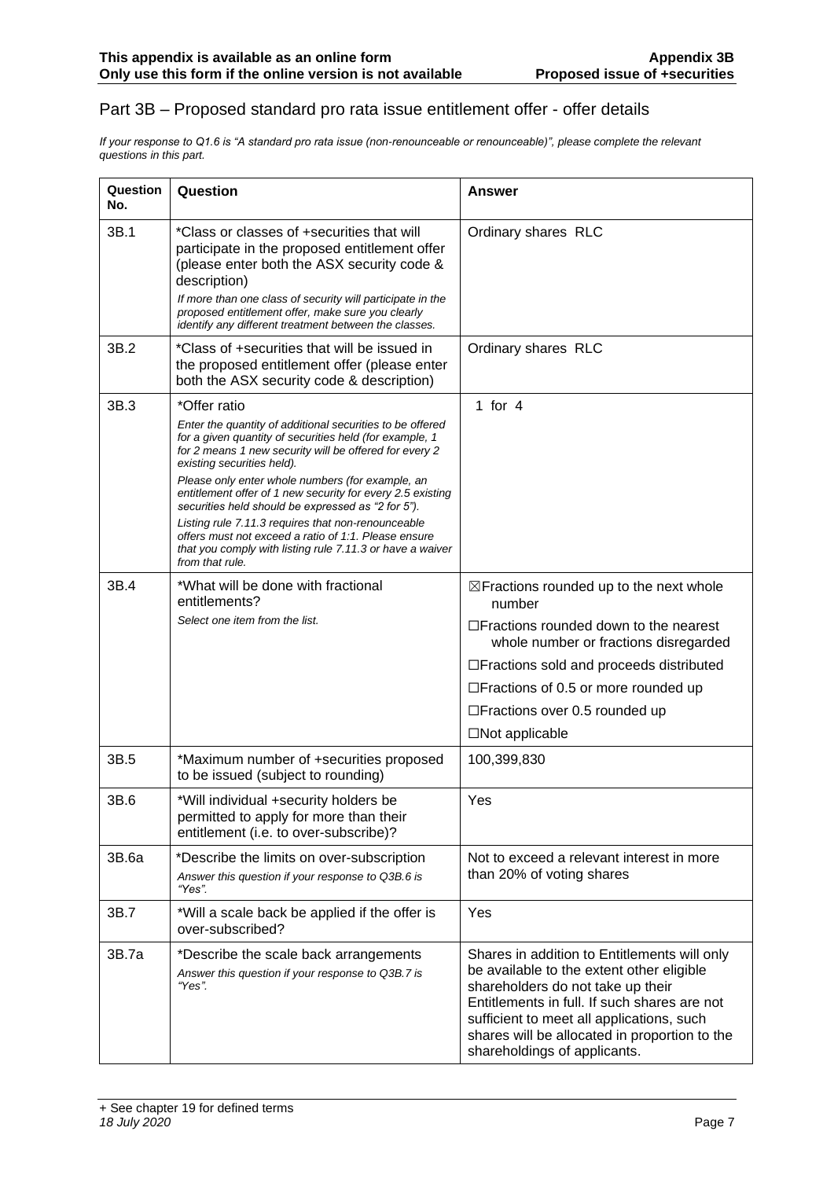## Part 3B – Proposed standard pro rata issue entitlement offer - offer details

*If your response to Q1.6 is "A standard pro rata issue (non-renounceable or renounceable)", please complete the relevant questions in this part.*

| Question No. | Question | Answer |
|---|---|---|
| 3B.1 | *Class or classes of +securities that will participate in the proposed entitlement offer (please enter both the ASX security code & description)<br>*If more than one class of security will participate in the proposed entitlement offer, make sure you clearly identify any different treatment between the classes.* | Ordinary shares RLC |
| 3B.2 | *Class of +securities that will be issued in the proposed entitlement offer (please enter both the ASX security code & description) | Ordinary shares RLC |
| 3B.3 | *Offer ratio<br>*Enter the quantity of additional securities to be offered for a given quantity of securities held (for example, 1 for 2 means 1 new security will be offered for every 2 existing securities held).*<br>*Please only enter whole numbers (for example, an entitlement offer of 1 new security for every 2.5 existing securities held should be expressed as "2 for 5").*<br>*Listing rule 7.11.3 requires that non-renounceable offers must not exceed a ratio of 1:1. Please ensure that you comply with listing rule 7.11.3 or have a waiver from that rule.* | 1 for 4 |
| 3B.4 | *What will be done with fractional entitlements?<br>*Select one item from the list.* | ☒Fractions rounded up to the next whole number<br>☐Fractions rounded down to the nearest whole number or fractions disregarded<br>☐Fractions sold and proceeds distributed<br>☐Fractions of 0.5 or more rounded up<br>☐Fractions over 0.5 rounded up<br>☐Not applicable |
| 3B.5 | *Maximum number of +securities proposed to be issued (subject to rounding) | 100,399,830 |
| 3B.6 | *Will individual +security holders be permitted to apply for more than their entitlement (i.e. to over-subscribe)? | Yes |
| 3B.6a | *Describe the limits on over-subscription<br>*Answer this question if your response to Q3B.6 is "Yes".* | Not to exceed a relevant interest in more than 20% of voting shares |
| 3B.7 | *Will a scale back be applied if the offer is over-subscribed? | Yes |
| 3B.7a | *Describe the scale back arrangements<br>*Answer this question if your response to Q3B.7 is "Yes".* | Shares in addition to Entitlements will only be available to the extent other eligible shareholders do not take up their Entitlements in full. If such shares are not sufficient to meet all applications, such shares will be allocated in proportion to the shareholdings of applicants. |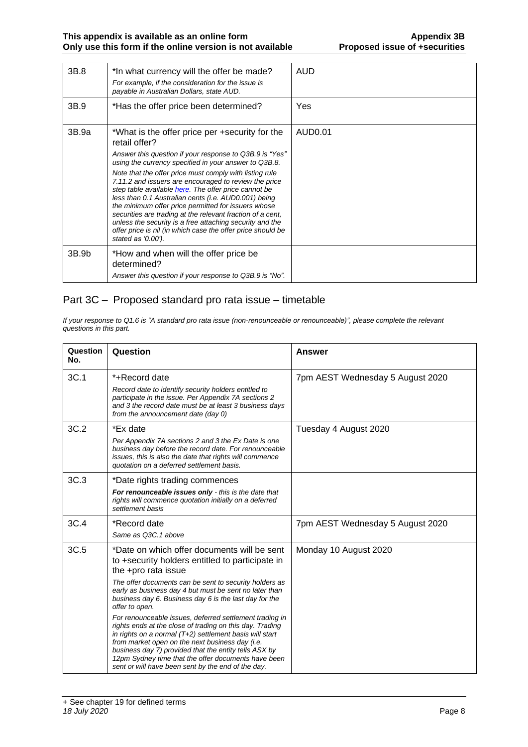| | | |
|---|---|---|
| 3B.8 | *In what currency will the offer be made?<br>*For example, if the consideration for the issue is payable in Australian Dollars, state AUD.* | AUD |
| 3B.9 | *Has the offer price been determined? | Yes |
| 3B.9a | *What is the offer price per +security for the retail offer?<br>*Answer this question if your response to Q3B.9 is "Yes" using the currency specified in your answer to Q3B.8.*<br>*Note that the offer price must comply with listing rule 7.11.2 and issuers are encouraged to review the price step table available here. The offer price cannot be less than 0.1 Australian cents (i.e. AUD0.001) being the minimum offer price permitted for issuers whose securities are trading at the relevant fraction of a cent, unless the security is a free attaching security and the offer price is nil (in which case the offer price should be stated as '0.00').* | AUD0.01 |
| 3B.9b | *How and when will the offer price be determined?<br>*Answer this question if your response to Q3B.9 is "No".* | |

## Part 3C – Proposed standard pro rata issue – timetable

*If your response to Q1.6 is "A standard pro rata issue (non-renounceable or renounceable)", please complete the relevant questions in this part.*

| Question No. | Question | Answer |
|---|---|---|
| 3C.1 | *+Record date<br>*Record date to identify security holders entitled to participate in the issue. Per Appendix 7A sections 2 and 3 the record date must be at least 3 business days from the announcement date (day 0)* | 7pm AEST Wednesday 5 August 2020 |
| 3C.2 | *Ex date<br>*Per Appendix 7A sections 2 and 3 the Ex Date is one business day before the record date. For renounceable issues, this is also the date that rights will commence quotation on a deferred settlement basis.* | Tuesday 4 August 2020 |
| 3C.3 | *Date rights trading commences<br>***For renounceable issues only** *- this is the date that rights will commence quotation initially on a deferred settlement basis* | |
| 3C.4 | *Record date<br>*Same as Q3C.1 above* | 7pm AEST Wednesday 5 August 2020 |
| 3C.5 | *Date on which offer documents will be sent to +security holders entitled to participate in the +pro rata issue<br>*The offer documents can be sent to security holders as early as business day 4 but must be sent no later than business day 6. Business day 6 is the last day for the offer to open.*<br>*For renounceable issues, deferred settlement trading in rights ends at the close of trading on this day. Trading in rights on a normal (T+2) settlement basis will start from market open on the next business day (i.e. business day 7) provided that the entity tells ASX by 12pm Sydney time that the offer documents have been sent or will have been sent by the end of the day.* | Monday 10 August 2020 |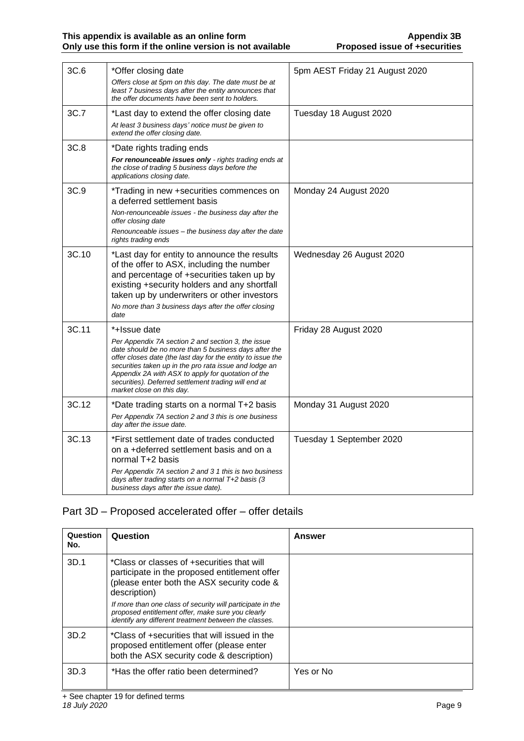| | | |
|---|---|---|
| 3C.6 | *Offer closing date<br>*Offers close at 5pm on this day. The date must be at least 7 business days after the entity announces that the offer documents have been sent to holders.* | 5pm AEST Friday 21 August 2020 |
| 3C.7 | *Last day to extend the offer closing date<br>*At least 3 business days' notice must be given to extend the offer closing date.* | Tuesday 18 August 2020 |
| 3C.8 | *Date rights trading ends<br>***For renounceable issues only** *- rights trading ends at the close of trading 5 business days before the applications closing date.* | |
| 3C.9 | *Trading in new +securities commences on a deferred settlement basis<br>*Non-renounceable issues - the business day after the offer closing date*<br>*Renounceable issues – the business day after the date rights trading ends* | Monday 24 August 2020 |
| 3C.10 | *Last day for entity to announce the results of the offer to ASX, including the number and percentage of +securities taken up by existing +security holders and any shortfall taken up by underwriters or other investors<br>*No more than 3 business days after the offer closing date* | Wednesday 26 August 2020 |
| 3C.11 | *+Issue date<br>*Per Appendix 7A section 2 and section 3, the issue date should be no more than 5 business days after the offer closes date (the last day for the entity to issue the securities taken up in the pro rata issue and lodge an Appendix 2A with ASX to apply for quotation of the securities). Deferred settlement trading will end at market close on this day.* | Friday 28 August 2020 |
| 3C.12 | *Date trading starts on a normal T+2 basis<br>*Per Appendix 7A section 2 and 3 this is one business day after the issue date.* | Monday 31 August 2020 |
| 3C.13 | *First settlement date of trades conducted on a +deferred settlement basis and on a normal T+2 basis<br>*Per Appendix 7A section 2 and 3 1 this is two business days after trading starts on a normal T+2 basis (3 business days after the issue date).* | Tuesday 1 September 2020 |

## Part 3D – Proposed accelerated offer – offer details

| Question No. | Question | Answer |
|---|---|---|
| 3D.1 | *Class or classes of +securities that will participate in the proposed entitlement offer (please enter both the ASX security code & description)<br>*If more than one class of security will participate in the proposed entitlement offer, make sure you clearly identify any different treatment between the classes.* | |
| 3D.2 | *Class of +securities that will issued in the proposed entitlement offer (please enter both the ASX security code & description) | |
| 3D.3 | *Has the offer ratio been determined? | Yes or No |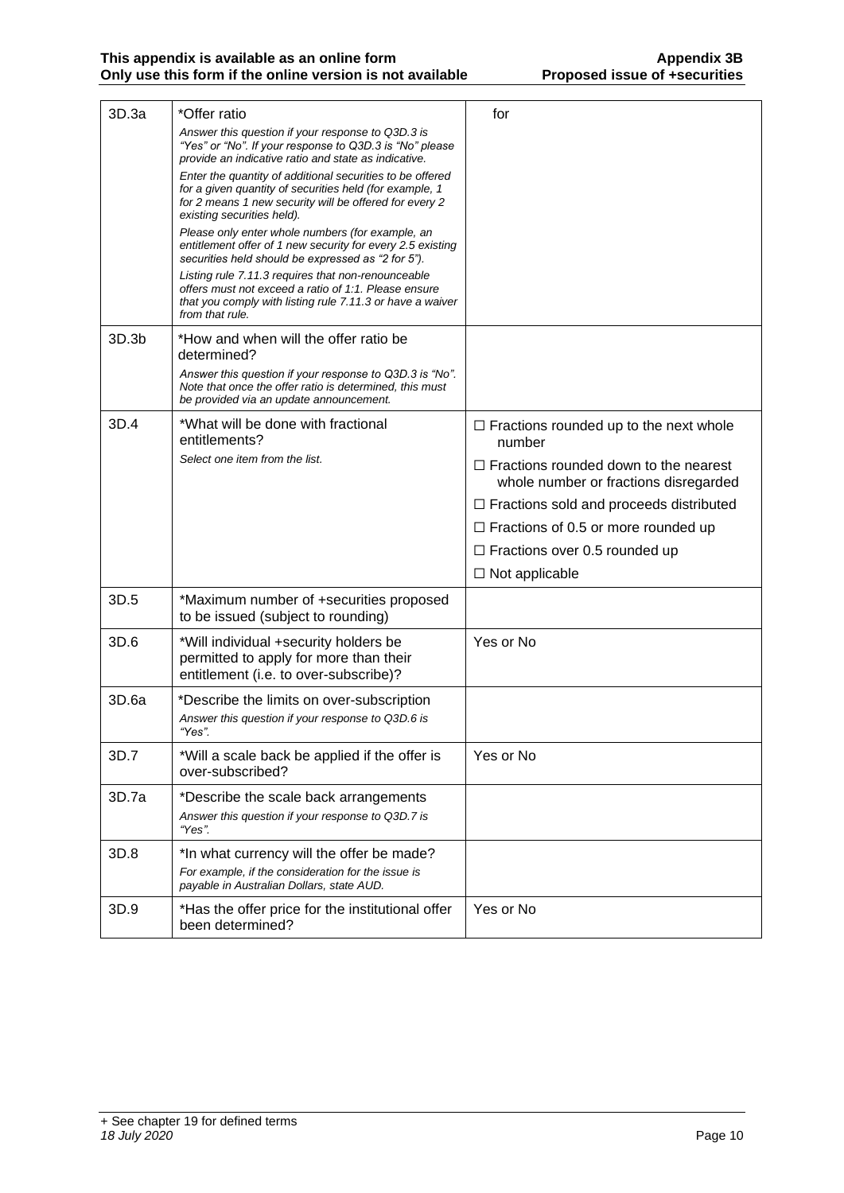| | | |
|---|---|---|
| 3D.3a | *Offer ratio<br>*Answer this question if your response to Q3D.3 is "Yes" or "No". If your response to Q3D.3 is "No" please provide an indicative ratio and state as indicative.*<br>*Enter the quantity of additional securities to be offered for a given quantity of securities held (for example, 1 for 2 means 1 new security will be offered for every 2 existing securities held).*<br>*Please only enter whole numbers (for example, an entitlement offer of 1 new security for every 2.5 existing securities held should be expressed as "2 for 5").*<br>*Listing rule 7.11.3 requires that non-renounceable offers must not exceed a ratio of 1:1. Please ensure that you comply with listing rule 7.11.3 or have a waiver from that rule.* | for |
| 3D.3b | *How and when will the offer ratio be determined?<br>*Answer this question if your response to Q3D.3 is "No". Note that once the offer ratio is determined, this must be provided via an update announcement.* | |
| 3D.4 | *What will be done with fractional entitlements?<br>*Select one item from the list.* | ☐ Fractions rounded up to the next whole number<br>☐ Fractions rounded down to the nearest whole number or fractions disregarded<br>☐ Fractions sold and proceeds distributed<br>☐ Fractions of 0.5 or more rounded up<br>☐ Fractions over 0.5 rounded up<br>☐ Not applicable |
| 3D.5 | *Maximum number of +securities proposed to be issued (subject to rounding) | |
| 3D.6 | *Will individual +security holders be permitted to apply for more than their entitlement (i.e. to over-subscribe)? | Yes or No |
| 3D.6a | *Describe the limits on over-subscription<br>*Answer this question if your response to Q3D.6 is "Yes".* | |
| 3D.7 | *Will a scale back be applied if the offer is over-subscribed? | Yes or No |
| 3D.7a | *Describe the scale back arrangements<br>*Answer this question if your response to Q3D.7 is "Yes".* | |
| 3D.8 | *In what currency will the offer be made?<br>*For example, if the consideration for the issue is payable in Australian Dollars, state AUD.* | |
| 3D.9 | *Has the offer price for the institutional offer been determined? | Yes or No |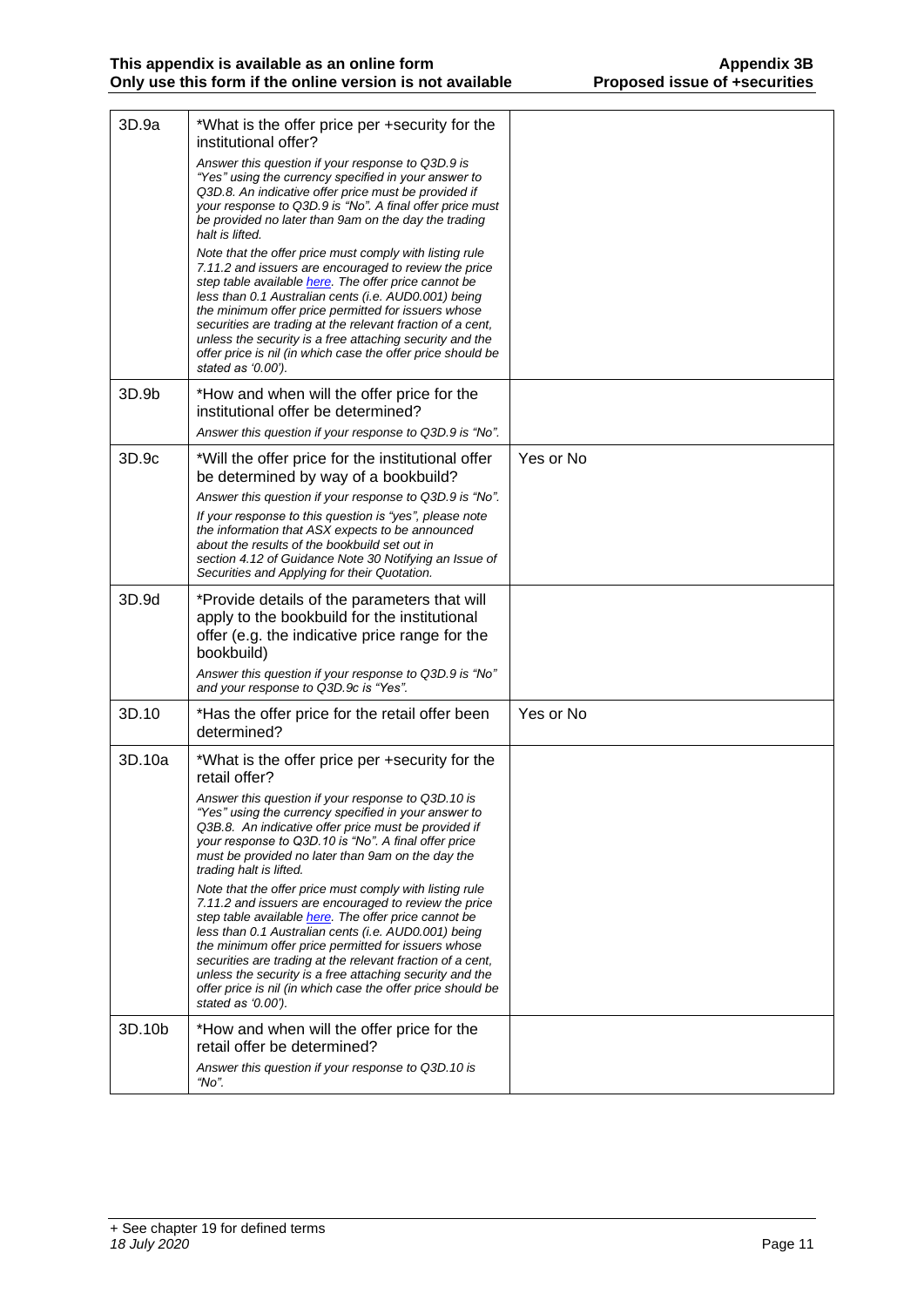| | | |
|---|---|---|
| 3D.9a | *What is the offer price per +security for the institutional offer?<br>*Answer this question if your response to Q3D.9 is "Yes" using the currency specified in your answer to Q3D.8. An indicative offer price must be provided if your response to Q3D.9 is "No". A final offer price must be provided no later than 9am on the day the trading halt is lifted.*<br>*Note that the offer price must comply with listing rule 7.11.2 and issuers are encouraged to review the price step table available here. The offer price cannot be less than 0.1 Australian cents (i.e. AUD0.001) being the minimum offer price permitted for issuers whose securities are trading at the relevant fraction of a cent, unless the security is a free attaching security and the offer price is nil (in which case the offer price should be stated as '0.00').* | |
| 3D.9b | *How and when will the offer price for the institutional offer be determined?<br>*Answer this question if your response to Q3D.9 is "No".* | |
| 3D.9c | *Will the offer price for the institutional offer be determined by way of a bookbuild?<br>*Answer this question if your response to Q3D.9 is "No".*<br>*If your response to this question is "yes", please note the information that ASX expects to be announced about the results of the bookbuild set out in section 4.12 of Guidance Note 30 Notifying an Issue of Securities and Applying for their Quotation.* | Yes or No |
| 3D.9d | *Provide details of the parameters that will apply to the bookbuild for the institutional offer (e.g. the indicative price range for the bookbuild)<br>*Answer this question if your response to Q3D.9 is "No" and your response to Q3D.9c is "Yes".* | |
| 3D.10 | *Has the offer price for the retail offer been determined? | Yes or No |
| 3D.10a | *What is the offer price per +security for the retail offer?<br>*Answer this question if your response to Q3D.10 is "Yes" using the currency specified in your answer to Q3B.8. An indicative offer price must be provided if your response to Q3D.10 is "No". A final offer price must be provided no later than 9am on the day the trading halt is lifted.*<br>*Note that the offer price must comply with listing rule 7.11.2 and issuers are encouraged to review the price step table available here. The offer price cannot be less than 0.1 Australian cents (i.e. AUD0.001) being the minimum offer price permitted for issuers whose securities are trading at the relevant fraction of a cent, unless the security is a free attaching security and the offer price is nil (in which case the offer price should be stated as '0.00').* | |
| 3D.10b | *How and when will the offer price for the retail offer be determined?<br>*Answer this question if your response to Q3D.10 is "No".* | |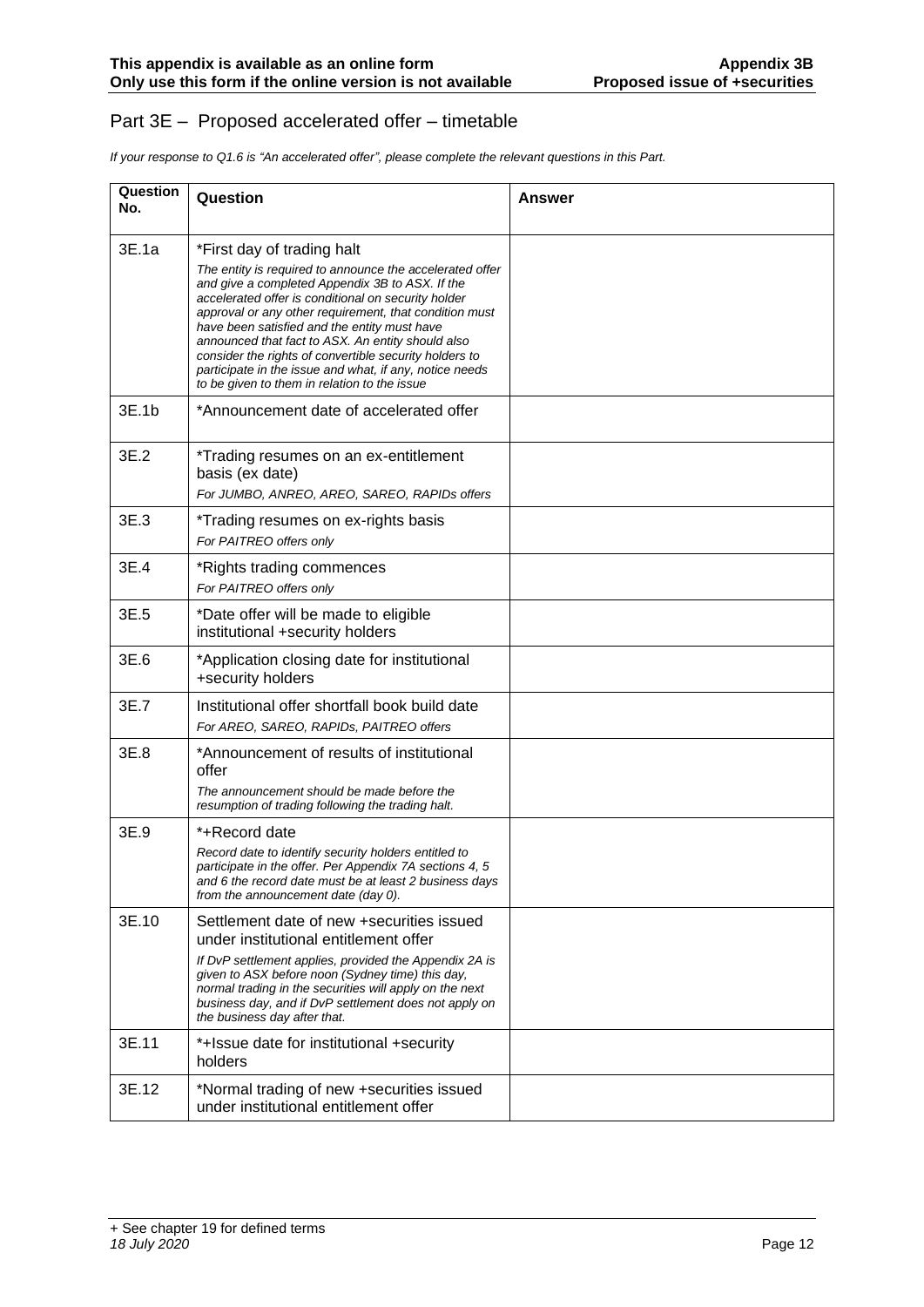## Part 3E – Proposed accelerated offer – timetable

*If your response to Q1.6 is "An accelerated offer", please complete the relevant questions in this Part.*

| Question No. | Question | Answer |
|---|---|---|
| 3E.1a | *First day of trading halt<br>*The entity is required to announce the accelerated offer and give a completed Appendix 3B to ASX. If the accelerated offer is conditional on security holder approval or any other requirement, that condition must have been satisfied and the entity must have announced that fact to ASX. An entity should also consider the rights of convertible security holders to participate in the issue and what, if any, notice needs to be given to them in relation to the issue* | |
| 3E.1b | *Announcement date of accelerated offer | |
| 3E.2 | *Trading resumes on an ex-entitlement basis (ex date)<br>*For JUMBO, ANREO, AREO, SAREO, RAPIDs offers* | |
| 3E.3 | *Trading resumes on ex-rights basis<br>*For PAITREO offers only* | |
| 3E.4 | *Rights trading commences<br>*For PAITREO offers only* | |
| 3E.5 | *Date offer will be made to eligible institutional +security holders | |
| 3E.6 | *Application closing date for institutional +security holders | |
| 3E.7 | Institutional offer shortfall book build date<br>*For AREO, SAREO, RAPIDs, PAITREO offers* | |
| 3E.8 | *Announcement of results of institutional offer<br>*The announcement should be made before the resumption of trading following the trading halt.* | |
| 3E.9 | *+Record date<br>*Record date to identify security holders entitled to participate in the offer. Per Appendix 7A sections 4, 5 and 6 the record date must be at least 2 business days from the announcement date (day 0).* | |
| 3E.10 | Settlement date of new +securities issued under institutional entitlement offer<br>*If DvP settlement applies, provided the Appendix 2A is given to ASX before noon (Sydney time) this day, normal trading in the securities will apply on the next business day, and if DvP settlement does not apply on the business day after that.* | |
| 3E.11 | *+Issue date for institutional +security holders | |
| 3E.12 | *Normal trading of new +securities issued under institutional entitlement offer | |

+ See chapter 19 for defined terms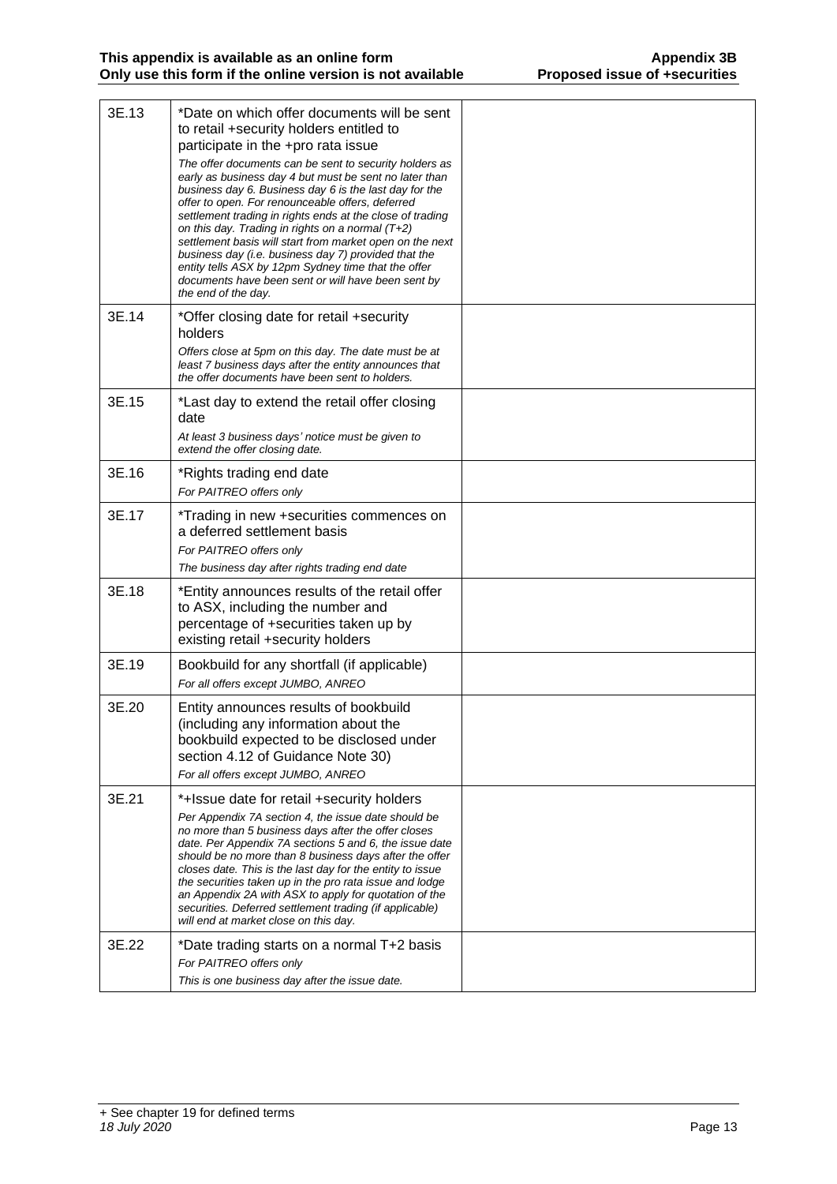| | | |
|---|---|---|
| 3E.13 | *Date on which offer documents will be sent to retail +security holders entitled to participate in the +pro rata issue<br>*The offer documents can be sent to security holders as early as business day 4 but must be sent no later than business day 6. Business day 6 is the last day for the offer to open. For renounceable offers, deferred settlement trading in rights ends at the close of trading on this day. Trading in rights on a normal (T+2) settlement basis will start from market open on the next business day (i.e. business day 7) provided that the entity tells ASX by 12pm Sydney time that the offer documents have been sent or will have been sent by the end of the day.* | |
| 3E.14 | *Offer closing date for retail +security holders<br>*Offers close at 5pm on this day. The date must be at least 7 business days after the entity announces that the offer documents have been sent to holders.* | |
| 3E.15 | *Last day to extend the retail offer closing date<br>*At least 3 business days' notice must be given to extend the offer closing date.* | |
| 3E.16 | *Rights trading end date<br>*For PAITREO offers only* | |
| 3E.17 | *Trading in new +securities commences on a deferred settlement basis<br>*For PAITREO offers only<br>The business day after rights trading end date* | |
| 3E.18 | *Entity announces results of the retail offer to ASX, including the number and percentage of +securities taken up by existing retail +security holders | |
| 3E.19 | Bookbuild for any shortfall (if applicable)<br>*For all offers except JUMBO, ANREO* | |
| 3E.20 | Entity announces results of bookbuild (including any information about the bookbuild expected to be disclosed under section 4.12 of Guidance Note 30)<br>*For all offers except JUMBO, ANREO* | |
| 3E.21 | *+Issue date for retail +security holders<br>*Per Appendix 7A section 4, the issue date should be no more than 5 business days after the offer closes date. Per Appendix 7A sections 5 and 6, the issue date should be no more than 8 business days after the offer closes date. This is the last day for the entity to issue the securities taken up in the pro rata issue and lodge an Appendix 2A with ASX to apply for quotation of the securities. Deferred settlement trading (if applicable) will end at market close on this day.* | |
| 3E.22 | *Date trading starts on a normal T+2 basis<br>*For PAITREO offers only<br>This is one business day after the issue date.* | |

+ See chapter 19 for defined terms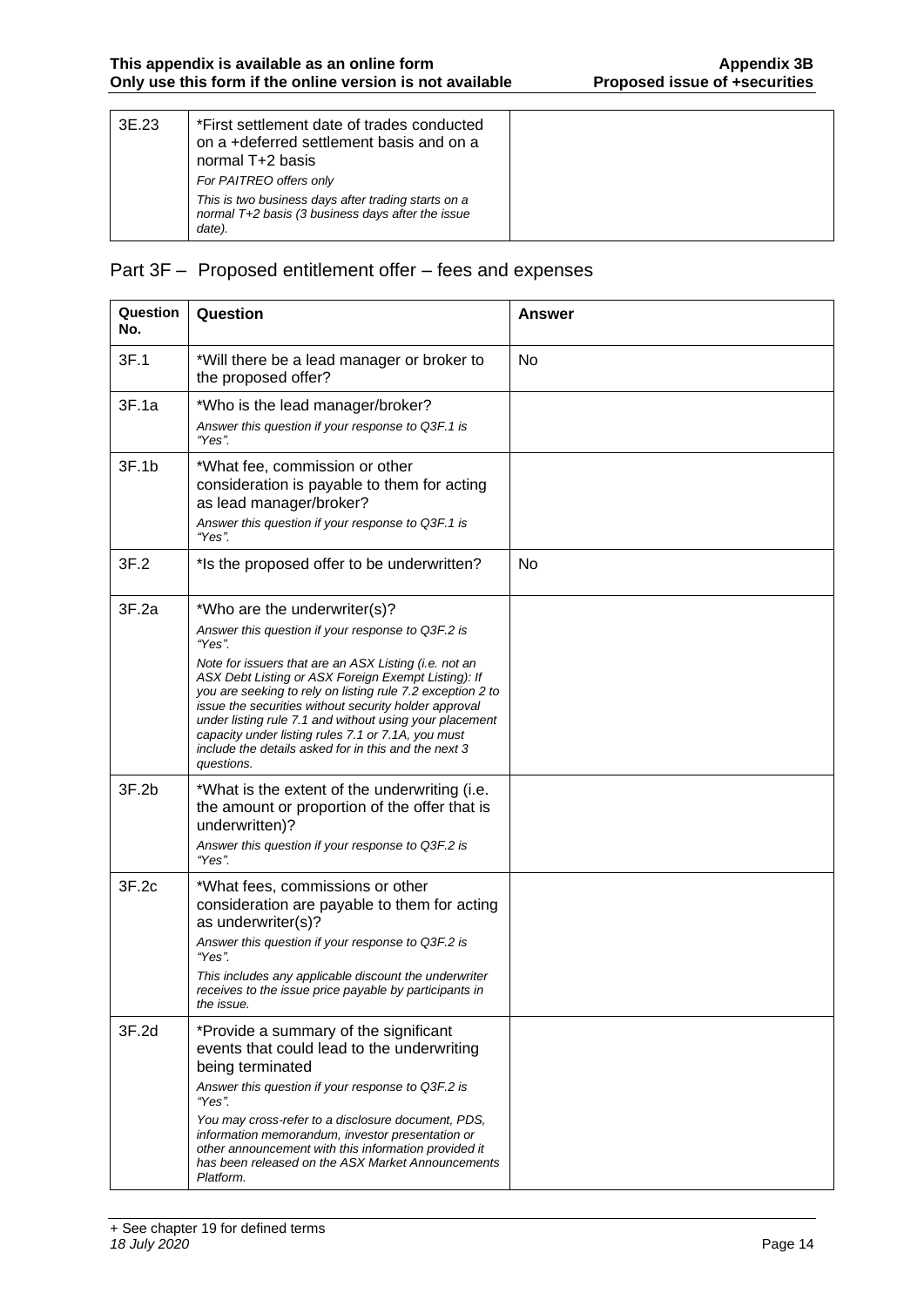| 3E.23 | *First settlement date of trades conducted on a +deferred settlement basis and on a normal T+2 basis<br>*For PAITREO offers only*<br>*This is two business days after trading starts on a normal T+2 basis (3 business days after the issue date).* | |
|---|---|---|

## Part 3F – Proposed entitlement offer – fees and expenses

| Question No. | Question | Answer |
|---|---|---|
| 3F.1 | *Will there be a lead manager or broker to the proposed offer? | No |
| 3F.1a | *Who is the lead manager/broker?<br>*Answer this question if your response to Q3F.1 is "Yes".* | |
| 3F.1b | *What fee, commission or other consideration is payable to them for acting as lead manager/broker?<br>*Answer this question if your response to Q3F.1 is "Yes".* | |
| 3F.2 | *Is the proposed offer to be underwritten? | No |
| 3F.2a | *Who are the underwriter(s)?<br>*Answer this question if your response to Q3F.2 is "Yes".*<br>*Note for issuers that are an ASX Listing (i.e. not an ASX Debt Listing or ASX Foreign Exempt Listing): If you are seeking to rely on listing rule 7.2 exception 2 to issue the securities without security holder approval under listing rule 7.1 and without using your placement capacity under listing rules 7.1 or 7.1A, you must include the details asked for in this and the next 3 questions.* | |
| 3F.2b | *What is the extent of the underwriting (i.e. the amount or proportion of the offer that is underwritten)?<br>*Answer this question if your response to Q3F.2 is "Yes".* | |
| 3F.2c | *What fees, commissions or other consideration are payable to them for acting as underwriter(s)?<br>*Answer this question if your response to Q3F.2 is "Yes".*<br>*This includes any applicable discount the underwriter receives to the issue price payable by participants in the issue.* | |
| 3F.2d | *Provide a summary of the significant events that could lead to the underwriting being terminated<br>*Answer this question if your response to Q3F.2 is "Yes".*<br>*You may cross-refer to a disclosure document, PDS, information memorandum, investor presentation or other announcement with this information provided it has been released on the ASX Market Announcements Platform.* | |

+ See chapter 19 for defined terms
*18 July 2020*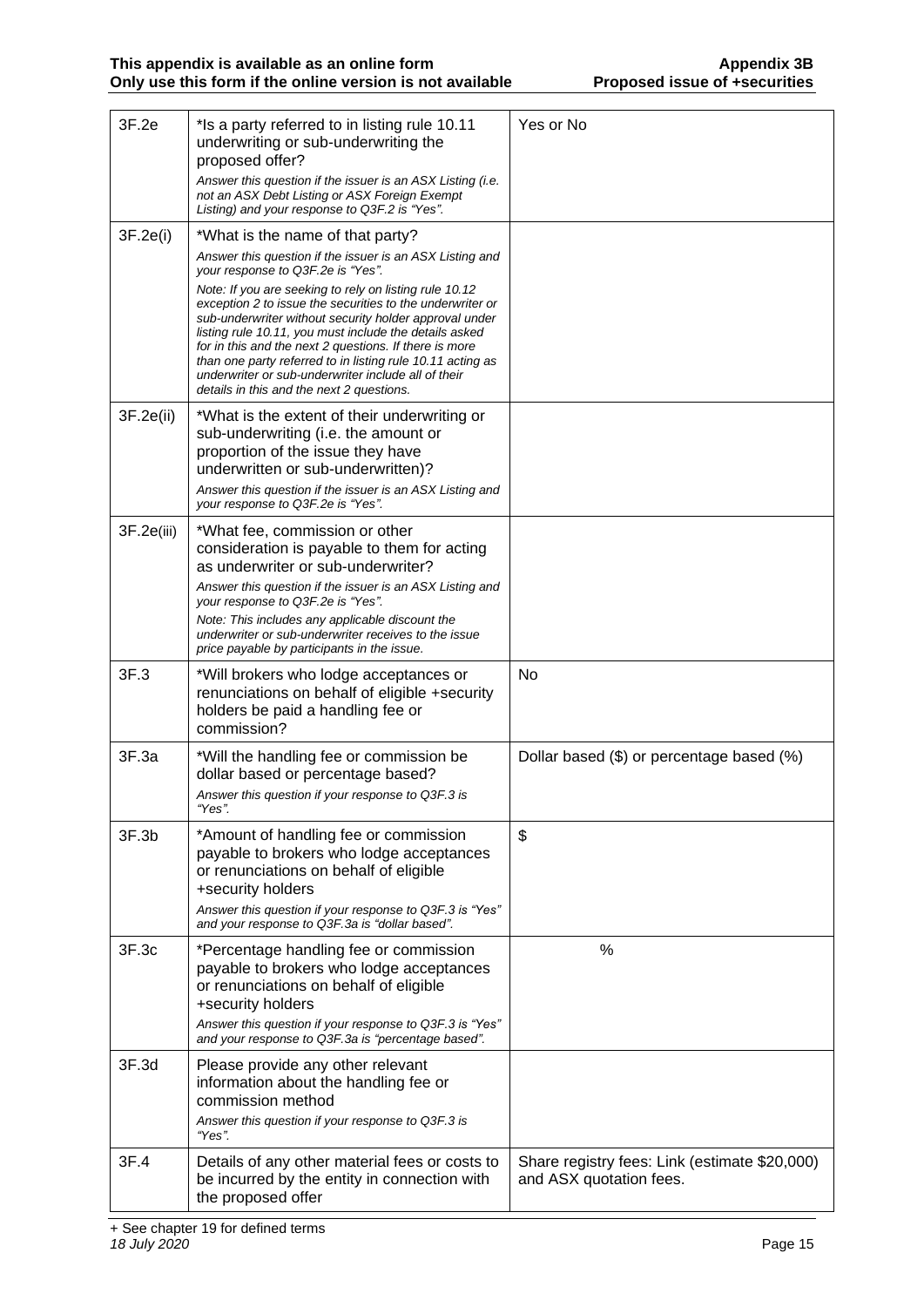| | | |
|---|---|---|
| 3F.2e | *Is a party referred to in listing rule 10.11 underwriting or sub-underwriting the proposed offer?<br>*Answer this question if the issuer is an ASX Listing (i.e. not an ASX Debt Listing or ASX Foreign Exempt Listing) and your response to Q3F.2 is "Yes".* | Yes or No |
| 3F.2e(i) | *What is the name of that party?<br>*Answer this question if the issuer is an ASX Listing and your response to Q3F.2e is "Yes".*<br>*Note: If you are seeking to rely on listing rule 10.12 exception 2 to issue the securities to the underwriter or sub-underwriter without security holder approval under listing rule 10.11, you must include the details asked for in this and the next 2 questions. If there is more than one party referred to in listing rule 10.11 acting as underwriter or sub-underwriter include all of their details in this and the next 2 questions.* | |
| 3F.2e(ii) | *What is the extent of their underwriting or sub-underwriting (i.e. the amount or proportion of the issue they have underwritten or sub-underwritten)?<br>*Answer this question if the issuer is an ASX Listing and your response to Q3F.2e is "Yes".* | |
| 3F.2e(iii) | *What fee, commission or other consideration is payable to them for acting as underwriter or sub-underwriter?<br>*Answer this question if the issuer is an ASX Listing and your response to Q3F.2e is "Yes".*<br>*Note: This includes any applicable discount the underwriter or sub-underwriter receives to the issue price payable by participants in the issue.* | |
| 3F.3 | *Will brokers who lodge acceptances or renunciations on behalf of eligible +security holders be paid a handling fee or commission? | No |
| 3F.3a | *Will the handling fee or commission be dollar based or percentage based?<br>*Answer this question if your response to Q3F.3 is "Yes".* | Dollar based ($) or percentage based (%) |
| 3F.3b | *Amount of handling fee or commission payable to brokers who lodge acceptances or renunciations on behalf of eligible +security holders<br>*Answer this question if your response to Q3F.3 is "Yes" and your response to Q3F.3a is "dollar based".* | $ |
| 3F.3c | *Percentage handling fee or commission payable to brokers who lodge acceptances or renunciations on behalf of eligible +security holders<br>*Answer this question if your response to Q3F.3 is "Yes" and your response to Q3F.3a is "percentage based".* | % |
| 3F.3d | Please provide any other relevant information about the handling fee or commission method<br>*Answer this question if your response to Q3F.3 is "Yes".* | |
| 3F.4 | Details of any other material fees or costs to be incurred by the entity in connection with the proposed offer | Share registry fees: Link (estimate $20,000) and ASX quotation fees. |

+ See chapter 19 for defined terms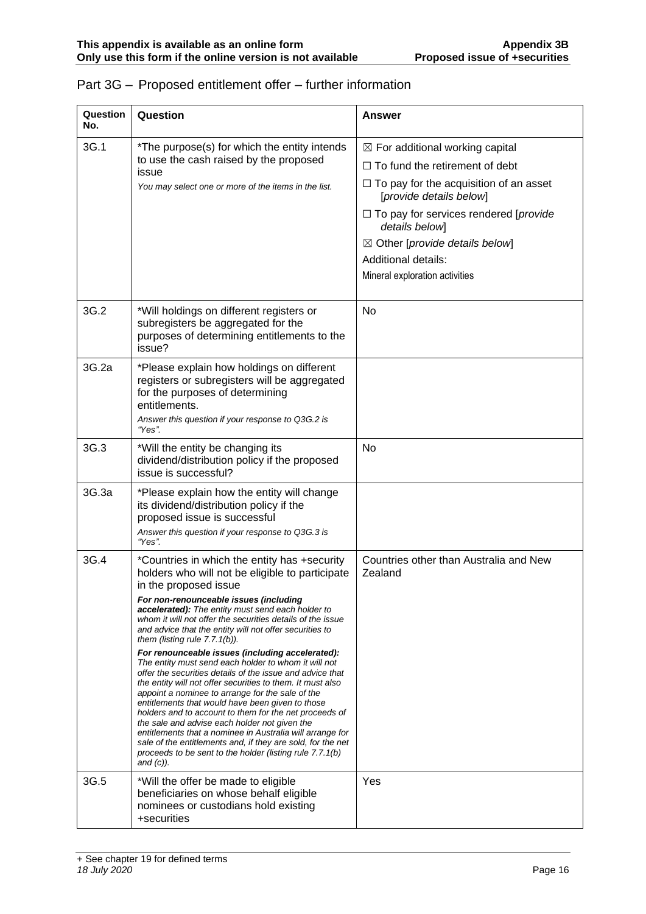## Part 3G – Proposed entitlement offer – further information

| Question No. | Question | Answer |
|---|---|---|
| 3G.1 | *The purpose(s) for which the entity intends to use the cash raised by the proposed issue<br>*You may select one or more of the items in the list.* | ☒ For additional working capital<br>☐ To fund the retirement of debt<br>☐ To pay for the acquisition of an asset [*provide details below*]<br>☐ To pay for services rendered [*provide details below*]<br>☒ Other [*provide details below*]<br>Additional details:<br>Mineral exploration activities |
| 3G.2 | *Will holdings on different registers or subregisters be aggregated for the purposes of determining entitlements to the issue? | No |
| 3G.2a | *Please explain how holdings on different registers or subregisters will be aggregated for the purposes of determining entitlements.<br>*Answer this question if your response to Q3G.2 is "Yes".* | |
| 3G.3 | *Will the entity be changing its dividend/distribution policy if the proposed issue is successful? | No |
| 3G.3a | *Please explain how the entity will change its dividend/distribution policy if the proposed issue is successful<br>*Answer this question if your response to Q3G.3 is "Yes".* | |
| 3G.4 | *Countries in which the entity has +security holders who will not be eligible to participate in the proposed issue<br>***For non-renounceable issues (including accelerated):** The entity must send each holder to whom it will not offer the securities details of the issue and advice that the entity will not offer securities to them (listing rule 7.7.1(b)).*<br>***For renounceable issues (including accelerated):** The entity must send each holder to whom it will not offer the securities details of the issue and advice that the entity will not offer securities to them. It must also appoint a nominee to arrange for the sale of the entitlements that would have been given to those holders and to account to them for the net proceeds of the sale and advise each holder not given the entitlements that a nominee in Australia will arrange for sale of the entitlements and, if they are sold, for the net proceeds to be sent to the holder (listing rule 7.7.1(b) and (c)).* | Countries other than Australia and New Zealand |
| 3G.5 | *Will the offer be made to eligible beneficiaries on whose behalf eligible nominees or custodians hold existing +securities | Yes |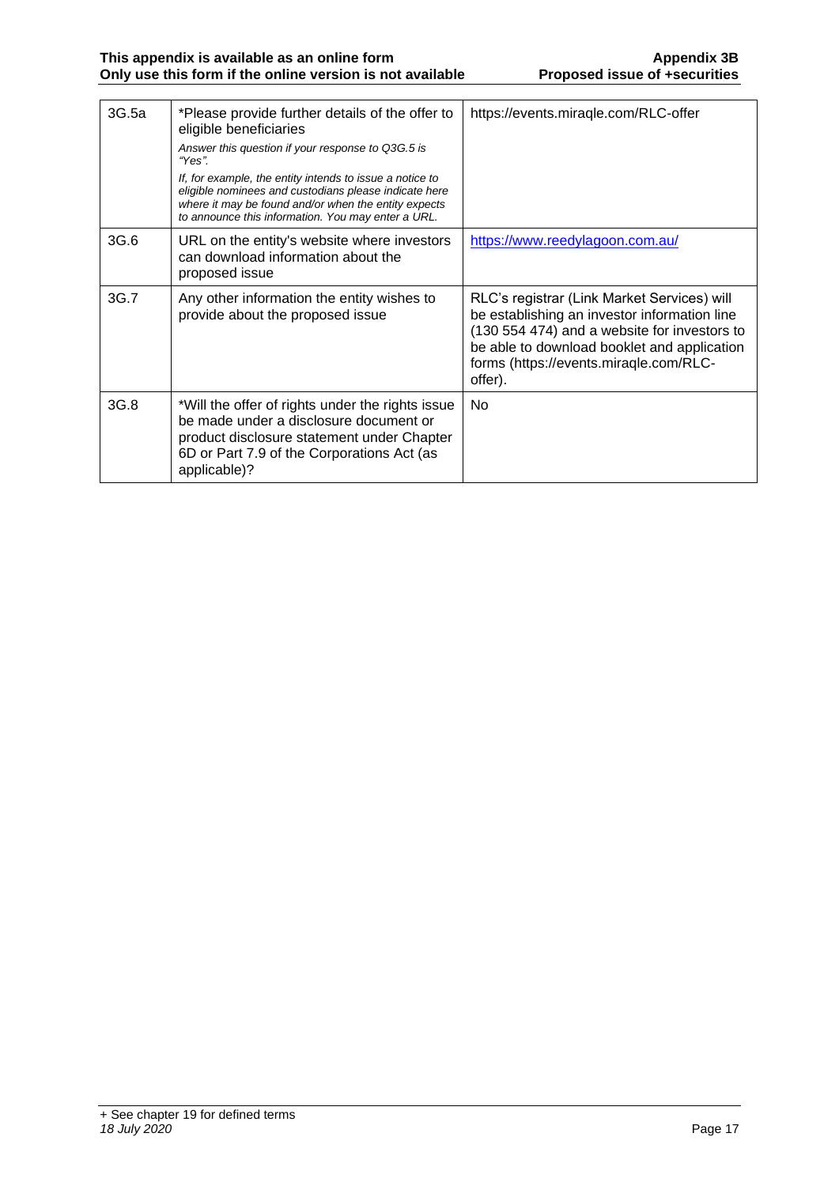| | | |
|---|---|---|
| 3G.5a | *Please provide further details of the offer to eligible beneficiaries<br><br>*Answer this question if your response to Q3G.5 is "Yes".*<br><br>*If, for example, the entity intends to issue a notice to eligible nominees and custodians please indicate here where it may be found and/or when the entity expects to announce this information. You may enter a URL.* | https://events.miraqle.com/RLC-offer |
| 3G.6 | URL on the entity's website where investors can download information about the proposed issue | https://www.reedylagoon.com.au/ |
| 3G.7 | Any other information the entity wishes to provide about the proposed issue | RLC's registrar (Link Market Services) will be establishing an investor information line (130 554 474) and a website for investors to be able to download booklet and application forms (https://events.miraqle.com/RLC-offer). |
| 3G.8 | *Will the offer of rights under the rights issue be made under a disclosure document or product disclosure statement under Chapter 6D or Part 7.9 of the Corporations Act (as applicable)? | No |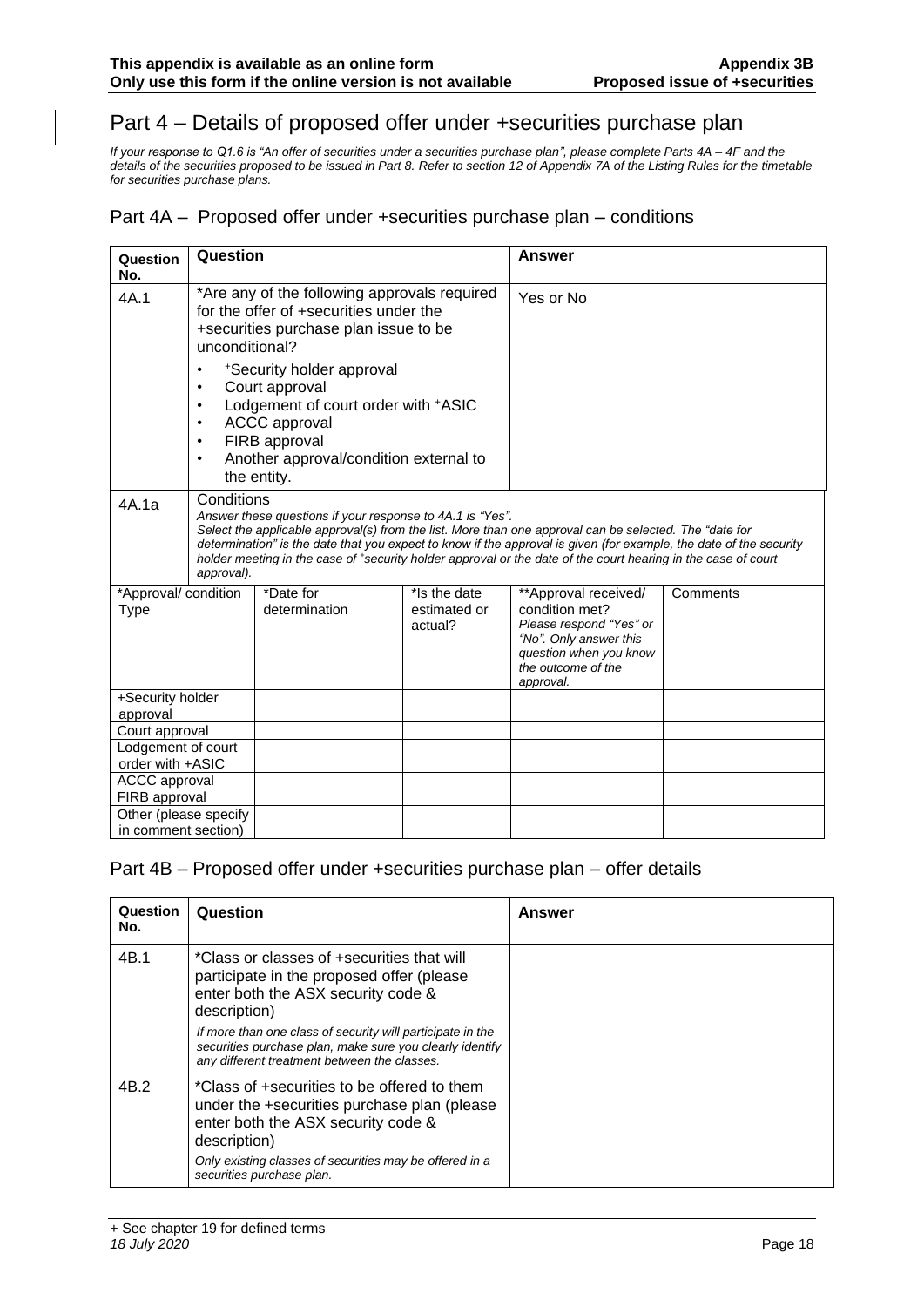# Part 4 – Details of proposed offer under +securities purchase plan

*If your response to Q1.6 is "An offer of securities under a securities purchase plan", please complete Parts 4A – 4F and the details of the securities proposed to be issued in Part 8. Refer to section 12 of Appendix 7A of the Listing Rules for the timetable for securities purchase plans.*

## Part 4A – Proposed offer under +securities purchase plan – conditions

| Question No. | Question | Answer |
|---|---|---|
| 4A.1 | *Are any of the following approvals required for the offer of +securities under the +securities purchase plan issue to be unconditional?<br>• +Security holder approval<br>• Court approval<br>• Lodgement of court order with +ASIC<br>• ACCC approval<br>• FIRB approval<br>• Another approval/condition external to the entity. | Yes or No |
| 4A.1a | Conditions<br>*Answer these questions if your response to 4A.1 is "Yes".*<br>*Select the applicable approval(s) from the list. More than one approval can be selected. The "date for determination" is the date that you expect to know if the approval is given (for example, the date of the security holder meeting in the case of +security holder approval or the date of the court hearing in the case of court approval).* | |

| *Approval/ condition Type | *Date for determination | *Is the date estimated or actual? | **Approval received/ condition met? *Please respond "Yes" or "No". Only answer this question when you know the outcome of the approval.* | Comments |
|---|---|---|---|---|
| +Security holder approval | | | | |
| Court approval | | | | |
| Lodgement of court order with +ASIC | | | | |
| ACCC approval | | | | |
| FIRB approval | | | | |
| Other (please specify in comment section) | | | | |

## Part 4B – Proposed offer under +securities purchase plan – offer details

| Question No. | Question | Answer |
|---|---|---|
| 4B.1 | *Class or classes of +securities that will participate in the proposed offer (please enter both the ASX security code & description)<br>*If more than one class of security will participate in the securities purchase plan, make sure you clearly identify any different treatment between the classes.* | |
| 4B.2 | *Class of +securities to be offered to them under the +securities purchase plan (please enter both the ASX security code & description)<br>*Only existing classes of securities may be offered in a securities purchase plan.* | |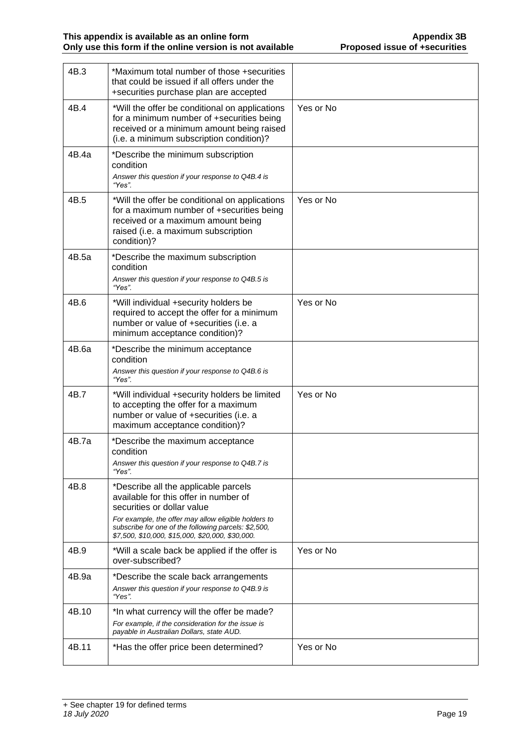| | | |
|---|---|---|
| 4B.3 | *Maximum total number of those +securities that could be issued if all offers under the +securities purchase plan are accepted | |
| 4B.4 | *Will the offer be conditional on applications for a minimum number of +securities being received or a minimum amount being raised (i.e. a minimum subscription condition)? | Yes or No |
| 4B.4a | *Describe the minimum subscription condition<br>*Answer this question if your response to Q4B.4 is "Yes".* | |
| 4B.5 | *Will the offer be conditional on applications for a maximum number of +securities being received or a maximum amount being raised (i.e. a maximum subscription condition)? | Yes or No |
| 4B.5a | *Describe the maximum subscription condition<br>*Answer this question if your response to Q4B.5 is "Yes".* | |
| 4B.6 | *Will individual +security holders be required to accept the offer for a minimum number or value of +securities (i.e. a minimum acceptance condition)? | Yes or No |
| 4B.6a | *Describe the minimum acceptance condition<br>*Answer this question if your response to Q4B.6 is "Yes".* | |
| 4B.7 | *Will individual +security holders be limited to accepting the offer for a maximum number or value of +securities (i.e. a maximum acceptance condition)? | Yes or No |
| 4B.7a | *Describe the maximum acceptance condition<br>*Answer this question if your response to Q4B.7 is "Yes".* | |
| 4B.8 | *Describe all the applicable parcels available for this offer in number of securities or dollar value<br>*For example, the offer may allow eligible holders to subscribe for one of the following parcels: $2,500, $7,500, $10,000, $15,000, $20,000, $30,000.* | |
| 4B.9 | *Will a scale back be applied if the offer is over-subscribed? | Yes or No |
| 4B.9a | *Describe the scale back arrangements<br>*Answer this question if your response to Q4B.9 is "Yes".* | |
| 4B.10 | *In what currency will the offer be made?<br>*For example, if the consideration for the issue is payable in Australian Dollars, state AUD.* | |
| 4B.11 | *Has the offer price been determined? | Yes or No |

+ See chapter 19 for defined terms
*18 July 2020*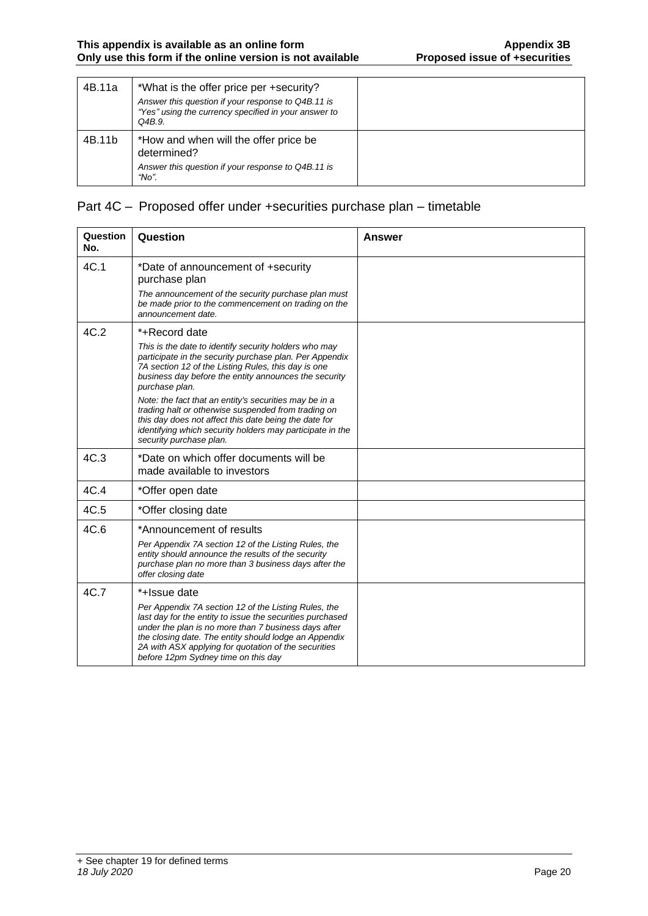| | | |
|---|---|---|
| 4B.11a | *What is the offer price per +security?<br>*Answer this question if your response to Q4B.11 is "Yes" using the currency specified in your answer to Q4B.9.* | |
| 4B.11b | *How and when will the offer price be determined?<br>*Answer this question if your response to Q4B.11 is "No".* | |

## Part 4C – Proposed offer under +securities purchase plan – timetable

| Question No. | Question | Answer |
|---|---|---|
| 4C.1 | *Date of announcement of +security purchase plan<br>*The announcement of the security purchase plan must be made prior to the commencement on trading on the announcement date.* | |
| 4C.2 | *+Record date<br>*This is the date to identify security holders who may participate in the security purchase plan. Per Appendix 7A section 12 of the Listing Rules, this day is one business day before the entity announces the security purchase plan.*<br>*Note: the fact that an entity's securities may be in a trading halt or otherwise suspended from trading on this day does not affect this date being the date for identifying which security holders may participate in the security purchase plan.* | |
| 4C.3 | *Date on which offer documents will be made available to investors | |
| 4C.4 | *Offer open date | |
| 4C.5 | *Offer closing date | |
| 4C.6 | *Announcement of results<br>*Per Appendix 7A section 12 of the Listing Rules, the entity should announce the results of the security purchase plan no more than 3 business days after the offer closing date* | |
| 4C.7 | *+Issue date<br>*Per Appendix 7A section 12 of the Listing Rules, the last day for the entity to issue the securities purchased under the plan is no more than 7 business days after the closing date. The entity should lodge an Appendix 2A with ASX applying for quotation of the securities before 12pm Sydney time on this day* | |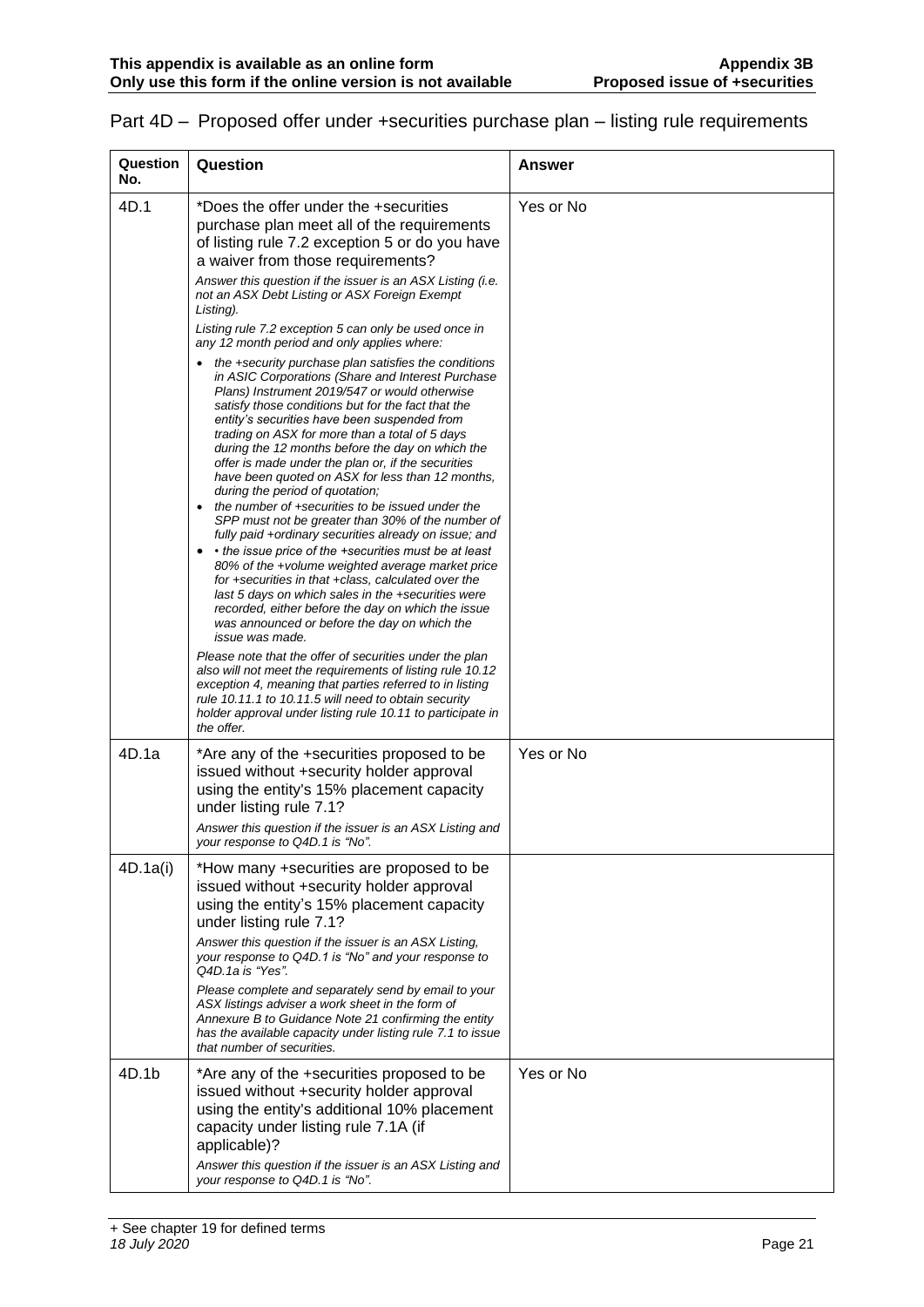## Part 4D – Proposed offer under +securities purchase plan – listing rule requirements

| Question No. | Question | Answer |
| --- | --- | --- |
| 4D.1 | *Does the offer under the +securities purchase plan meet all of the requirements of listing rule 7.2 exception 5 or do you have a waiver from those requirements?<br>*Answer this question if the issuer is an ASX Listing (i.e. not an ASX Debt Listing or ASX Foreign Exempt Listing).*<br>*Listing rule 7.2 exception 5 can only be used once in any 12 month period and only applies where:*<br>• *the +security purchase plan satisfies the conditions in ASIC Corporations (Share and Interest Purchase Plans) Instrument 2019/547 or would otherwise satisfy those conditions but for the fact that the entity's securities have been suspended from trading on ASX for more than a total of 5 days during the 12 months before the day on which the offer is made under the plan or, if the securities have been quoted on ASX for less than 12 months, during the period of quotation;*<br>• *the number of +securities to be issued under the SPP must not be greater than 30% of the number of fully paid +ordinary securities already on issue; and*<br>• *• the issue price of the +securities must be at least 80% of the +volume weighted average market price for +securities in that +class, calculated over the last 5 days on which sales in the +securities were recorded, either before the day on which the issue was announced or before the day on which the issue was made.*<br>*Please note that the offer of securities under the plan also will not meet the requirements of listing rule 10.12 exception 4, meaning that parties referred to in listing rule 10.11.1 to 10.11.5 will need to obtain security holder approval under listing rule 10.11 to participate in the offer.* | Yes or No |
| 4D.1a | *Are any of the +securities proposed to be issued without +security holder approval using the entity's 15% placement capacity under listing rule 7.1?<br>*Answer this question if the issuer is an ASX Listing and your response to Q4D.1 is "No".* | Yes or No |
| 4D.1a(i) | *How many +securities are proposed to be issued without +security holder approval using the entity's 15% placement capacity under listing rule 7.1?<br>*Answer this question if the issuer is an ASX Listing, your response to Q4D.1 is "No" and your response to Q4D.1a is "Yes".*<br>*Please complete and separately send by email to your ASX listings adviser a work sheet in the form of Annexure B to Guidance Note 21 confirming the entity has the available capacity under listing rule 7.1 to issue that number of securities.* | |
| 4D.1b | *Are any of the +securities proposed to be issued without +security holder approval using the entity's additional 10% placement capacity under listing rule 7.1A (if applicable)?<br>*Answer this question if the issuer is an ASX Listing and your response to Q4D.1 is "No".* | Yes or No |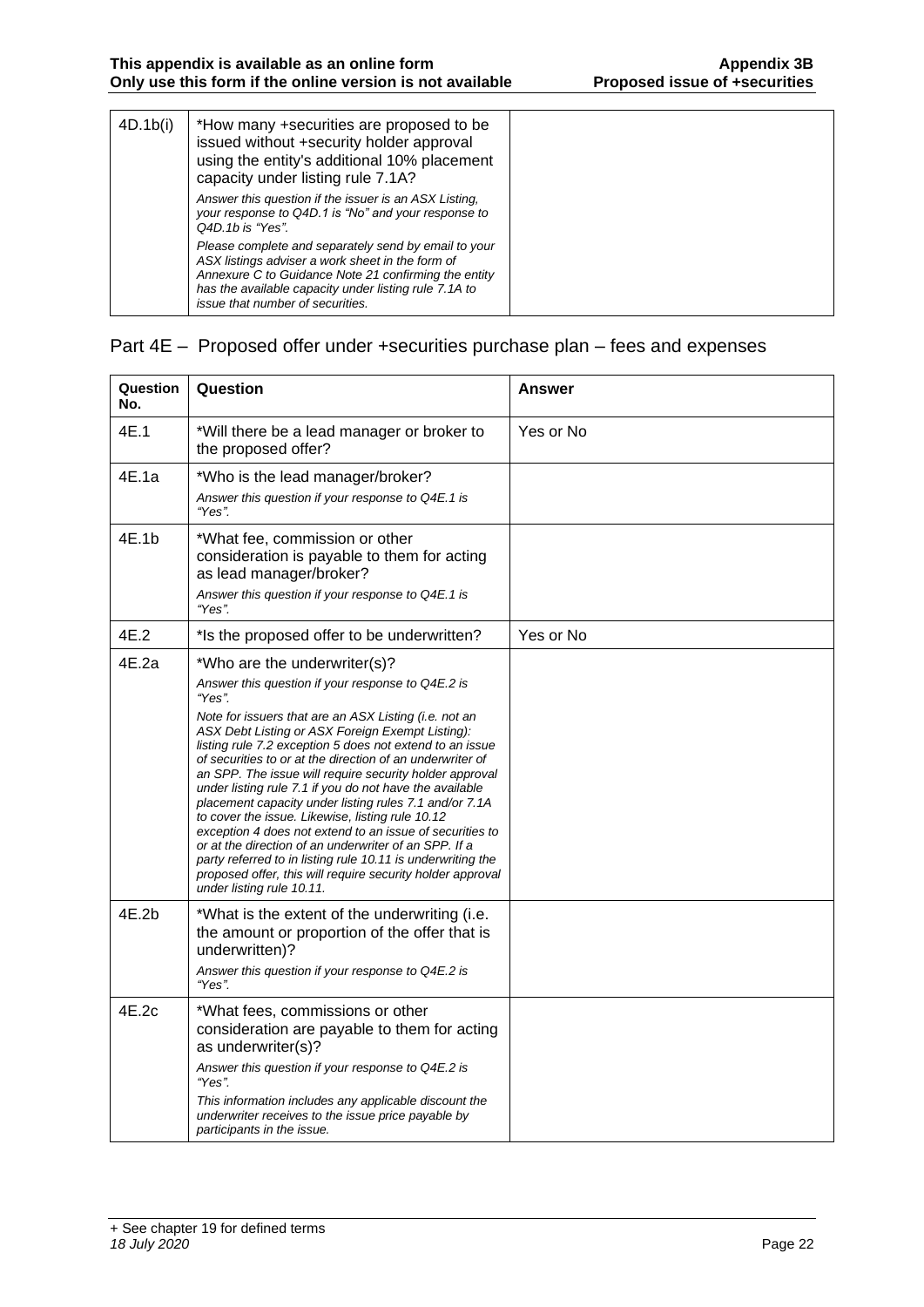| | | |
|---|---|---|
| 4D.1b(i) | *How many +securities are proposed to be issued without +security holder approval using the entity's additional 10% placement capacity under listing rule 7.1A?<br>*Answer this question if the issuer is an ASX Listing, your response to Q4D.1 is "No" and your response to Q4D.1b is "Yes".*<br>*Please complete and separately send by email to your ASX listings adviser a work sheet in the form of Annexure C to Guidance Note 21 confirming the entity has the available capacity under listing rule 7.1A to issue that number of securities.* | |

## Part 4E – Proposed offer under +securities purchase plan – fees and expenses

| Question No. | Question | Answer |
|---|---|---|
| 4E.1 | *Will there be a lead manager or broker to the proposed offer? | Yes or No |
| 4E.1a | *Who is the lead manager/broker?<br>*Answer this question if your response to Q4E.1 is "Yes".* | |
| 4E.1b | *What fee, commission or other consideration is payable to them for acting as lead manager/broker?<br>*Answer this question if your response to Q4E.1 is "Yes".* | |
| 4E.2 | *Is the proposed offer to be underwritten? | Yes or No |
| 4E.2a | *Who are the underwriter(s)?<br>*Answer this question if your response to Q4E.2 is "Yes".*<br>*Note for issuers that are an ASX Listing (i.e. not an ASX Debt Listing or ASX Foreign Exempt Listing): listing rule 7.2 exception 5 does not extend to an issue of securities to or at the direction of an underwriter of an SPP. The issue will require security holder approval under listing rule 7.1 if you do not have the available placement capacity under listing rules 7.1 and/or 7.1A to cover the issue. Likewise, listing rule 10.12 exception 4 does not extend to an issue of securities to or at the direction of an underwriter of an SPP. If a party referred to in listing rule 10.11 is underwriting the proposed offer, this will require security holder approval under listing rule 10.11.* | |
| 4E.2b | *What is the extent of the underwriting (i.e. the amount or proportion of the offer that is underwritten)?<br>*Answer this question if your response to Q4E.2 is "Yes".* | |
| 4E.2c | *What fees, commissions or other consideration are payable to them for acting as underwriter(s)?<br>*Answer this question if your response to Q4E.2 is "Yes".*<br>*This information includes any applicable discount the underwriter receives to the issue price payable by participants in the issue.* | |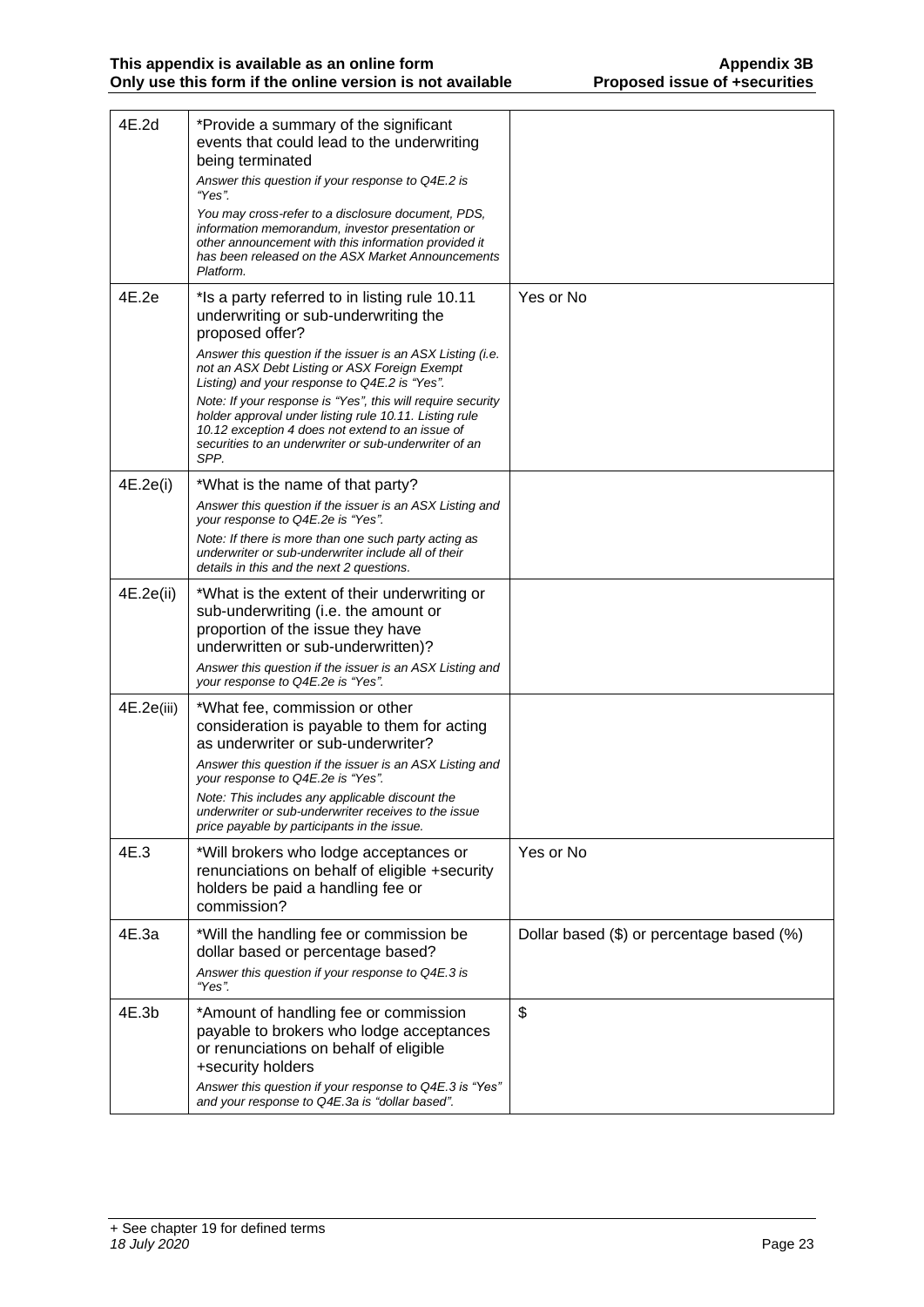| | | |
|---|---|---|
| 4E.2d | *Provide a summary of the significant events that could lead to the underwriting being terminated<br>*Answer this question if your response to Q4E.2 is "Yes".*<br>*You may cross-refer to a disclosure document, PDS, information memorandum, investor presentation or other announcement with this information provided it has been released on the ASX Market Announcements Platform.* | |
| 4E.2e | *Is a party referred to in listing rule 10.11 underwriting or sub-underwriting the proposed offer?<br>*Answer this question if the issuer is an ASX Listing (i.e. not an ASX Debt Listing or ASX Foreign Exempt Listing) and your response to Q4E.2 is "Yes".*<br>*Note: If your response is "Yes", this will require security holder approval under listing rule 10.11. Listing rule 10.12 exception 4 does not extend to an issue of securities to an underwriter or sub-underwriter of an SPP.* | Yes or No |
| 4E.2e(i) | *What is the name of that party?<br>*Answer this question if the issuer is an ASX Listing and your response to Q4E.2e is "Yes".*<br>*Note: If there is more than one such party acting as underwriter or sub-underwriter include all of their details in this and the next 2 questions.* | |
| 4E.2e(ii) | *What is the extent of their underwriting or sub-underwriting (i.e. the amount or proportion of the issue they have underwritten or sub-underwritten)?<br>*Answer this question if the issuer is an ASX Listing and your response to Q4E.2e is "Yes".* | |
| 4E.2e(iii) | *What fee, commission or other consideration is payable to them for acting as underwriter or sub-underwriter?<br>*Answer this question if the issuer is an ASX Listing and your response to Q4E.2e is "Yes".*<br>*Note: This includes any applicable discount the underwriter or sub-underwriter receives to the issue price payable by participants in the issue.* | |
| 4E.3 | *Will brokers who lodge acceptances or renunciations on behalf of eligible +security holders be paid a handling fee or commission? | Yes or No |
| 4E.3a | *Will the handling fee or commission be dollar based or percentage based?<br>*Answer this question if your response to Q4E.3 is "Yes".* | Dollar based ($) or percentage based (%) |
| 4E.3b | *Amount of handling fee or commission payable to brokers who lodge acceptances or renunciations on behalf of eligible +security holders<br>*Answer this question if your response to Q4E.3 is "Yes" and your response to Q4E.3a is "dollar based".* | $ |

+ See chapter 19 for defined terms
*18 July 2020*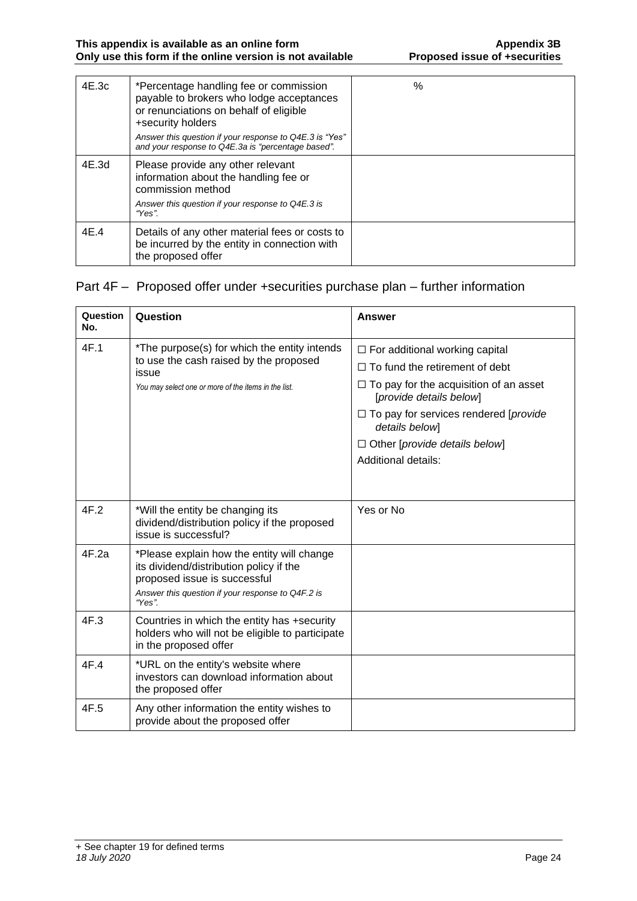| | | |
|---|---|---|
| 4E.3c | *Percentage handling fee or commission payable to brokers who lodge acceptances or renunciations on behalf of eligible +security holders<br>*Answer this question if your response to Q4E.3 is "Yes" and your response to Q4E.3a is "percentage based".* | % |
| 4E.3d | Please provide any other relevant information about the handling fee or commission method<br>*Answer this question if your response to Q4E.3 is "Yes".* | |
| 4E.4 | Details of any other material fees or costs to be incurred by the entity in connection with the proposed offer | |

## Part 4F – Proposed offer under +securities purchase plan – further information

| Question No. | Question | Answer |
|---|---|---|
| 4F.1 | *The purpose(s) for which the entity intends to use the cash raised by the proposed issue<br>*You may select one or more of the items in the list.* | ☐ For additional working capital<br>☐ To fund the retirement of debt<br>☐ To pay for the acquisition of an asset [*provide details below*]<br>☐ To pay for services rendered [*provide details below*]<br>☐ Other [*provide details below*]<br>Additional details: |
| 4F.2 | *Will the entity be changing its dividend/distribution policy if the proposed issue is successful? | Yes or No |
| 4F.2a | *Please explain how the entity will change its dividend/distribution policy if the proposed issue is successful<br>*Answer this question if your response to Q4F.2 is "Yes".* | |
| 4F.3 | Countries in which the entity has +security holders who will not be eligible to participate in the proposed offer | |
| 4F.4 | *URL on the entity's website where investors can download information about the proposed offer | |
| 4F.5 | Any other information the entity wishes to provide about the proposed offer | |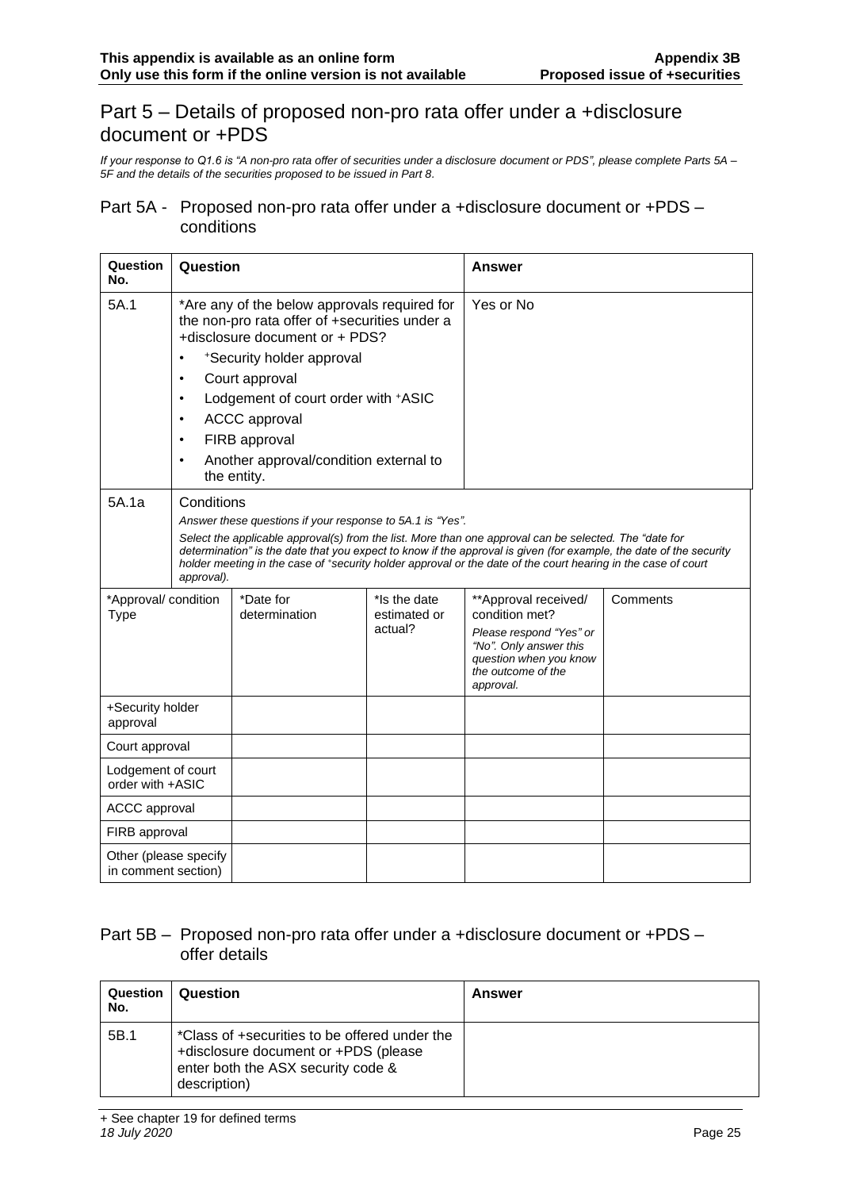# Part 5 – Details of proposed non-pro rata offer under a +disclosure document or +PDS

*If your response to Q1.6 is "A non-pro rata offer of securities under a disclosure document or PDS", please complete Parts 5A – 5F and the details of the securities proposed to be issued in Part 8.*

## Part 5A - Proposed non-pro rata offer under a +disclosure document or +PDS – conditions

| Question No. | Question | Answer |
|---|---|---|
| 5A.1 | *Are any of the below approvals required for the non-pro rata offer of +securities under a +disclosure document or + PDS?<br>• +Security holder approval<br>• Court approval<br>• Lodgement of court order with +ASIC<br>• ACCC approval<br>• FIRB approval<br>• Another approval/condition external to the entity. | Yes or No |
| 5A.1a | Conditions<br>*Answer these questions if your response to 5A.1 is "Yes".*<br>*Select the applicable approval(s) from the list. More than one approval can be selected. The "date for determination" is the date that you expect to know if the approval is given (for example, the date of the security holder meeting in the case of +security holder approval or the date of the court hearing in the case of court approval).* | |

| *Approval/ condition Type | *Date for determination | *Is the date estimated or actual? | **Approval received/ condition met?<br>*Please respond "Yes" or "No". Only answer this question when you know the outcome of the approval.* | Comments |
|---|---|---|---|---|
| +Security holder approval | | | | |
| Court approval | | | | |
| Lodgement of court order with +ASIC | | | | |
| ACCC approval | | | | |
| FIRB approval | | | | |
| Other (please specify in comment section) | | | | |

## Part 5B – Proposed non-pro rata offer under a +disclosure document or +PDS – offer details

| Question No. | Question | Answer |
|---|---|---|
| 5B.1 | *Class of +securities to be offered under the +disclosure document or +PDS (please enter both the ASX security code & description) | |

+ See chapter 19 for defined terms
*18 July 2020*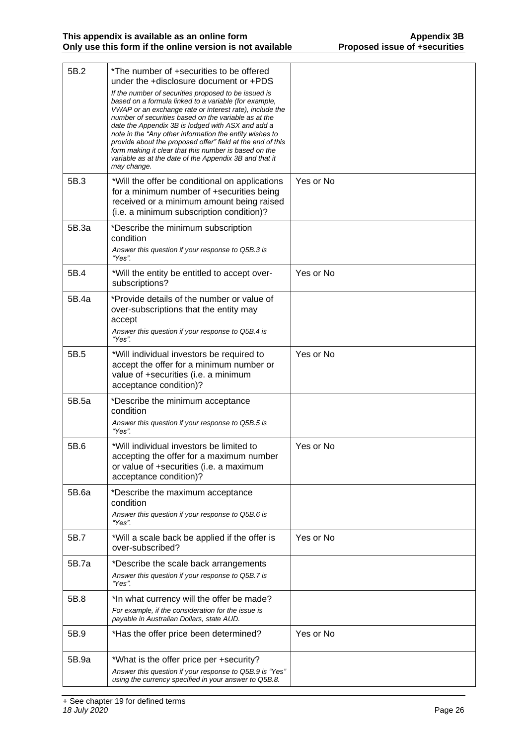| | | |
|---|---|---|
| 5B.2 | *The number of +securities to be offered under the +disclosure document or +PDS<br>*If the number of securities proposed to be issued is based on a formula linked to a variable (for example, VWAP or an exchange rate or interest rate), include the number of securities based on the variable as at the date the Appendix 3B is lodged with ASX and add a note in the "Any other information the entity wishes to provide about the proposed offer" field at the end of this form making it clear that this number is based on the variable as at the date of the Appendix 3B and that it may change.* | |
| 5B.3 | *Will the offer be conditional on applications for a minimum number of +securities being received or a minimum amount being raised (i.e. a minimum subscription condition)? | Yes or No |
| 5B.3a | *Describe the minimum subscription condition<br>*Answer this question if your response to Q5B.3 is "Yes".* | |
| 5B.4 | *Will the entity be entitled to accept over-subscriptions? | Yes or No |
| 5B.4a | *Provide details of the number or value of over-subscriptions that the entity may accept<br>*Answer this question if your response to Q5B.4 is "Yes".* | |
| 5B.5 | *Will individual investors be required to accept the offer for a minimum number or value of +securities (i.e. a minimum acceptance condition)? | Yes or No |
| 5B.5a | *Describe the minimum acceptance condition<br>*Answer this question if your response to Q5B.5 is "Yes".* | |
| 5B.6 | *Will individual investors be limited to accepting the offer for a maximum number or value of +securities (i.e. a maximum acceptance condition)? | Yes or No |
| 5B.6a | *Describe the maximum acceptance condition<br>*Answer this question if your response to Q5B.6 is "Yes".* | |
| 5B.7 | *Will a scale back be applied if the offer is over-subscribed? | Yes or No |
| 5B.7a | *Describe the scale back arrangements<br>*Answer this question if your response to Q5B.7 is "Yes".* | |
| 5B.8 | *In what currency will the offer be made?<br>*For example, if the consideration for the issue is payable in Australian Dollars, state AUD.* | |
| 5B.9 | *Has the offer price been determined? | Yes or No |
| 5B.9a | *What is the offer price per +security?<br>*Answer this question if your response to Q5B.9 is "Yes" using the currency specified in your answer to Q5B.8.* | |

+ See chapter 19 for defined terms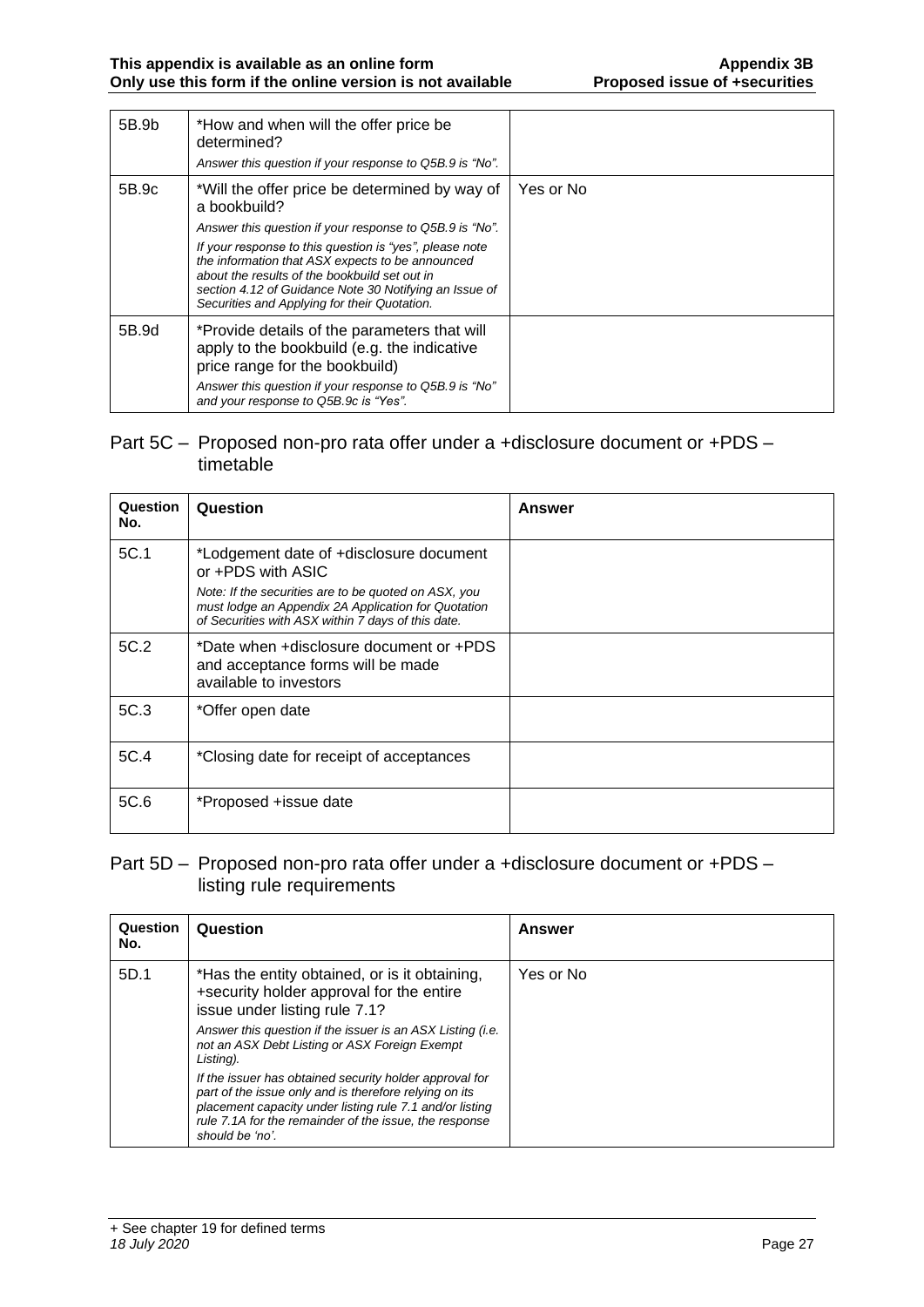| 5B.9b | *How and when will the offer price be determined?<br>*Answer this question if your response to Q5B.9 is "No".* | |
|---|---|---|
| 5B.9c | *Will the offer price be determined by way of a bookbuild?<br>*Answer this question if your response to Q5B.9 is "No".*<br>*If your response to this question is "yes", please note the information that ASX expects to be announced about the results of the bookbuild set out in section 4.12 of Guidance Note 30 Notifying an Issue of Securities and Applying for their Quotation.* | Yes or No |
| 5B.9d | *Provide details of the parameters that will apply to the bookbuild (e.g. the indicative price range for the bookbuild)<br>*Answer this question if your response to Q5B.9 is "No" and your response to Q5B.9c is "Yes".* | |

## Part 5C – Proposed non-pro rata offer under a +disclosure document or +PDS – timetable

| Question No. | Question | Answer |
|---|---|---|
| 5C.1 | *Lodgement date of +disclosure document or +PDS with ASIC<br>*Note: If the securities are to be quoted on ASX, you must lodge an Appendix 2A Application for Quotation of Securities with ASX within 7 days of this date.* | |
| 5C.2 | *Date when +disclosure document or +PDS and acceptance forms will be made available to investors | |
| 5C.3 | *Offer open date | |
| 5C.4 | *Closing date for receipt of acceptances | |
| 5C.6 | *Proposed +issue date | |

## Part 5D – Proposed non-pro rata offer under a +disclosure document or +PDS – listing rule requirements

| Question No. | Question | Answer |
|---|---|---|
| 5D.1 | *Has the entity obtained, or is it obtaining, +security holder approval for the entire issue under listing rule 7.1?<br>*Answer this question if the issuer is an ASX Listing (i.e. not an ASX Debt Listing or ASX Foreign Exempt Listing).*<br>*If the issuer has obtained security holder approval for part of the issue only and is therefore relying on its placement capacity under listing rule 7.1 and/or listing rule 7.1A for the remainder of the issue, the response should be 'no'.* | Yes or No |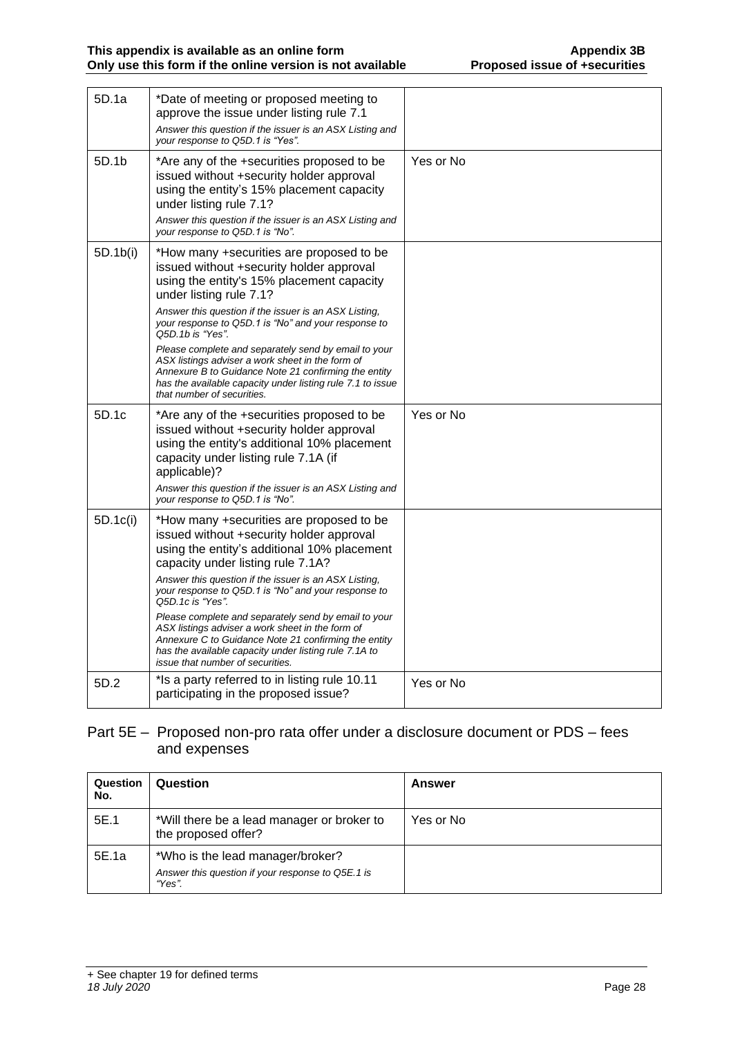| | | |
|---|---|---|
| 5D.1a | *Date of meeting or proposed meeting to approve the issue under listing rule 7.1<br>*Answer this question if the issuer is an ASX Listing and your response to Q5D.1 is "Yes".* | |
| 5D.1b | *Are any of the +securities proposed to be issued without +security holder approval using the entity's 15% placement capacity under listing rule 7.1?<br>*Answer this question if the issuer is an ASX Listing and your response to Q5D.1 is "No".* | Yes or No |
| 5D.1b(i) | *How many +securities are proposed to be issued without +security holder approval using the entity's 15% placement capacity under listing rule 7.1?<br>*Answer this question if the issuer is an ASX Listing, your response to Q5D.1 is "No" and your response to Q5D.1b is "Yes".*<br>*Please complete and separately send by email to your ASX listings adviser a work sheet in the form of Annexure B to Guidance Note 21 confirming the entity has the available capacity under listing rule 7.1 to issue that number of securities.* | |
| 5D.1c | *Are any of the +securities proposed to be issued without +security holder approval using the entity's additional 10% placement capacity under listing rule 7.1A (if applicable)?<br>*Answer this question if the issuer is an ASX Listing and your response to Q5D.1 is "No".* | Yes or No |
| 5D.1c(i) | *How many +securities are proposed to be issued without +security holder approval using the entity's additional 10% placement capacity under listing rule 7.1A?<br>*Answer this question if the issuer is an ASX Listing, your response to Q5D.1 is "No" and your response to Q5D.1c is "Yes".*<br>*Please complete and separately send by email to your ASX listings adviser a work sheet in the form of Annexure C to Guidance Note 21 confirming the entity has the available capacity under listing rule 7.1A to issue that number of securities.* | |
| 5D.2 | *Is a party referred to in listing rule 10.11 participating in the proposed issue? | Yes or No |

## Part 5E – Proposed non-pro rata offer under a disclosure document or PDS – fees and expenses

| Question No. | Question | Answer |
|---|---|---|
| 5E.1 | *Will there be a lead manager or broker to the proposed offer? | Yes or No |
| 5E.1a | *Who is the lead manager/broker?<br>*Answer this question if your response to Q5E.1 is "Yes".* | |

+ See chapter 19 for defined terms
*18 July 2020*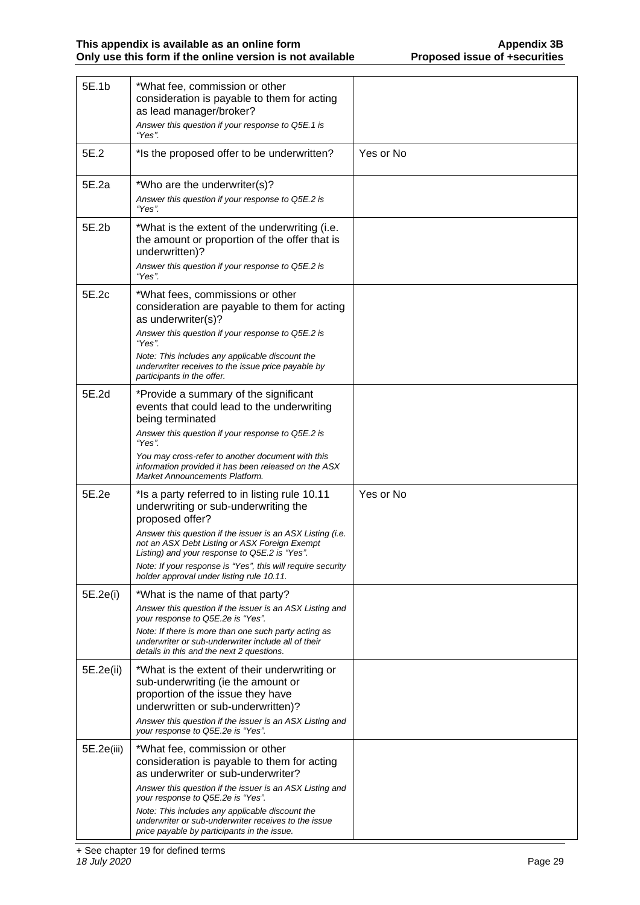| | | |
|---|---|---|
| 5E.1b | \*What fee, commission or other consideration is payable to them for acting as lead manager/broker?<br>*Answer this question if your response to Q5E.1 is "Yes".* | |
| 5E.2 | \*Is the proposed offer to be underwritten? | Yes or No |
| 5E.2a | \*Who are the underwriter(s)?<br>*Answer this question if your response to Q5E.2 is "Yes".* | |
| 5E.2b | \*What is the extent of the underwriting (i.e. the amount or proportion of the offer that is underwritten)?<br>*Answer this question if your response to Q5E.2 is "Yes".* | |
| 5E.2c | \*What fees, commissions or other consideration are payable to them for acting as underwriter(s)?<br>*Answer this question if your response to Q5E.2 is "Yes".*<br>*Note: This includes any applicable discount the underwriter receives to the issue price payable by participants in the offer.* | |
| 5E.2d | \*Provide a summary of the significant events that could lead to the underwriting being terminated<br>*Answer this question if your response to Q5E.2 is "Yes".*<br>*You may cross-refer to another document with this information provided it has been released on the ASX Market Announcements Platform.* | |
| 5E.2e | \*Is a party referred to in listing rule 10.11 underwriting or sub-underwriting the proposed offer?<br>*Answer this question if the issuer is an ASX Listing (i.e. not an ASX Debt Listing or ASX Foreign Exempt Listing) and your response to Q5E.2 is "Yes".*<br>*Note: If your response is "Yes", this will require security holder approval under listing rule 10.11.* | Yes or No |
| 5E.2e(i) | \*What is the name of that party?<br>*Answer this question if the issuer is an ASX Listing and your response to Q5E.2e is "Yes".*<br>*Note: If there is more than one such party acting as underwriter or sub-underwriter include all of their details in this and the next 2 questions.* | |
| 5E.2e(ii) | \*What is the extent of their underwriting or sub-underwriting (ie the amount or proportion of the issue they have underwritten or sub-underwritten)?<br>*Answer this question if the issuer is an ASX Listing and your response to Q5E.2e is "Yes".* | |
| 5E.2e(iii) | \*What fee, commission or other consideration is payable to them for acting as underwriter or sub-underwriter?<br>*Answer this question if the issuer is an ASX Listing and your response to Q5E.2e is "Yes".*<br>*Note: This includes any applicable discount the underwriter or sub-underwriter receives to the issue price payable by participants in the issue.* | |

+ See chapter 19 for defined terms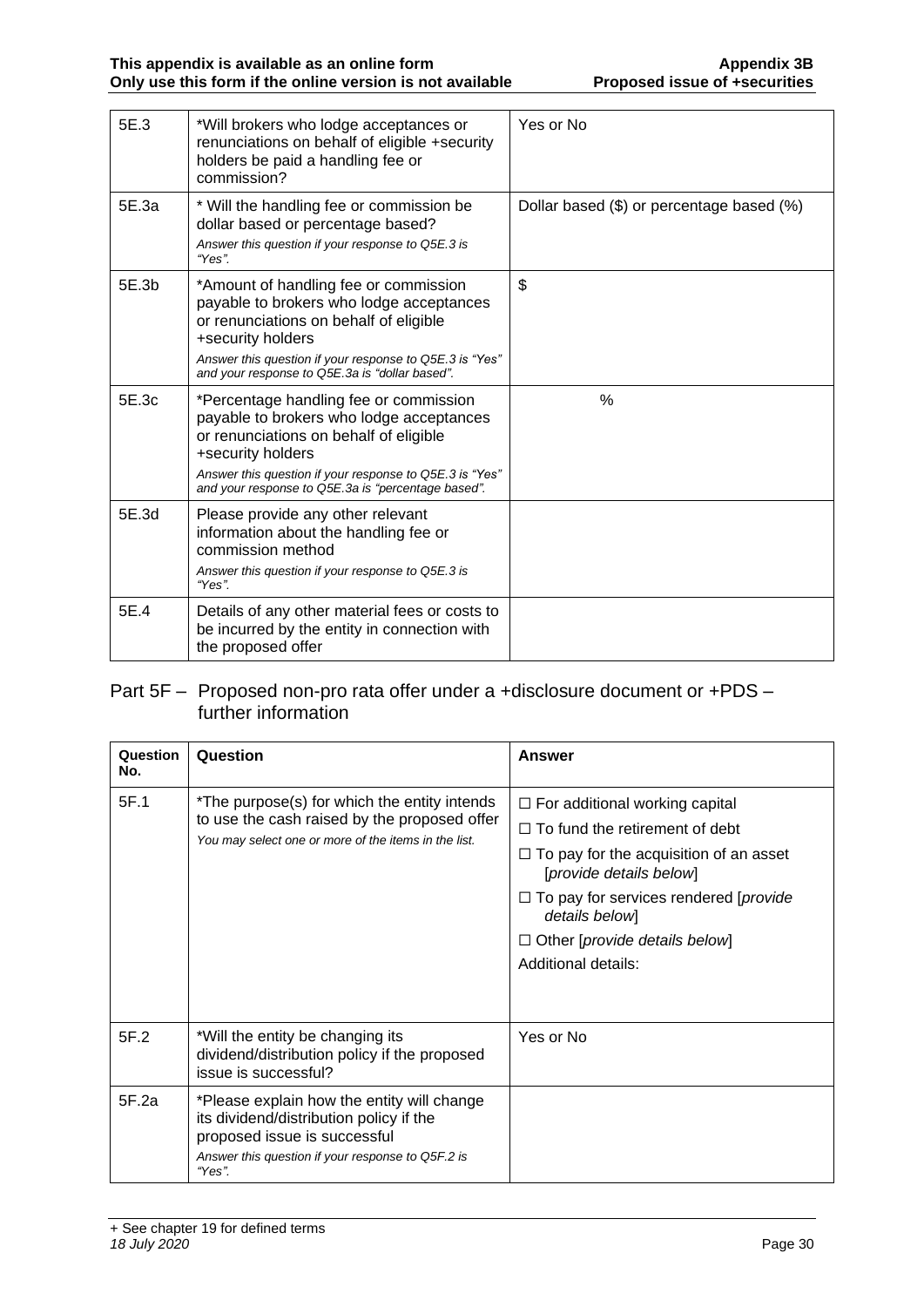| | | |
|---|---|---|
| 5E.3 | *Will brokers who lodge acceptances or renunciations on behalf of eligible +security holders be paid a handling fee or commission? | Yes or No |
| 5E.3a | * Will the handling fee or commission be dollar based or percentage based?<br>*Answer this question if your response to Q5E.3 is "Yes".* | Dollar based ($) or percentage based (%) |
| 5E.3b | *Amount of handling fee or commission payable to brokers who lodge acceptances or renunciations on behalf of eligible +security holders<br>*Answer this question if your response to Q5E.3 is "Yes" and your response to Q5E.3a is "dollar based".* | $ |
| 5E.3c | *Percentage handling fee or commission payable to brokers who lodge acceptances or renunciations on behalf of eligible +security holders<br>*Answer this question if your response to Q5E.3 is "Yes" and your response to Q5E.3a is "percentage based".* | % |
| 5E.3d | Please provide any other relevant information about the handling fee or commission method<br>*Answer this question if your response to Q5E.3 is "Yes".* | |
| 5E.4 | Details of any other material fees or costs to be incurred by the entity in connection with the proposed offer | |

## Part 5F – Proposed non-pro rata offer under a +disclosure document or +PDS – further information

| Question No. | Question | Answer |
|---|---|---|
| 5F.1 | *The purpose(s) for which the entity intends to use the cash raised by the proposed offer<br>*You may select one or more of the items in the list.* | ☐ For additional working capital<br>☐ To fund the retirement of debt<br>☐ To pay for the acquisition of an asset [*provide details below*]<br>☐ To pay for services rendered [*provide details below*]<br>☐ Other [*provide details below*]<br>Additional details: |
| 5F.2 | *Will the entity be changing its dividend/distribution policy if the proposed issue is successful? | Yes or No |
| 5F.2a | *Please explain how the entity will change its dividend/distribution policy if the proposed issue is successful<br>*Answer this question if your response to Q5F.2 is "Yes".* | |

+ See chapter 19 for defined terms
*18 July 2020*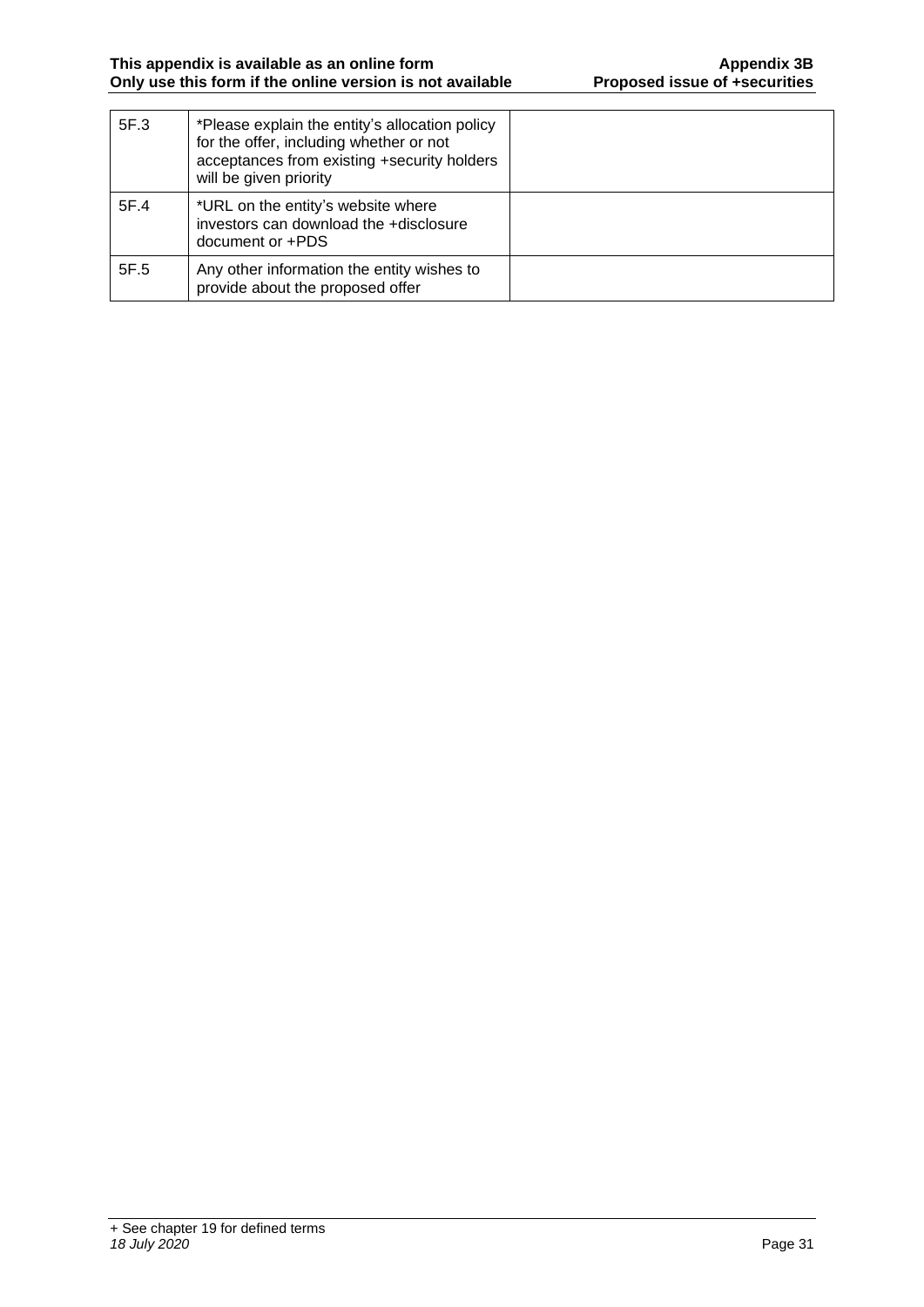| | | |
|---|---|---|
| 5F.3 | *Please explain the entity's allocation policy for the offer, including whether or not acceptances from existing +security holders will be given priority | |
| 5F.4 | *URL on the entity's website where investors can download the +disclosure document or +PDS | |
| 5F.5 | Any other information the entity wishes to provide about the proposed offer | |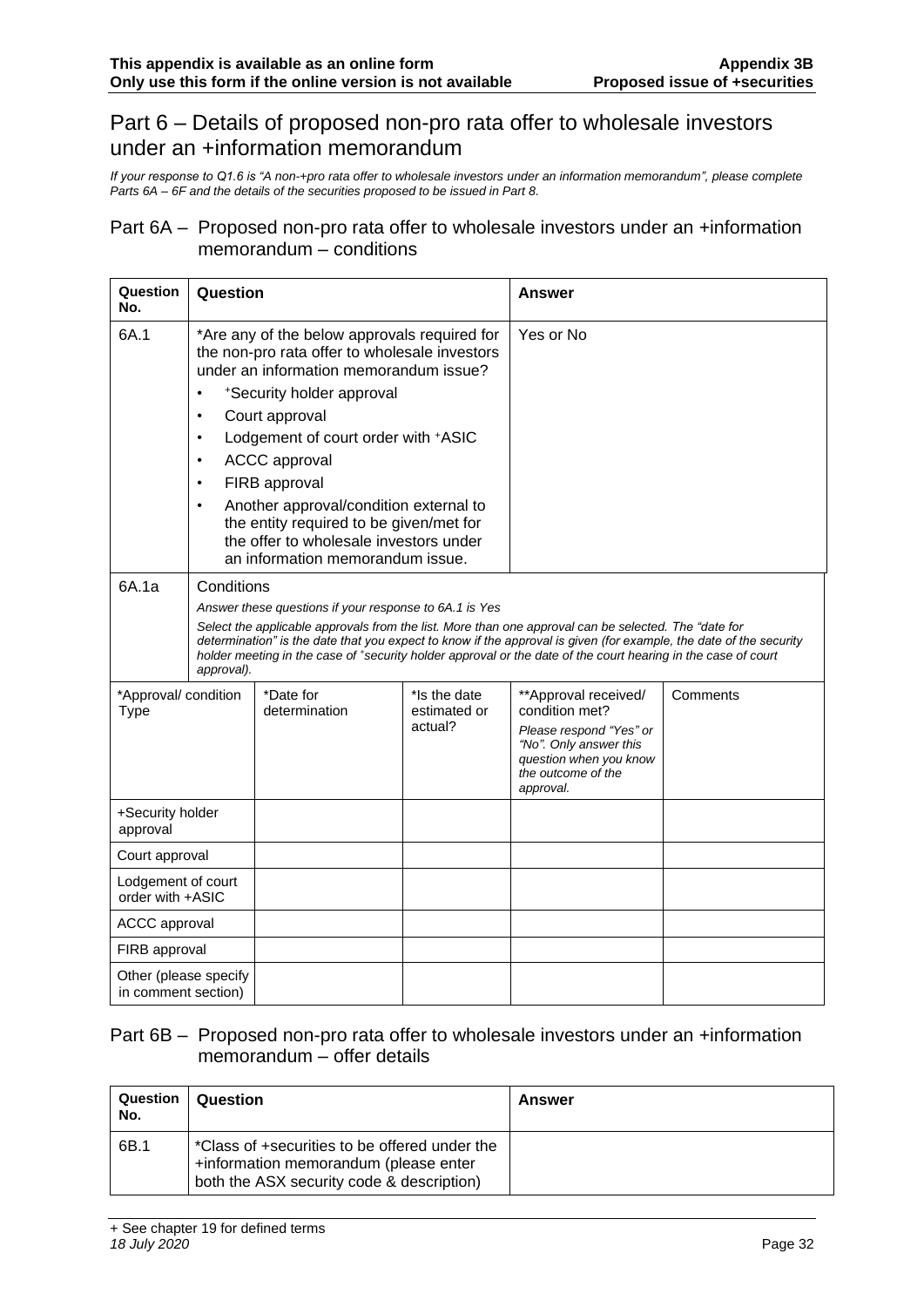## Part 6 – Details of proposed non-pro rata offer to wholesale investors under an +information memorandum

*If your response to Q1.6 is "A non-+pro rata offer to wholesale investors under an information memorandum", please complete Parts 6A – 6F and the details of the securities proposed to be issued in Part 8.*

### Part 6A – Proposed non-pro rata offer to wholesale investors under an +information memorandum – conditions

| Question No. | Question | Answer |
|---|---|---|
| 6A.1 | *Are any of the below approvals required for the non-pro rata offer to wholesale investors under an information memorandum issue?<br>• +Security holder approval<br>• Court approval<br>• Lodgement of court order with +ASIC<br>• ACCC approval<br>• FIRB approval<br>• Another approval/condition external to the entity required to be given/met for the offer to wholesale investors under an information memorandum issue. | Yes or No |
| 6A.1a | Conditions<br>*Answer these questions if your response to 6A.1 is Yes*<br>*Select the applicable approvals from the list. More than one approval can be selected. The "date for determination" is the date that you expect to know if the approval is given (for example, the date of the security holder meeting in the case of +security holder approval or the date of the court hearing in the case of court approval).* | |

| *Approval/ condition Type | *Date for determination | *Is the date estimated or actual? | **Approval received/ condition met?<br>*Please respond "Yes" or "No". Only answer this question when you know the outcome of the approval.* | Comments |
|---|---|---|---|---|
| +Security holder approval | | | | |
| Court approval | | | | |
| Lodgement of court order with +ASIC | | | | |
| ACCC approval | | | | |
| FIRB approval | | | | |
| Other (please specify in comment section) | | | | |

### Part 6B – Proposed non-pro rata offer to wholesale investors under an +information memorandum – offer details

| Question No. | Question | Answer |
|---|---|---|
| 6B.1 | *Class of +securities to be offered under the +information memorandum (please enter both the ASX security code & description) | |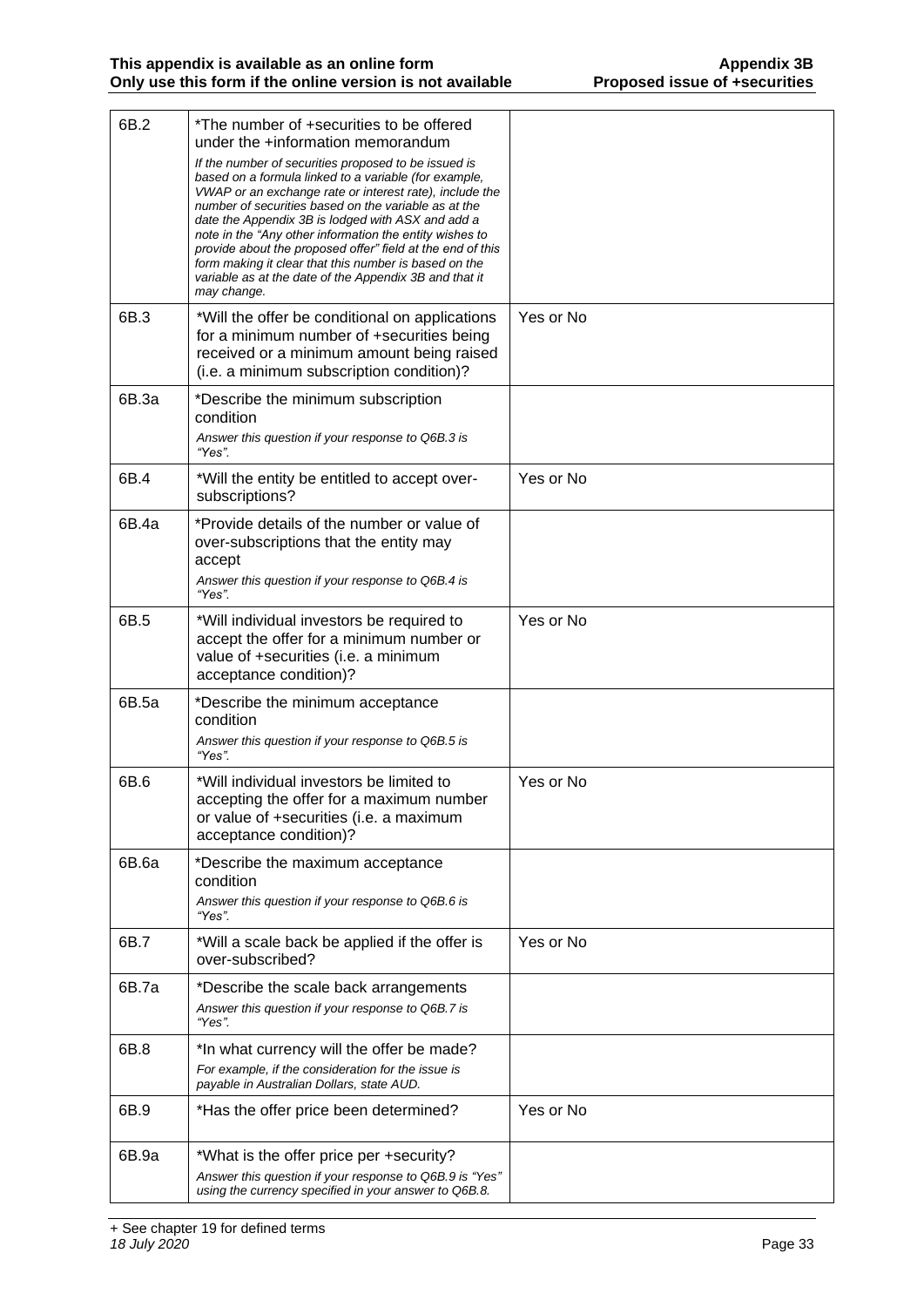| | | |
|---|---|---|
| 6B.2 | *The number of +securities to be offered under the +information memorandum<br>*If the number of securities proposed to be issued is based on a formula linked to a variable (for example, VWAP or an exchange rate or interest rate), include the number of securities based on the variable as at the date the Appendix 3B is lodged with ASX and add a note in the "Any other information the entity wishes to provide about the proposed offer" field at the end of this form making it clear that this number is based on the variable as at the date of the Appendix 3B and that it may change.* | |
| 6B.3 | *Will the offer be conditional on applications for a minimum number of +securities being received or a minimum amount being raised (i.e. a minimum subscription condition)? | Yes or No |
| 6B.3a | *Describe the minimum subscription condition<br>*Answer this question if your response to Q6B.3 is "Yes".* | |
| 6B.4 | *Will the entity be entitled to accept over-subscriptions? | Yes or No |
| 6B.4a | *Provide details of the number or value of over-subscriptions that the entity may accept<br>*Answer this question if your response to Q6B.4 is "Yes".* | |
| 6B.5 | *Will individual investors be required to accept the offer for a minimum number or value of +securities (i.e. a minimum acceptance condition)? | Yes or No |
| 6B.5a | *Describe the minimum acceptance condition<br>*Answer this question if your response to Q6B.5 is "Yes".* | |
| 6B.6 | *Will individual investors be limited to accepting the offer for a maximum number or value of +securities (i.e. a maximum acceptance condition)? | Yes or No |
| 6B.6a | *Describe the maximum acceptance condition<br>*Answer this question if your response to Q6B.6 is "Yes".* | |
| 6B.7 | *Will a scale back be applied if the offer is over-subscribed? | Yes or No |
| 6B.7a | *Describe the scale back arrangements<br>*Answer this question if your response to Q6B.7 is "Yes".* | |
| 6B.8 | *In what currency will the offer be made?<br>*For example, if the consideration for the issue is payable in Australian Dollars, state AUD.* | |
| 6B.9 | *Has the offer price been determined? | Yes or No |
| 6B.9a | *What is the offer price per +security?<br>*Answer this question if your response to Q6B.9 is "Yes" using the currency specified in your answer to Q6B.8.* | |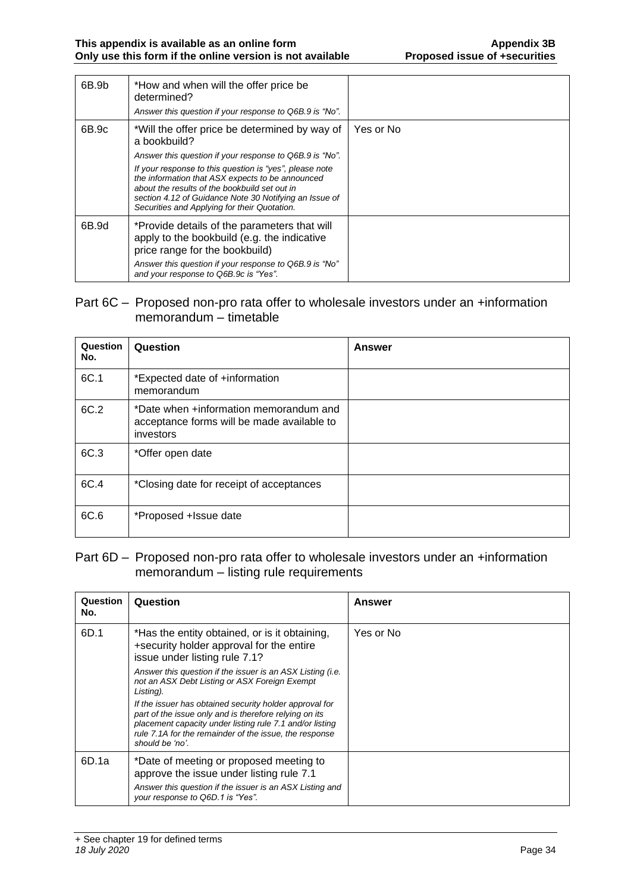| | | |
|---|---|---|
| 6B.9b | *How and when will the offer price be determined?<br>*Answer this question if your response to Q6B.9 is "No".* | |
| 6B.9c | *Will the offer price be determined by way of a bookbuild?<br>*Answer this question if your response to Q6B.9 is "No".*<br>*If your response to this question is "yes", please note the information that ASX expects to be announced about the results of the bookbuild set out in section 4.12 of Guidance Note 30 Notifying an Issue of Securities and Applying for their Quotation.* | Yes or No |
| 6B.9d | *Provide details of the parameters that will apply to the bookbuild (e.g. the indicative price range for the bookbuild)<br>*Answer this question if your response to Q6B.9 is "No" and your response to Q6B.9c is "Yes".* | |

## Part 6C – Proposed non-pro rata offer to wholesale investors under an +information memorandum – timetable

| Question No. | Question | Answer |
|---|---|---|
| 6C.1 | *Expected date of +information memorandum | |
| 6C.2 | *Date when +information memorandum and acceptance forms will be made available to investors | |
| 6C.3 | *Offer open date | |
| 6C.4 | *Closing date for receipt of acceptances | |
| 6C.6 | *Proposed +Issue date | |

## Part 6D – Proposed non-pro rata offer to wholesale investors under an +information memorandum – listing rule requirements

| Question No. | Question | Answer |
|---|---|---|
| 6D.1 | *Has the entity obtained, or is it obtaining, +security holder approval for the entire issue under listing rule 7.1?<br>*Answer this question if the issuer is an ASX Listing (i.e. not an ASX Debt Listing or ASX Foreign Exempt Listing).*<br>*If the issuer has obtained security holder approval for part of the issue only and is therefore relying on its placement capacity under listing rule 7.1 and/or listing rule 7.1A for the remainder of the issue, the response should be 'no'.* | Yes or No |
| 6D.1a | *Date of meeting or proposed meeting to approve the issue under listing rule 7.1<br>*Answer this question if the issuer is an ASX Listing and your response to Q6D.1 is "Yes".* | |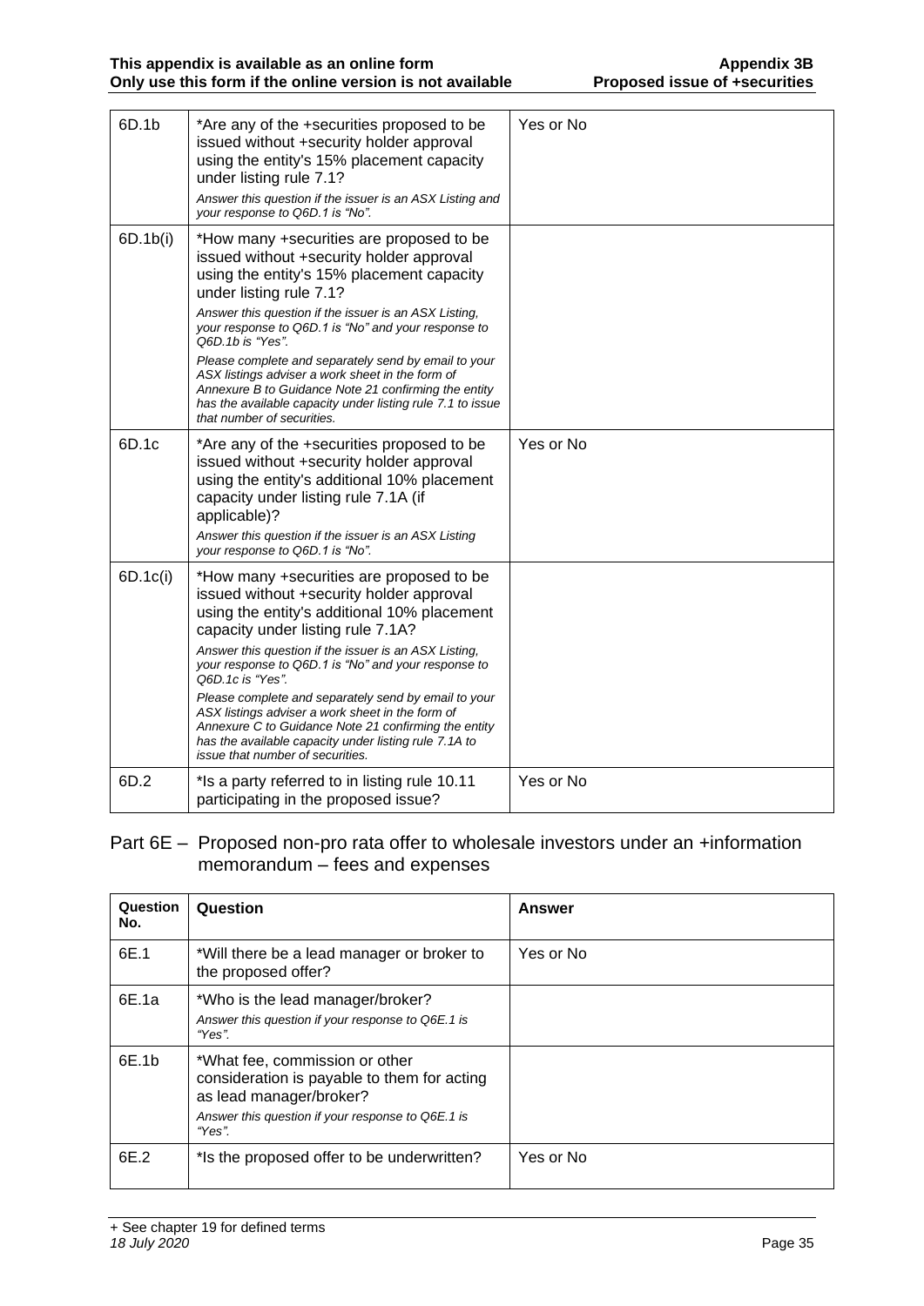| | | |
|---|---|---|
| 6D.1b | *Are any of the +securities proposed to be issued without +security holder approval using the entity's 15% placement capacity under listing rule 7.1?<br>*Answer this question if the issuer is an ASX Listing and your response to Q6D.1 is "No".* | Yes or No |
| 6D.1b(i) | *How many +securities are proposed to be issued without +security holder approval using the entity's 15% placement capacity under listing rule 7.1?<br>*Answer this question if the issuer is an ASX Listing, your response to Q6D.1 is "No" and your response to Q6D.1b is "Yes".*<br>*Please complete and separately send by email to your ASX listings adviser a work sheet in the form of Annexure B to Guidance Note 21 confirming the entity has the available capacity under listing rule 7.1 to issue that number of securities.* | |
| 6D.1c | *Are any of the +securities proposed to be issued without +security holder approval using the entity's additional 10% placement capacity under listing rule 7.1A (if applicable)?<br>*Answer this question if the issuer is an ASX Listing your response to Q6D.1 is "No".* | Yes or No |
| 6D.1c(i) | *How many +securities are proposed to be issued without +security holder approval using the entity's additional 10% placement capacity under listing rule 7.1A?<br>*Answer this question if the issuer is an ASX Listing, your response to Q6D.1 is "No" and your response to Q6D.1c is "Yes".*<br>*Please complete and separately send by email to your ASX listings adviser a work sheet in the form of Annexure C to Guidance Note 21 confirming the entity has the available capacity under listing rule 7.1A to issue that number of securities.* | |
| 6D.2 | *Is a party referred to in listing rule 10.11 participating in the proposed issue? | Yes or No |

## Part 6E – Proposed non-pro rata offer to wholesale investors under an +information memorandum – fees and expenses

| Question No. | Question | Answer |
|---|---|---|
| 6E.1 | *Will there be a lead manager or broker to the proposed offer? | Yes or No |
| 6E.1a | *Who is the lead manager/broker?<br>*Answer this question if your response to Q6E.1 is "Yes".* | |
| 6E.1b | *What fee, commission or other consideration is payable to them for acting as lead manager/broker?<br>*Answer this question if your response to Q6E.1 is "Yes".* | |
| 6E.2 | *Is the proposed offer to be underwritten? | Yes or No |

+ See chapter 19 for defined terms
*18 July 2020*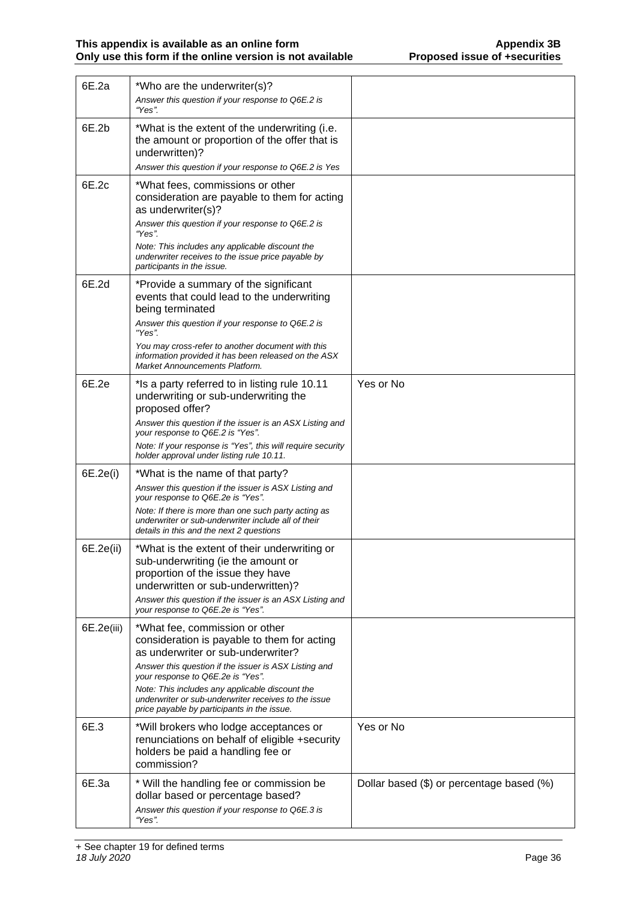| | | |
|---|---|---|
| 6E.2a | *Who are the underwriter(s)?<br>*Answer this question if your response to Q6E.2 is "Yes".* | |
| 6E.2b | *What is the extent of the underwriting (i.e. the amount or proportion of the offer that is underwritten)?<br>*Answer this question if your response to Q6E.2 is Yes* | |
| 6E.2c | *What fees, commissions or other consideration are payable to them for acting as underwriter(s)?<br>*Answer this question if your response to Q6E.2 is "Yes".*<br>*Note: This includes any applicable discount the underwriter receives to the issue price payable by participants in the issue.* | |
| 6E.2d | *Provide a summary of the significant events that could lead to the underwriting being terminated<br>*Answer this question if your response to Q6E.2 is "Yes".*<br>*You may cross-refer to another document with this information provided it has been released on the ASX Market Announcements Platform.* | |
| 6E.2e | *Is a party referred to in listing rule 10.11 underwriting or sub-underwriting the proposed offer?<br>*Answer this question if the issuer is an ASX Listing and your response to Q6E.2 is "Yes".*<br>*Note: If your response is "Yes", this will require security holder approval under listing rule 10.11.* | Yes or No |
| 6E.2e(i) | *What is the name of that party?<br>*Answer this question if the issuer is ASX Listing and your response to Q6E.2e is "Yes".*<br>*Note: If there is more than one such party acting as underwriter or sub-underwriter include all of their details in this and the next 2 questions* | |
| 6E.2e(ii) | *What is the extent of their underwriting or sub-underwriting (ie the amount or proportion of the issue they have underwritten or sub-underwritten)?<br>*Answer this question if the issuer is an ASX Listing and your response to Q6E.2e is "Yes".* | |
| 6E.2e(iii) | *What fee, commission or other consideration is payable to them for acting as underwriter or sub-underwriter?<br>*Answer this question if the issuer is ASX Listing and your response to Q6E.2e is "Yes".*<br>*Note: This includes any applicable discount the underwriter or sub-underwriter receives to the issue price payable by participants in the issue.* | |
| 6E.3 | *Will brokers who lodge acceptances or renunciations on behalf of eligible +security holders be paid a handling fee or commission? | Yes or No |
| 6E.3a | * Will the handling fee or commission be dollar based or percentage based?<br>*Answer this question if your response to Q6E.3 is "Yes".* | Dollar based ($) or percentage based (%) |

+ See chapter 19 for defined terms
*18 July 2020*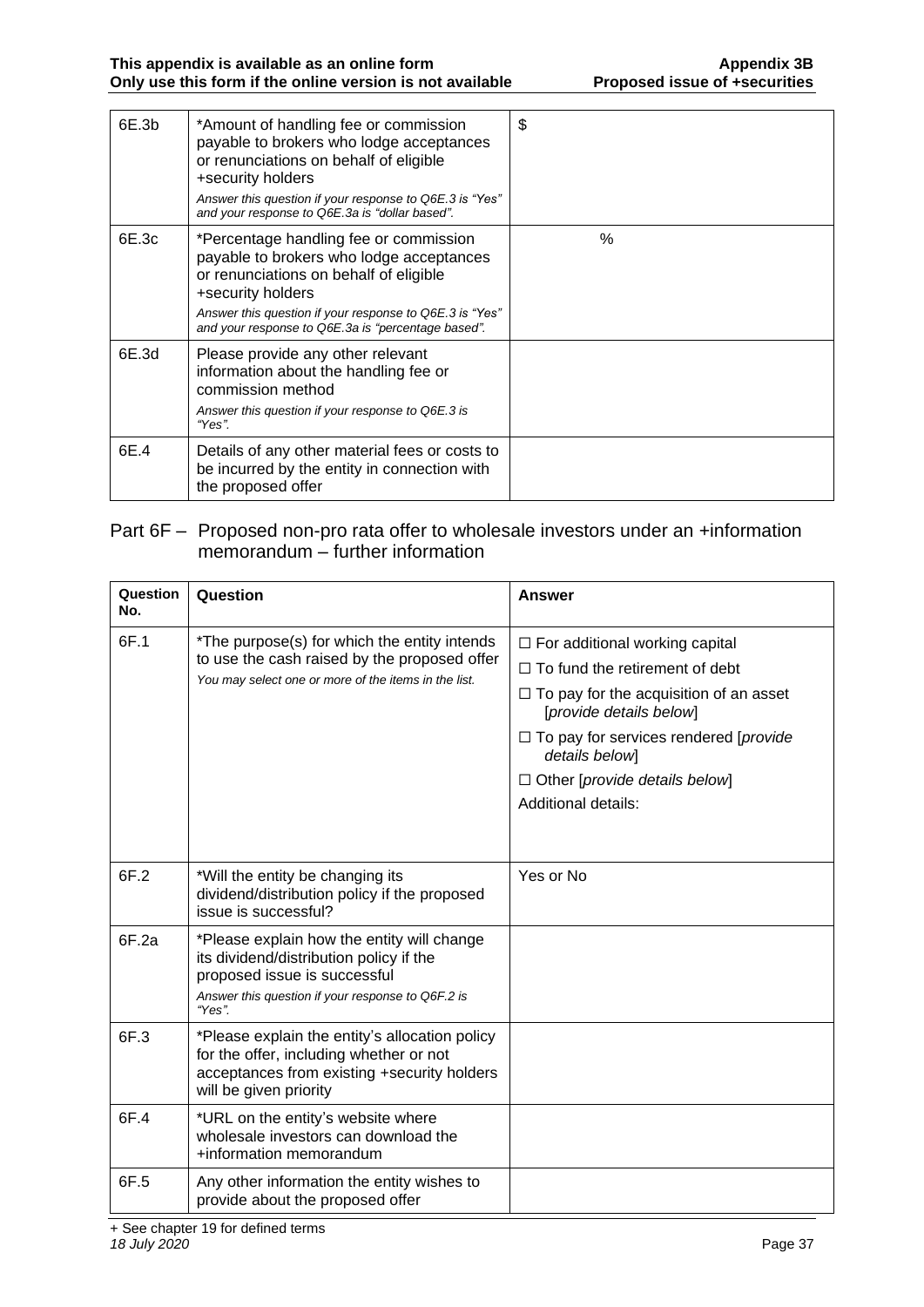| | | |
|---|---|---|
| 6E.3b | *Amount of handling fee or commission payable to brokers who lodge acceptances or renunciations on behalf of eligible +security holders<br>*Answer this question if your response to Q6E.3 is "Yes" and your response to Q6E.3a is "dollar based".* | $ |
| 6E.3c | *Percentage handling fee or commission payable to brokers who lodge acceptances or renunciations on behalf of eligible +security holders<br>*Answer this question if your response to Q6E.3 is "Yes" and your response to Q6E.3a is "percentage based".* | % |
| 6E.3d | Please provide any other relevant information about the handling fee or commission method<br>*Answer this question if your response to Q6E.3 is "Yes".* | |
| 6E.4 | Details of any other material fees or costs to be incurred by the entity in connection with the proposed offer | |

## Part 6F – Proposed non-pro rata offer to wholesale investors under an +information memorandum – further information

| Question No. | Question | Answer |
|---|---|---|
| 6F.1 | *The purpose(s) for which the entity intends to use the cash raised by the proposed offer<br>*You may select one or more of the items in the list.* | ☐ For additional working capital<br>☐ To fund the retirement of debt<br>☐ To pay for the acquisition of an asset [*provide details below*]<br>☐ To pay for services rendered [*provide details below*]<br>☐ Other [*provide details below*]<br>Additional details: |
| 6F.2 | *Will the entity be changing its dividend/distribution policy if the proposed issue is successful? | Yes or No |
| 6F.2a | *Please explain how the entity will change its dividend/distribution policy if the proposed issue is successful<br>*Answer this question if your response to Q6F.2 is "Yes".* | |
| 6F.3 | *Please explain the entity's allocation policy for the offer, including whether or not acceptances from existing +security holders will be given priority | |
| 6F.4 | *URL on the entity's website where wholesale investors can download the +information memorandum | |
| 6F.5 | Any other information the entity wishes to provide about the proposed offer | |

+ See chapter 19 for defined terms
*18 July 2020*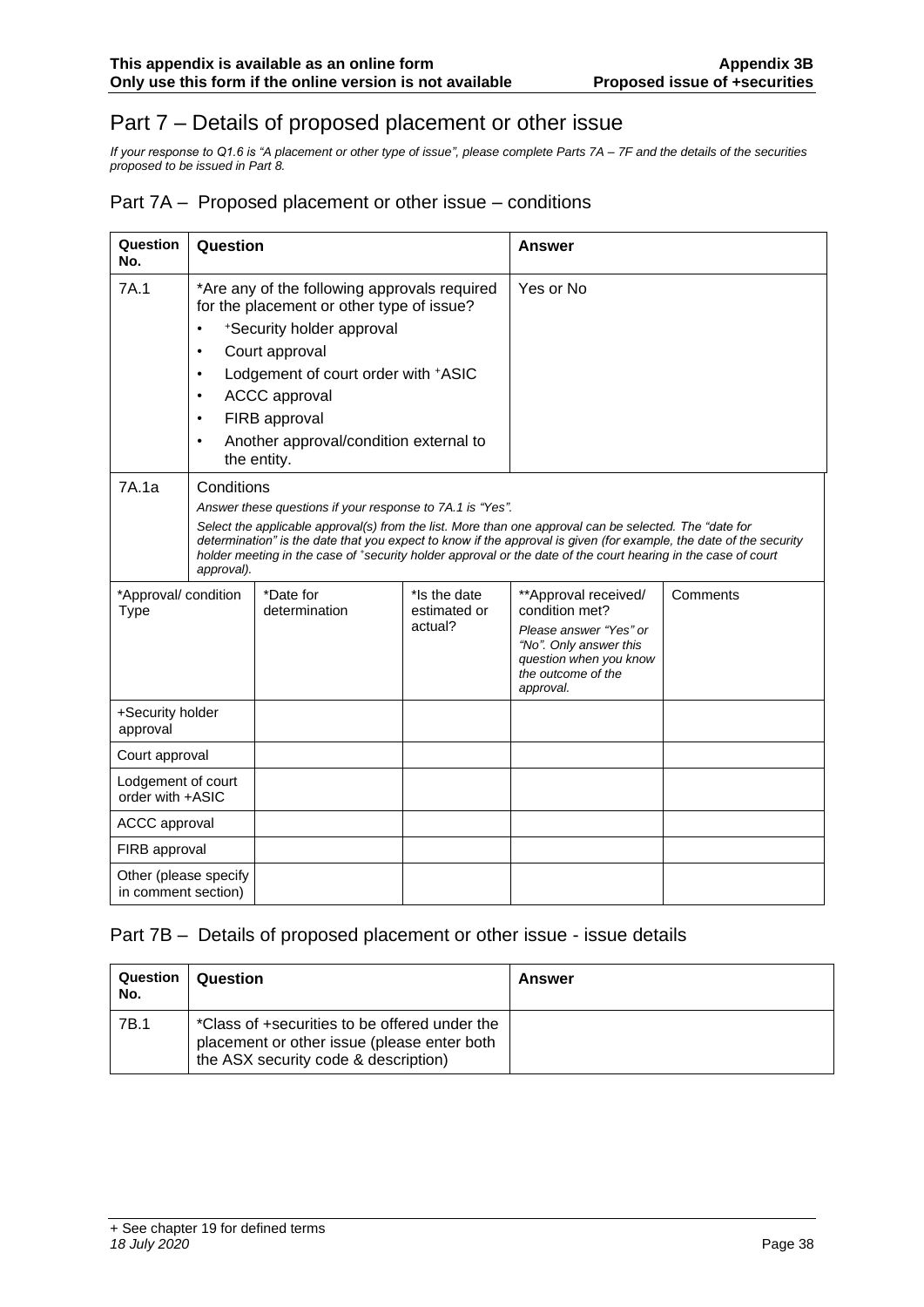# Part 7 – Details of proposed placement or other issue

*If your response to Q1.6 is "A placement or other type of issue", please complete Parts 7A – 7F and the details of the securities proposed to be issued in Part 8.*

## Part 7A – Proposed placement or other issue – conditions

| Question No. | Question | Answer |
|---|---|---|
| 7A.1 | *Are any of the following approvals required for the placement or other type of issue?<br>• +Security holder approval<br>• Court approval<br>• Lodgement of court order with +ASIC<br>• ACCC approval<br>• FIRB approval<br>• Another approval/condition external to the entity. | Yes or No |
| 7A.1a | Conditions<br>*Answer these questions if your response to 7A.1 is "Yes".*<br>*Select the applicable approval(s) from the list. More than one approval can be selected. The "date for determination" is the date that you expect to know if the approval is given (for example, the date of the security holder meeting in the case of +security holder approval or the date of the court hearing in the case of court approval).* | |

| *Approval/ condition Type | *Date for determination | *Is the date estimated or actual? | **Approval received/ condition met?<br>*Please answer "Yes" or "No". Only answer this question when you know the outcome of the approval.* | Comments |
|---|---|---|---|---|
| +Security holder approval | | | | |
| Court approval | | | | |
| Lodgement of court order with +ASIC | | | | |
| ACCC approval | | | | |
| FIRB approval | | | | |
| Other (please specify in comment section) | | | | |

## Part 7B – Details of proposed placement or other issue - issue details

| Question No. | Question | Answer |
|---|---|---|
| 7B.1 | *Class of +securities to be offered under the placement or other issue (please enter both the ASX security code & description) | |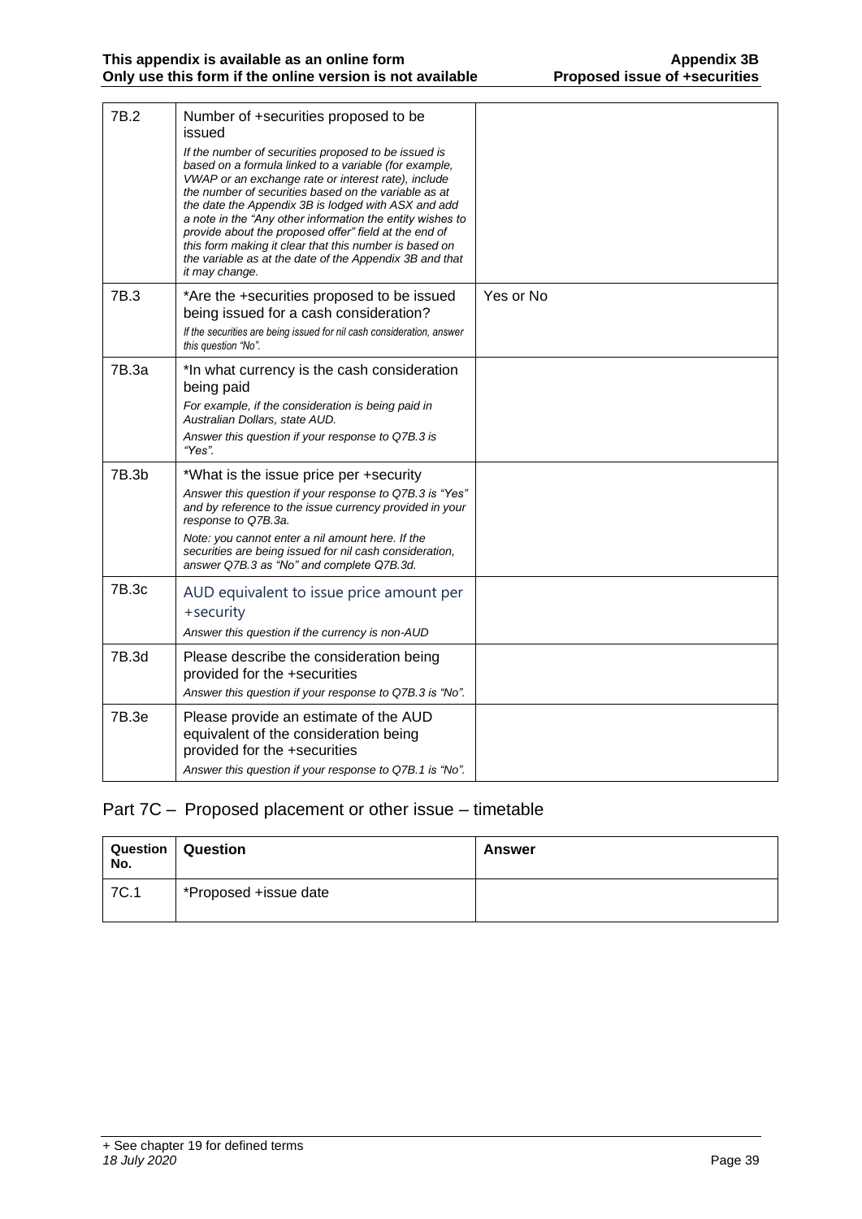| | | |
|---|---|---|
| 7B.2 | Number of +securities proposed to be issued<br>*If the number of securities proposed to be issued is based on a formula linked to a variable (for example, VWAP or an exchange rate or interest rate), include the number of securities based on the variable as at the date the Appendix 3B is lodged with ASX and add a note in the "Any other information the entity wishes to provide about the proposed offer" field at the end of this form making it clear that this number is based on the variable as at the date of the Appendix 3B and that it may change.* | |
| 7B.3 | *Are the +securities proposed to be issued being issued for a cash consideration?<br>*If the securities are being issued for nil cash consideration, answer this question "No".* | Yes or No |
| 7B.3a | *In what currency is the cash consideration being paid<br>*For example, if the consideration is being paid in Australian Dollars, state AUD.*<br>*Answer this question if your response to Q7B.3 is "Yes".* | |
| 7B.3b | *What is the issue price per +security<br>*Answer this question if your response to Q7B.3 is "Yes" and by reference to the issue currency provided in your response to Q7B.3a.*<br>*Note: you cannot enter a nil amount here. If the securities are being issued for nil cash consideration, answer Q7B.3 as "No" and complete Q7B.3d.* | |
| 7B.3c | AUD equivalent to issue price amount per +security<br>*Answer this question if the currency is non-AUD* | |
| 7B.3d | Please describe the consideration being provided for the +securities<br>*Answer this question if your response to Q7B.3 is "No".* | |
| 7B.3e | Please provide an estimate of the AUD equivalent of the consideration being provided for the +securities<br>*Answer this question if your response to Q7B.1 is "No".* | |

## Part 7C – Proposed placement or other issue – timetable

| Question No. | Question | Answer |
|---|---|---|
| 7C.1 | *Proposed +issue date | |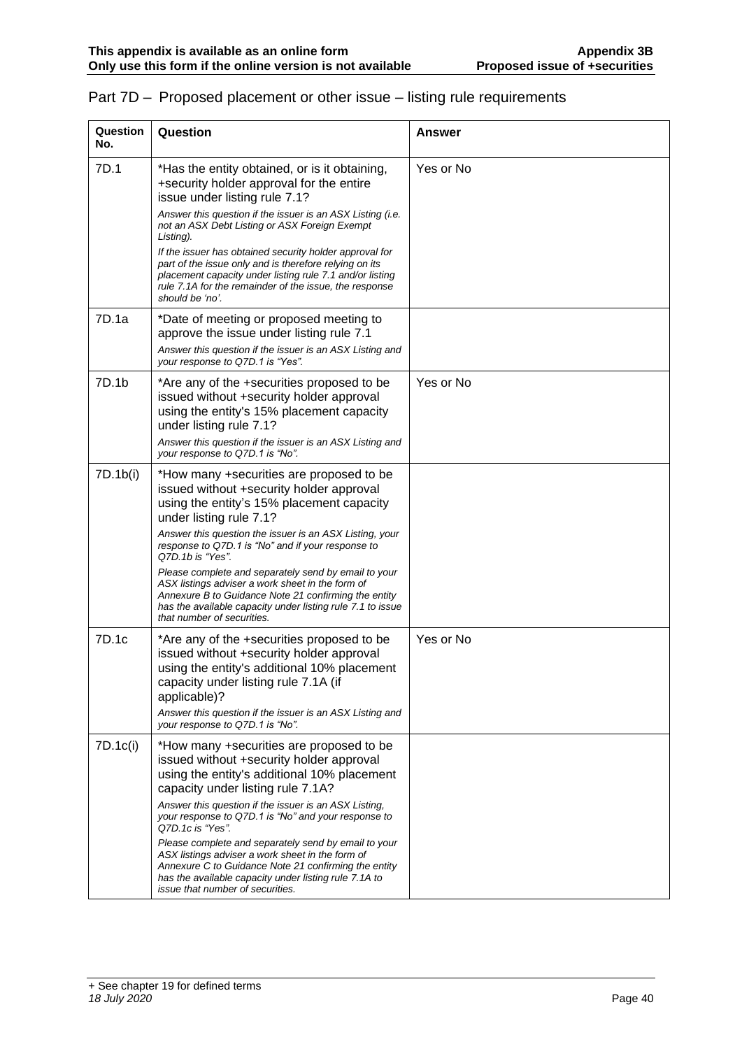## Part 7D – Proposed placement or other issue – listing rule requirements

| Question No. | Question | Answer |
|---|---|---|
| 7D.1 | *Has the entity obtained, or is it obtaining, +security holder approval for the entire issue under listing rule 7.1?<br>*Answer this question if the issuer is an ASX Listing (i.e. not an ASX Debt Listing or ASX Foreign Exempt Listing).*<br>*If the issuer has obtained security holder approval for part of the issue only and is therefore relying on its placement capacity under listing rule 7.1 and/or listing rule 7.1A for the remainder of the issue, the response should be 'no'.* | Yes or No |
| 7D.1a | *Date of meeting or proposed meeting to approve the issue under listing rule 7.1<br>*Answer this question if the issuer is an ASX Listing and your response to Q7D.1 is "Yes".* | |
| 7D.1b | *Are any of the +securities proposed to be issued without +security holder approval using the entity's 15% placement capacity under listing rule 7.1?<br>*Answer this question if the issuer is an ASX Listing and your response to Q7D.1 is "No".* | Yes or No |
| 7D.1b(i) | *How many +securities are proposed to be issued without +security holder approval using the entity's 15% placement capacity under listing rule 7.1?<br>*Answer this question the issuer is an ASX Listing, your response to Q7D.1 is "No" and if your response to Q7D.1b is "Yes".*<br>*Please complete and separately send by email to your ASX listings adviser a work sheet in the form of Annexure B to Guidance Note 21 confirming the entity has the available capacity under listing rule 7.1 to issue that number of securities.* | |
| 7D.1c | *Are any of the +securities proposed to be issued without +security holder approval using the entity's additional 10% placement capacity under listing rule 7.1A (if applicable)?<br>*Answer this question if the issuer is an ASX Listing and your response to Q7D.1 is "No".* | Yes or No |
| 7D.1c(i) | *How many +securities are proposed to be issued without +security holder approval using the entity's additional 10% placement capacity under listing rule 7.1A?<br>*Answer this question if the issuer is an ASX Listing, your response to Q7D.1 is "No" and your response to Q7D.1c is "Yes".*<br>*Please complete and separately send by email to your ASX listings adviser a work sheet in the form of Annexure C to Guidance Note 21 confirming the entity has the available capacity under listing rule 7.1A to issue that number of securities.* | |

+ See chapter 19 for defined terms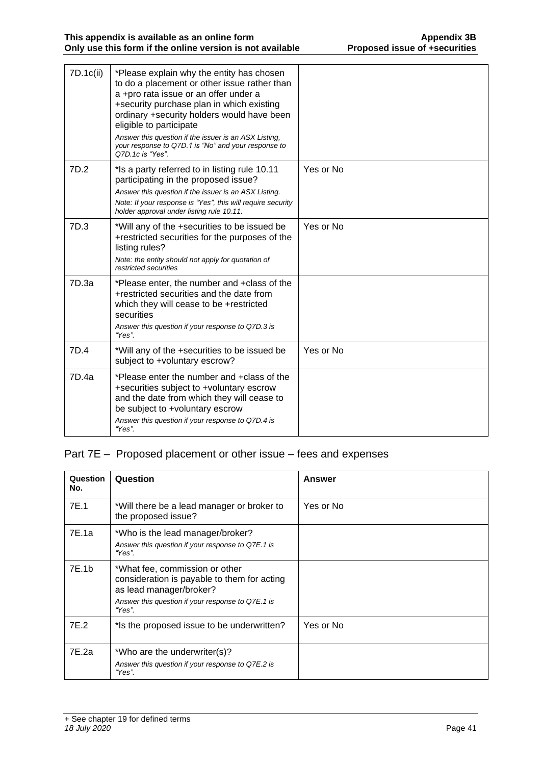| | | |
|---|---|---|
| 7D.1c(ii) | *Please explain why the entity has chosen to do a placement or other issue rather than a +pro rata issue or an offer under a +security purchase plan in which existing ordinary +security holders would have been eligible to participate<br>*Answer this question if the issuer is an ASX Listing, your response to Q7D.1 is "No" and your response to Q7D.1c is "Yes".* | |
| 7D.2 | *Is a party referred to in listing rule 10.11 participating in the proposed issue?<br>*Answer this question if the issuer is an ASX Listing.*<br>*Note: If your response is "Yes", this will require security holder approval under listing rule 10.11.* | Yes or No |
| 7D.3 | *Will any of the +securities to be issued be +restricted securities for the purposes of the listing rules?<br>*Note: the entity should not apply for quotation of restricted securities* | Yes or No |
| 7D.3a | *Please enter, the number and +class of the +restricted securities and the date from which they will cease to be +restricted securities<br>*Answer this question if your response to Q7D.3 is "Yes".* | |
| 7D.4 | *Will any of the +securities to be issued be subject to +voluntary escrow? | Yes or No |
| 7D.4a | *Please enter the number and +class of the +securities subject to +voluntary escrow and the date from which they will cease to be subject to +voluntary escrow<br>*Answer this question if your response to Q7D.4 is "Yes".* | |

## Part 7E – Proposed placement or other issue – fees and expenses

| Question No. | Question | Answer |
|---|---|---|
| 7E.1 | *Will there be a lead manager or broker to the proposed issue? | Yes or No |
| 7E.1a | *Who is the lead manager/broker?<br>*Answer this question if your response to Q7E.1 is "Yes".* | |
| 7E.1b | *What fee, commission or other consideration is payable to them for acting as lead manager/broker?<br>*Answer this question if your response to Q7E.1 is "Yes".* | |
| 7E.2 | *Is the proposed issue to be underwritten? | Yes or No |
| 7E.2a | *Who are the underwriter(s)?<br>*Answer this question if your response to Q7E.2 is "Yes".* | |

+ See chapter 19 for defined terms
*18 July 2020*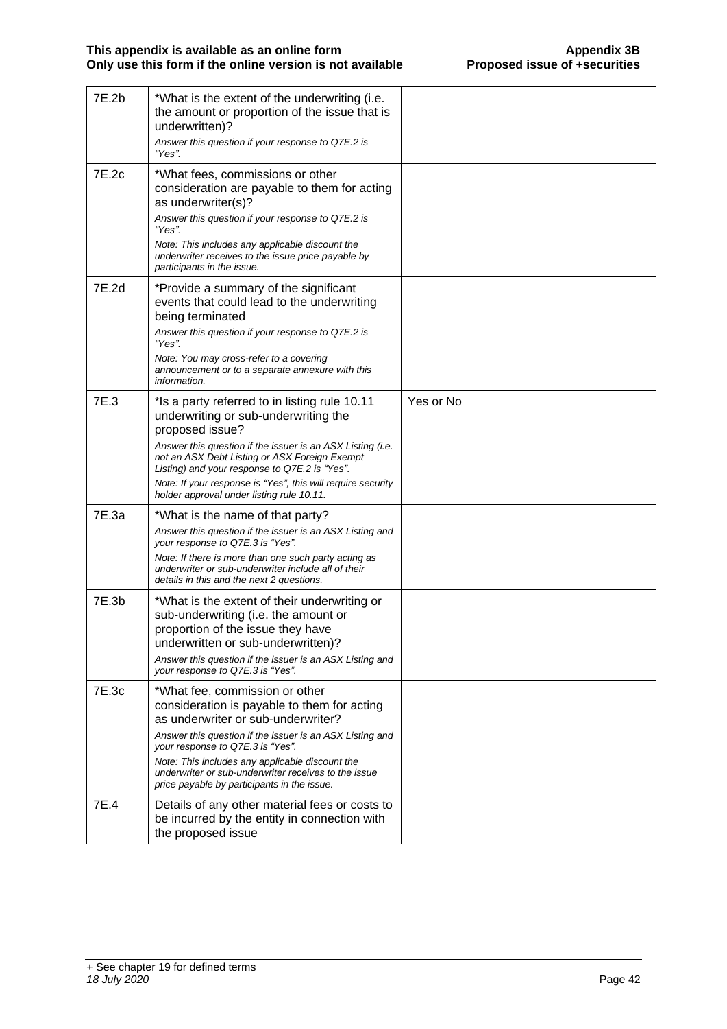| | | |
|---|---|---|
| 7E.2b | *What is the extent of the underwriting (i.e. the amount or proportion of the issue that is underwritten)?<br>*Answer this question if your response to Q7E.2 is "Yes".* | |
| 7E.2c | *What fees, commissions or other consideration are payable to them for acting as underwriter(s)?<br>*Answer this question if your response to Q7E.2 is "Yes".*<br>*Note: This includes any applicable discount the underwriter receives to the issue price payable by participants in the issue.* | |
| 7E.2d | *Provide a summary of the significant events that could lead to the underwriting being terminated<br>*Answer this question if your response to Q7E.2 is "Yes".*<br>*Note: You may cross-refer to a covering announcement or to a separate annexure with this information.* | |
| 7E.3 | *Is a party referred to in listing rule 10.11 underwriting or sub-underwriting the proposed issue?<br>*Answer this question if the issuer is an ASX Listing (i.e. not an ASX Debt Listing or ASX Foreign Exempt Listing) and your response to Q7E.2 is "Yes".*<br>*Note: If your response is "Yes", this will require security holder approval under listing rule 10.11.* | Yes or No |
| 7E.3a | *What is the name of that party?<br>*Answer this question if the issuer is an ASX Listing and your response to Q7E.3 is "Yes".*<br>*Note: If there is more than one such party acting as underwriter or sub-underwriter include all of their details in this and the next 2 questions.* | |
| 7E.3b | *What is the extent of their underwriting or sub-underwriting (i.e. the amount or proportion of the issue they have underwritten or sub-underwritten)?<br>*Answer this question if the issuer is an ASX Listing and your response to Q7E.3 is "Yes".* | |
| 7E.3c | *What fee, commission or other consideration is payable to them for acting as underwriter or sub-underwriter?<br>*Answer this question if the issuer is an ASX Listing and your response to Q7E.3 is "Yes".*<br>*Note: This includes any applicable discount the underwriter or sub-underwriter receives to the issue price payable by participants in the issue.* | |
| 7E.4 | Details of any other material fees or costs to be incurred by the entity in connection with the proposed issue | |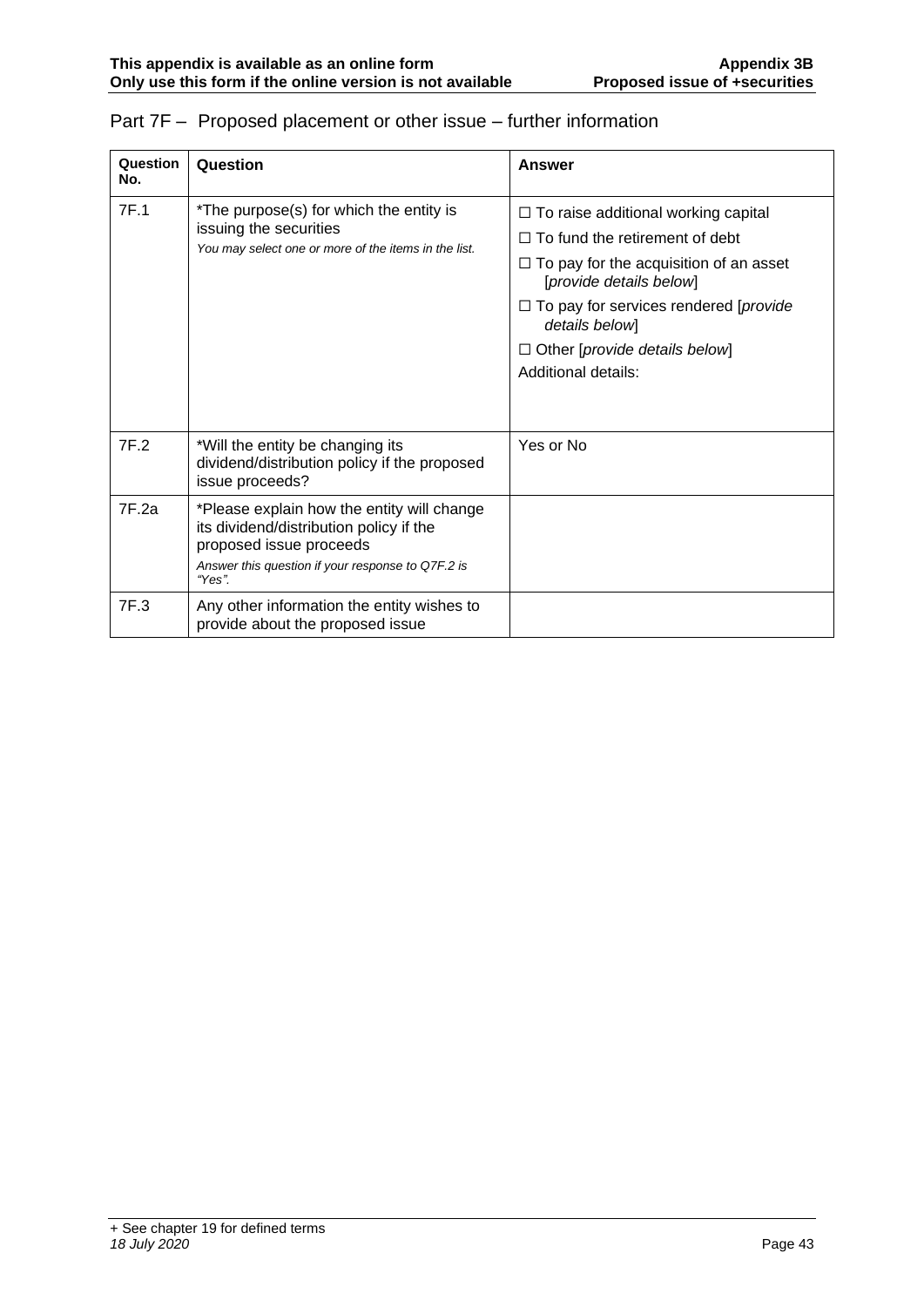## Part 7F – Proposed placement or other issue – further information

| Question No. | Question | Answer |
|---|---|---|
| 7F.1 | *The purpose(s) for which the entity is issuing the securities<br>*You may select one or more of the items in the list.* | ☐ To raise additional working capital<br>☐ To fund the retirement of debt<br>☐ To pay for the acquisition of an asset [*provide details below*]<br>☐ To pay for services rendered [*provide details below*]<br>☐ Other [*provide details below*]<br>Additional details: |
| 7F.2 | *Will the entity be changing its dividend/distribution policy if the proposed issue proceeds? | Yes or No |
| 7F.2a | *Please explain how the entity will change its dividend/distribution policy if the proposed issue proceeds<br>*Answer this question if your response to Q7F.2 is "Yes".* | |
| 7F.3 | Any other information the entity wishes to provide about the proposed issue | |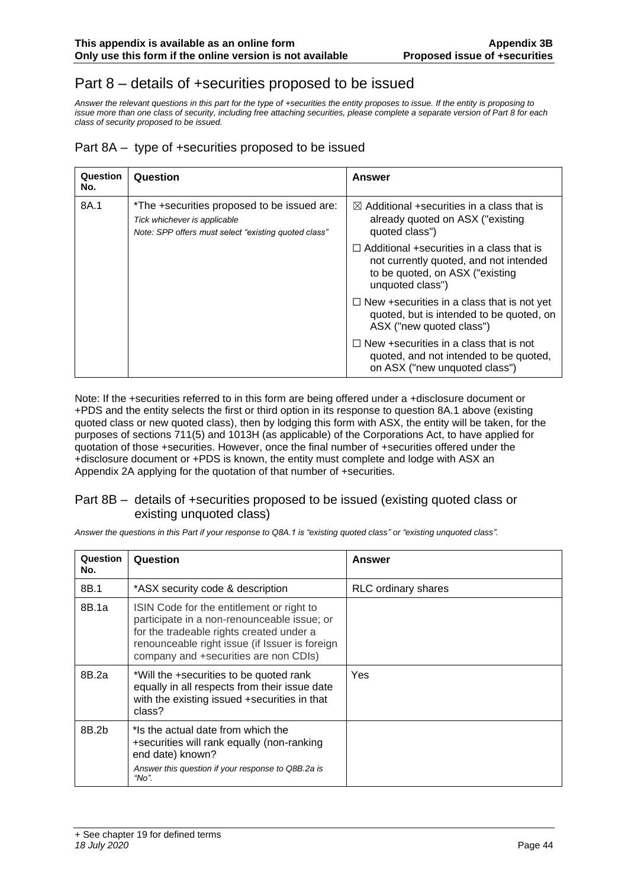# Part 8 – details of +securities proposed to be issued

*Answer the relevant questions in this part for the type of +securities the entity proposes to issue. If the entity is proposing to issue more than one class of security, including free attaching securities, please complete a separate version of Part 8 for each class of security proposed to be issued.*

## Part 8A – type of +securities proposed to be issued

| Question No. | Question | Answer |
|---|---|---|
| 8A.1 | *The +securities proposed to be issued are:<br>*Tick whichever is applicable*<br>*Note: SPP offers must select "existing quoted class"* | ☒ Additional +securities in a class that is already quoted on ASX ("existing quoted class")<br>☐ Additional +securities in a class that is not currently quoted, and not intended to be quoted, on ASX ("existing unquoted class")<br>☐ New +securities in a class that is not yet quoted, but is intended to be quoted, on ASX ("new quoted class")<br>☐ New +securities in a class that is not quoted, and not intended to be quoted, on ASX ("new unquoted class") |

Note: If the +securities referred to in this form are being offered under a +disclosure document or +PDS and the entity selects the first or third option in its response to question 8A.1 above (existing quoted class or new quoted class), then by lodging this form with ASX, the entity will be taken, for the purposes of sections 711(5) and 1013H (as applicable) of the Corporations Act, to have applied for quotation of those +securities. However, once the final number of +securities offered under the +disclosure document or +PDS is known, the entity must complete and lodge with ASX an Appendix 2A applying for the quotation of that number of +securities.

## Part 8B – details of +securities proposed to be issued (existing quoted class or existing unquoted class)

*Answer the questions in this Part if your response to Q8A.1 is "existing quoted class" or "existing unquoted class".*

| Question No. | Question | Answer |
|---|---|---|
| 8B.1 | *ASX security code & description | RLC ordinary shares |
| 8B.1a | ISIN Code for the entitlement or right to participate in a non-renounceable issue; or for the tradeable rights created under a renounceable right issue (if Issuer is foreign company and +securities are non CDIs) | |
| 8B.2a | *Will the +securities to be quoted rank equally in all respects from their issue date with the existing issued +securities in that class? | Yes |
| 8B.2b | *Is the actual date from which the +securities will rank equally (non-ranking end date) known?<br>*Answer this question if your response to Q8B.2a is "No".* | |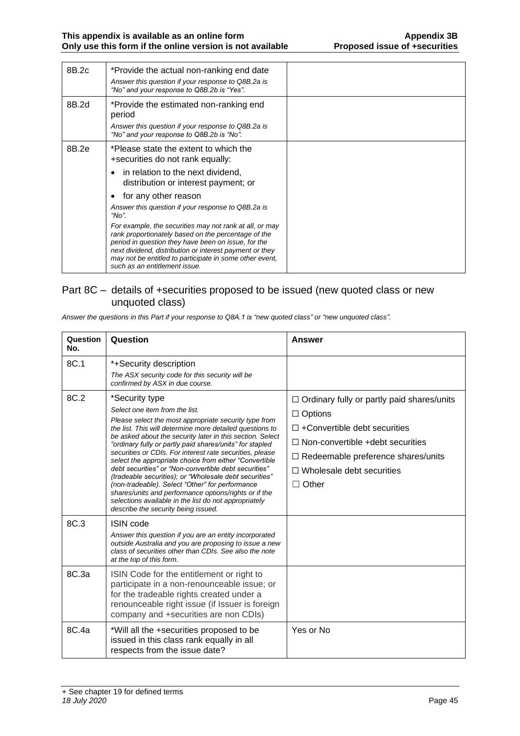| 8B.2c | *Provide the actual non-ranking end date<br>*Answer this question if your response to Q8B.2a is "No" and your response to Q8B.2b is "Yes".* | |
|---|---|---|
| 8B.2d | *Provide the estimated non-ranking end period<br>*Answer this question if your response to Q8B.2a is "No" and your response to Q8B.2b is "No".* | |
| 8B.2e | *Please state the extent to which the +securities do not rank equally:<br>• in relation to the next dividend, distribution or interest payment; or<br>• for any other reason<br>*Answer this question if your response to Q8B.2a is "No".*<br>*For example, the securities may not rank at all, or may rank proportionately based on the percentage of the period in question they have been on issue, for the next dividend, distribution or interest payment or they may not be entitled to participate in some other event, such as an entitlement issue.* | |

## Part 8C – details of +securities proposed to be issued (new quoted class or new unquoted class)

*Answer the questions in this Part if your response to Q8A.1 is "new quoted class" or "new unquoted class".*

| Question No. | Question | Answer |
|---|---|---|
| 8C.1 | *+Security description<br>*The ASX security code for this security will be confirmed by ASX in due course.* | |
| 8C.2 | *Security type<br>*Select one item from the list.*<br>*Please select the most appropriate security type from the list. This will determine more detailed questions to be asked about the security later in this section. Select "ordinary fully or partly paid shares/units" for stapled securities or CDIs. For interest rate securities, please select the appropriate choice from either "Convertible debt securities" or "Non-convertible debt securities" (tradeable securities); or "Wholesale debt securities" (non-tradeable). Select "Other" for performance shares/units and performance options/rights or if the selections available in the list do not appropriately describe the security being issued.* | ☐ Ordinary fully or partly paid shares/units<br>☐ Options<br>☐ +Convertible debt securities<br>☐ Non-convertible +debt securities<br>☐ Redeemable preference shares/units<br>☐ Wholesale debt securities<br>☐ Other |
| 8C.3 | ISIN code<br>*Answer this question if you are an entity incorporated outside Australia and you are proposing to issue a new class of securities other than CDIs. See also the note at the top of this form.* | |
| 8C.3a | ISIN Code for the entitlement or right to participate in a non-renounceable issue; or for the tradeable rights created under a renounceable right issue (if Issuer is foreign company and +securities are non CDIs) | |
| 8C.4a | *Will all the +securities proposed to be issued in this class rank equally in all respects from the issue date? | Yes or No |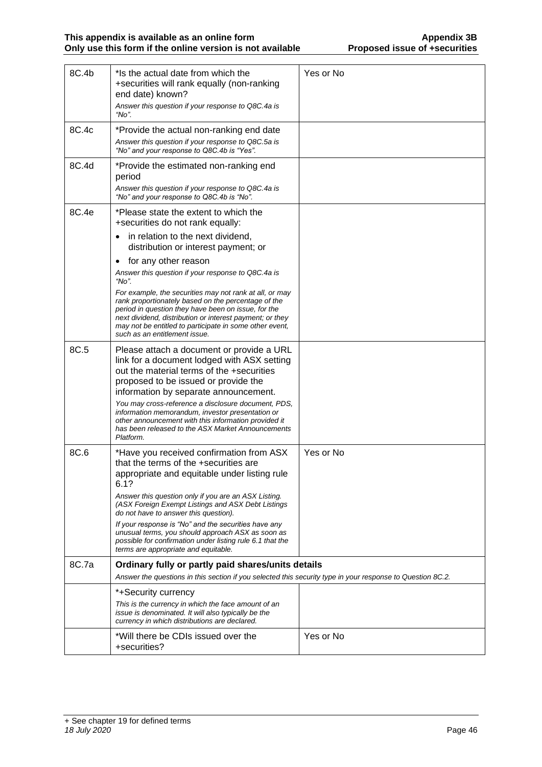| | | |
|---|---|---|
| 8C.4b | *Is the actual date from which the +securities will rank equally (non-ranking end date) known?<br>*Answer this question if your response to Q8C.4a is "No".* | Yes or No |
| 8C.4c | *Provide the actual non-ranking end date<br>*Answer this question if your response to Q8C.5a is "No" and your response to Q8C.4b is "Yes".* | |
| 8C.4d | *Provide the estimated non-ranking end period<br>*Answer this question if your response to Q8C.4a is "No" and your response to Q8C.4b is "No".* | |
| 8C.4e | *Please state the extent to which the +securities do not rank equally:<br>• in relation to the next dividend, distribution or interest payment; or<br>• for any other reason<br>*Answer this question if your response to Q8C.4a is "No".*<br>*For example, the securities may not rank at all, or may rank proportionately based on the percentage of the period in question they have been on issue, for the next dividend, distribution or interest payment; or they may not be entitled to participate in some other event, such as an entitlement issue.* | |
| 8C.5 | Please attach a document or provide a URL link for a document lodged with ASX setting out the material terms of the +securities proposed to be issued or provide the information by separate announcement.<br>*You may cross-reference a disclosure document, PDS, information memorandum, investor presentation or other announcement with this information provided it has been released to the ASX Market Announcements Platform.* | |
| 8C.6 | *Have you received confirmation from ASX that the terms of the +securities are appropriate and equitable under listing rule 6.1?<br>*Answer this question only if you are an ASX Listing. (ASX Foreign Exempt Listings and ASX Debt Listings do not have to answer this question).*<br>*If your response is "No" and the securities have any unusual terms, you should approach ASX as soon as possible for confirmation under listing rule 6.1 that the terms are appropriate and equitable.* | Yes or No |
| 8C.7a | **Ordinary fully or partly paid shares/units details**<br>*Answer the questions in this section if you selected this security type in your response to Question 8C.2.* | |
| | *+Security currency<br>*This is the currency in which the face amount of an issue is denominated. It will also typically be the currency in which distributions are declared.* | |
| | *Will there be CDIs issued over the +securities? | Yes or No |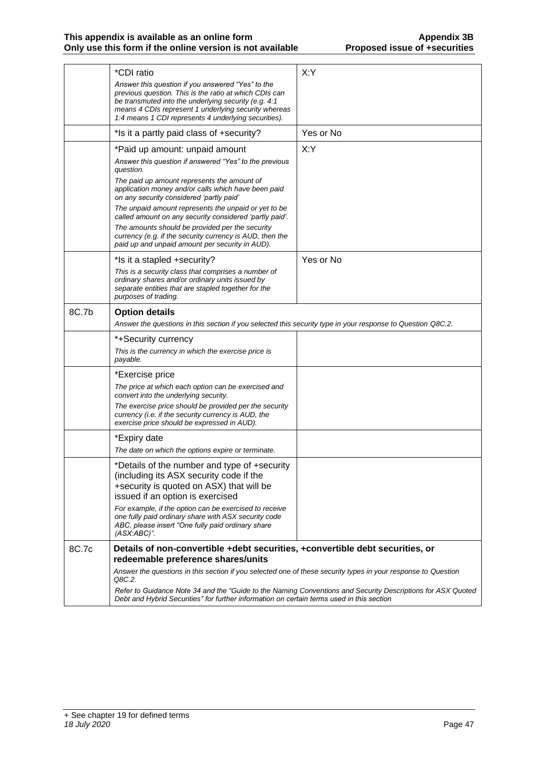| | | |
|---|---|---|
| | *CDI ratio<br>*Answer this question if you answered "Yes" to the previous question. This is the ratio at which CDIs can be transmuted into the underlying security (e.g. 4:1 means 4 CDIs represent 1 underlying security whereas 1:4 means 1 CDI represents 4 underlying securities).* | X:Y |
| | *Is it a partly paid class of +security? | Yes or No |
| | *Paid up amount: unpaid amount<br>*Answer this question if answered "Yes" to the previous question.*<br>*The paid up amount represents the amount of application money and/or calls which have been paid on any security considered 'partly paid'*<br>*The unpaid amount represents the unpaid or yet to be called amount on any security considered 'partly paid'.*<br>*The amounts should be provided per the security currency (e.g. if the security currency is AUD, then the paid up and unpaid amount per security in AUD).* | X:Y |
| | *Is it a stapled +security?<br>*This is a security class that comprises a number of ordinary shares and/or ordinary units issued by separate entities that are stapled together for the purposes of trading.* | Yes or No |
| 8C.7b | **Option details**<br>*Answer the questions in this section if you selected this security type in your response to Question Q8C.2.* | |
| | *+Security currency<br>*This is the currency in which the exercise price is payable.* | |
| | *Exercise price<br>*The price at which each option can be exercised and convert into the underlying security.*<br>*The exercise price should be provided per the security currency (i.e. if the security currency is AUD, the exercise price should be expressed in AUD).* | |
| | *Expiry date<br>*The date on which the options expire or terminate.* | |
| | *Details of the number and type of +security (including its ASX security code if the +security is quoted on ASX) that will be issued if an option is exercised<br>*For example, if the option can be exercised to receive one fully paid ordinary share with ASX security code ABC, please insert "One fully paid ordinary share (ASX:ABC)".* | |
| 8C.7c | **Details of non-convertible +debt securities, +convertible debt securities, or redeemable preference shares/units**<br>*Answer the questions in this section if you selected one of these security types in your response to Question Q8C.2.*<br>*Refer to Guidance Note 34 and the "Guide to the Naming Conventions and Security Descriptions for ASX Quoted Debt and Hybrid Securities" for further information on certain terms used in this section* | |

+ See chapter 19 for defined terms

*18 July 2020*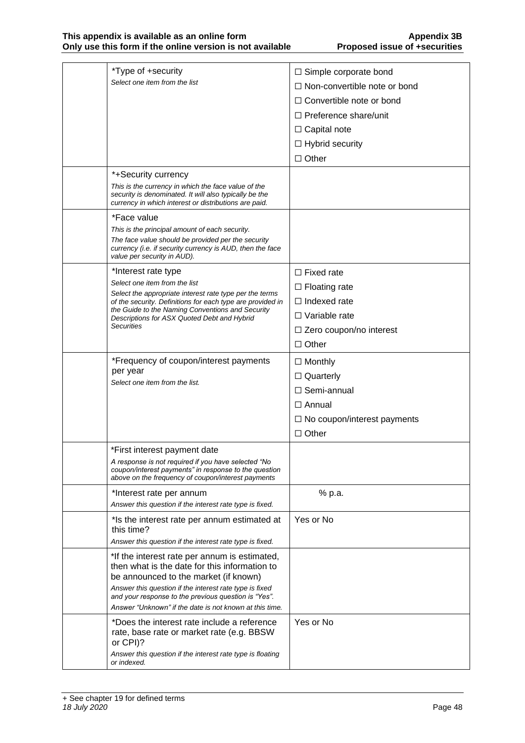| | | |
|---|---|---|
| | *Type of +security<br>*Select one item from the list* | ☐ Simple corporate bond<br>☐ Non-convertible note or bond<br>☐ Convertible note or bond<br>☐ Preference share/unit<br>☐ Capital note<br>☐ Hybrid security<br>☐ Other |
| | *+Security currency<br>*This is the currency in which the face value of the security is denominated. It will also typically be the currency in which interest or distributions are paid.* | |
| | *Face value<br>*This is the principal amount of each security.*<br>*The face value should be provided per the security currency (i.e. if security currency is AUD, then the face value per security in AUD).* | |
| | *Interest rate type<br>*Select one item from the list*<br>*Select the appropriate interest rate type per the terms of the security. Definitions for each type are provided in the Guide to the Naming Conventions and Security Descriptions for ASX Quoted Debt and Hybrid Securities* | ☐ Fixed rate<br>☐ Floating rate<br>☐ Indexed rate<br>☐ Variable rate<br>☐ Zero coupon/no interest<br>☐ Other |
| | *Frequency of coupon/interest payments per year<br>*Select one item from the list.* | ☐ Monthly<br>☐ Quarterly<br>☐ Semi-annual<br>☐ Annual<br>☐ No coupon/interest payments<br>☐ Other |
| | *First interest payment date<br>*A response is not required if you have selected "No coupon/interest payments" in response to the question above on the frequency of coupon/interest payments* | |
| | *Interest rate per annum<br>*Answer this question if the interest rate type is fixed.* | % p.a. |
| | *Is the interest rate per annum estimated at this time?<br>*Answer this question if the interest rate type is fixed.* | Yes or No |
| | *If the interest rate per annum is estimated, then what is the date for this information to be announced to the market (if known)<br>*Answer this question if the interest rate type is fixed and your response to the previous question is "Yes".*<br>*Answer "Unknown" if the date is not known at this time.* | |
| | *Does the interest rate include a reference rate, base rate or market rate (e.g. BBSW or CPI)?<br>*Answer this question if the interest rate type is floating or indexed.* | Yes or No |

+ See chapter 19 for defined terms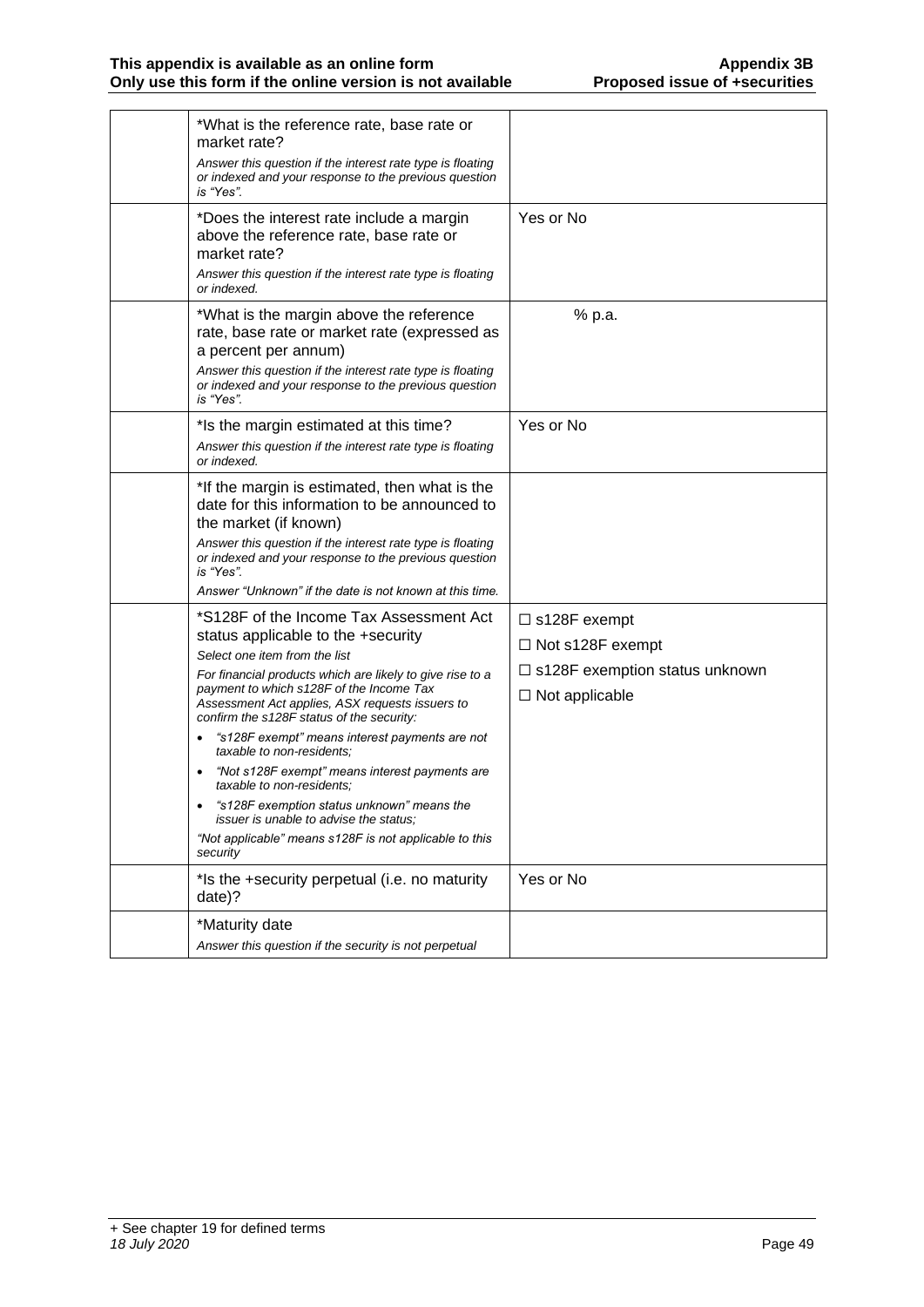| | | |
|---|---|---|
| | *What is the reference rate, base rate or market rate?<br>*Answer this question if the interest rate type is floating or indexed and your response to the previous question is "Yes".* | |
| | *Does the interest rate include a margin above the reference rate, base rate or market rate?<br>*Answer this question if the interest rate type is floating or indexed.* | Yes or No |
| | *What is the margin above the reference rate, base rate or market rate (expressed as a percent per annum)<br>*Answer this question if the interest rate type is floating or indexed and your response to the previous question is "Yes".* | % p.a. |
| | *Is the margin estimated at this time?<br>*Answer this question if the interest rate type is floating or indexed.* | Yes or No |
| | *If the margin is estimated, then what is the date for this information to be announced to the market (if known)<br>*Answer this question if the interest rate type is floating or indexed and your response to the previous question is "Yes".<br>Answer "Unknown" if the date is not known at this time.* | |
| | *S128F of the Income Tax Assessment Act status applicable to the +security<br>*Select one item from the list<br>For financial products which are likely to give rise to a payment to which s128F of the Income Tax Assessment Act applies, ASX requests issuers to confirm the s128F status of the security:*<br>• *"s128F exempt" means interest payments are not taxable to non-residents;*<br>• *"Not s128F exempt" means interest payments are taxable to non-residents;*<br>• *"s128F exemption status unknown" means the issuer is unable to advise the status;*<br>*"Not applicable" means s128F is not applicable to this security* | ☐ s128F exempt<br>☐ Not s128F exempt<br>☐ s128F exemption status unknown<br>☐ Not applicable |
| | *Is the +security perpetual (i.e. no maturity date)? | Yes or No |
| | *Maturity date<br>*Answer this question if the security is not perpetual* | |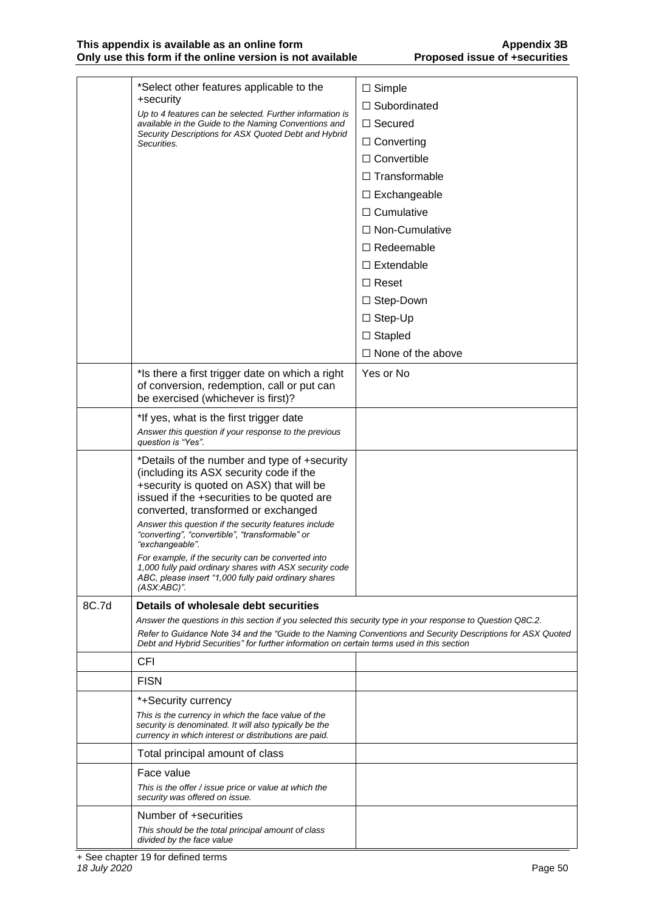| | | |
|---|---|---|
| | *Select other features applicable to the +security<br>*Up to 4 features can be selected. Further information is available in the Guide to the Naming Conventions and Security Descriptions for ASX Quoted Debt and Hybrid Securities.* | ☐ Simple<br>☐ Subordinated<br>☐ Secured<br>☐ Converting<br>☐ Convertible<br>☐ Transformable<br>☐ Exchangeable<br>☐ Cumulative<br>☐ Non-Cumulative<br>☐ Redeemable<br>☐ Extendable<br>☐ Reset<br>☐ Step-Down<br>☐ Step-Up<br>☐ Stapled<br>☐ None of the above |
| | *Is there a first trigger date on which a right of conversion, redemption, call or put can be exercised (whichever is first)? | Yes or No |
| | *If yes, what is the first trigger date<br>*Answer this question if your response to the previous question is "Yes".* | |
| | *Details of the number and type of +security (including its ASX security code if the +security is quoted on ASX) that will be issued if the +securities to be quoted are converted, transformed or exchanged<br>*Answer this question if the security features include "converting", "convertible", "transformable" or "exchangeable".*<br>*For example, if the security can be converted into 1,000 fully paid ordinary shares with ASX security code ABC, please insert "1,000 fully paid ordinary shares (ASX:ABC)".* | |
| 8C.7d | **Details of wholesale debt securities**<br>*Answer the questions in this section if you selected this security type in your response to Question Q8C.2.*<br>*Refer to Guidance Note 34 and the "Guide to the Naming Conventions and Security Descriptions for ASX Quoted Debt and Hybrid Securities" for further information on certain terms used in this section* | |
| | CFI | |
| | FISN | |
| | *+Security currency<br>*This is the currency in which the face value of the security is denominated. It will also typically be the currency in which interest or distributions are paid.* | |
| | Total principal amount of class | |
| | Face value<br>*This is the offer / issue price or value at which the security was offered on issue.* | |
| | Number of +securities<br>*This should be the total principal amount of class divided by the face value* | |

+ See chapter 19 for defined terms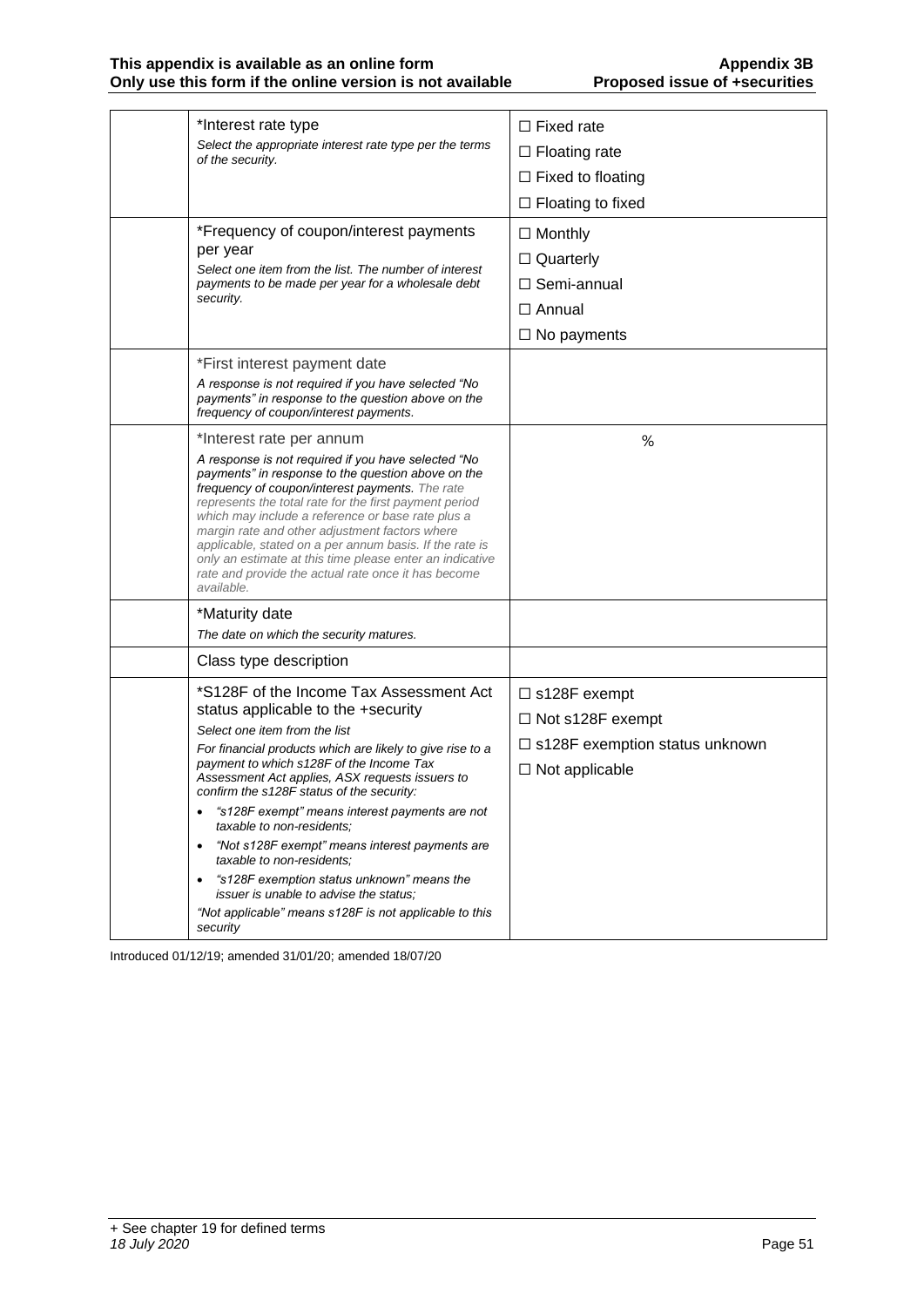| | | |
|---|---|---|
| | *Interest rate type<br>*Select the appropriate interest rate type per the terms of the security.* | ☐ Fixed rate<br>☐ Floating rate<br>☐ Fixed to floating<br>☐ Floating to fixed |
| | *Frequency of coupon/interest payments per year<br>*Select one item from the list. The number of interest payments to be made per year for a wholesale debt security.* | ☐ Monthly<br>☐ Quarterly<br>☐ Semi-annual<br>☐ Annual<br>☐ No payments |
| | *First interest payment date<br>*A response is not required if you have selected "No payments" in response to the question above on the frequency of coupon/interest payments.* | |
| | *Interest rate per annum<br>*A response is not required if you have selected "No payments" in response to the question above on the frequency of coupon/interest payments. The rate represents the total rate for the first payment period which may include a reference or base rate plus a margin rate and other adjustment factors where applicable, stated on a per annum basis. If the rate is only an estimate at this time please enter an indicative rate and provide the actual rate once it has become available.* | % |
| | *Maturity date<br>*The date on which the security matures.* | |
| | Class type description | |
| | *S128F of the Income Tax Assessment Act status applicable to the +security<br>*Select one item from the list<br>For financial products which are likely to give rise to a payment to which s128F of the Income Tax Assessment Act applies, ASX requests issuers to confirm the s128F status of the security:*<br>• *"s128F exempt" means interest payments are not taxable to non-residents;*<br>• *"Not s128F exempt" means interest payments are taxable to non-residents;*<br>• *"s128F exemption status unknown" means the issuer is unable to advise the status;*<br>*"Not applicable" means s128F is not applicable to this security* | ☐ s128F exempt<br>☐ Not s128F exempt<br>☐ s128F exemption status unknown<br>☐ Not applicable |

Introduced 01/12/19; amended 31/01/20; amended 18/07/20